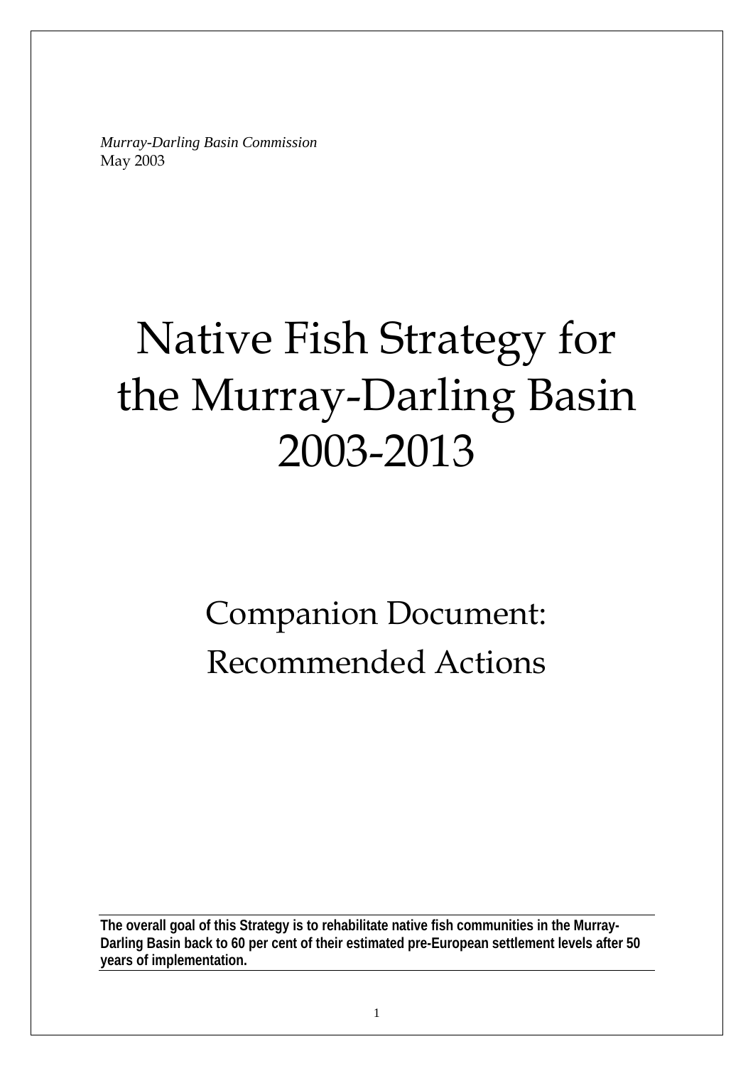*Murray-Darling Basin Commission*
May 2003

# Native Fish Strategy for the Murray-Darling Basin 2003-2013

## Companion Document: Recommended Actions

**The overall goal of this Strategy is to rehabilitate native fish communities in the Murray-Darling Basin back to 60 per cent of their estimated pre-European settlement levels after 50 years of implementation.**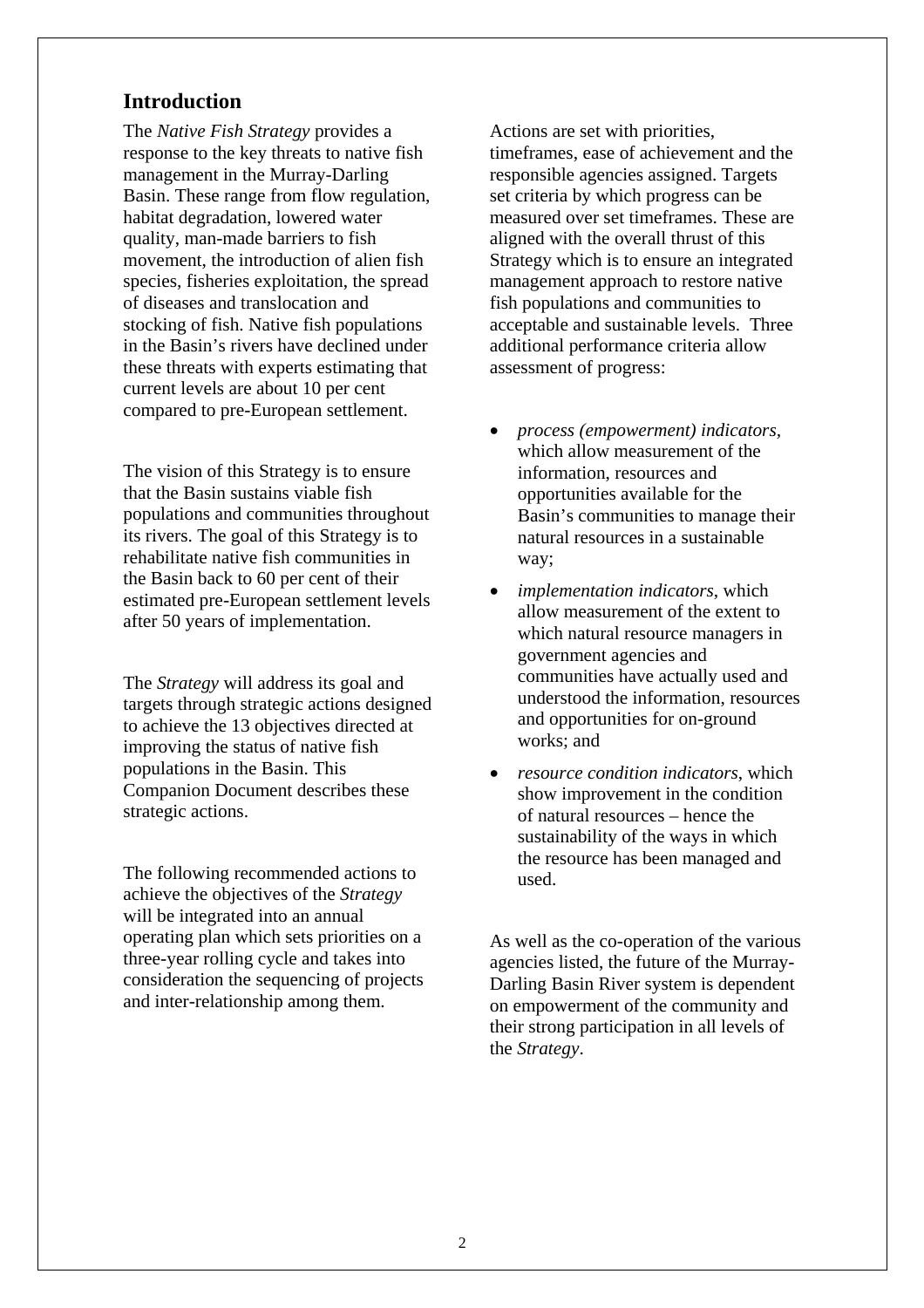## Introduction

The *Native Fish Strategy* provides a response to the key threats to native fish management in the Murray-Darling Basin. These range from flow regulation, habitat degradation, lowered water quality, man-made barriers to fish movement, the introduction of alien fish species, fisheries exploitation, the spread of diseases and translocation and stocking of fish. Native fish populations in the Basin's rivers have declined under these threats with experts estimating that current levels are about 10 per cent compared to pre-European settlement.

The vision of this Strategy is to ensure that the Basin sustains viable fish populations and communities throughout its rivers. The goal of this Strategy is to rehabilitate native fish communities in the Basin back to 60 per cent of their estimated pre-European settlement levels after 50 years of implementation.

The *Strategy* will address its goal and targets through strategic actions designed to achieve the 13 objectives directed at improving the status of native fish populations in the Basin. This Companion Document describes these strategic actions.

The following recommended actions to achieve the objectives of the *Strategy* will be integrated into an annual operating plan which sets priorities on a three-year rolling cycle and takes into consideration the sequencing of projects and inter-relationship among them.

Actions are set with priorities, timeframes, ease of achievement and the responsible agencies assigned. Targets set criteria by which progress can be measured over set timeframes. These are aligned with the overall thrust of this Strategy which is to ensure an integrated management approach to restore native fish populations and communities to acceptable and sustainable levels. Three additional performance criteria allow assessment of progress:

- *process (empowerment) indicators,* which allow measurement of the information, resources and opportunities available for the Basin's communities to manage their natural resources in a sustainable way;
- *implementation indicators*, which allow measurement of the extent to which natural resource managers in government agencies and communities have actually used and understood the information, resources and opportunities for on-ground works; and
- *resource condition indicators*, which show improvement in the condition of natural resources – hence the sustainability of the ways in which the resource has been managed and used.

As well as the co-operation of the various agencies listed, the future of the Murray-Darling Basin River system is dependent on empowerment of the community and their strong participation in all levels of the *Strategy*.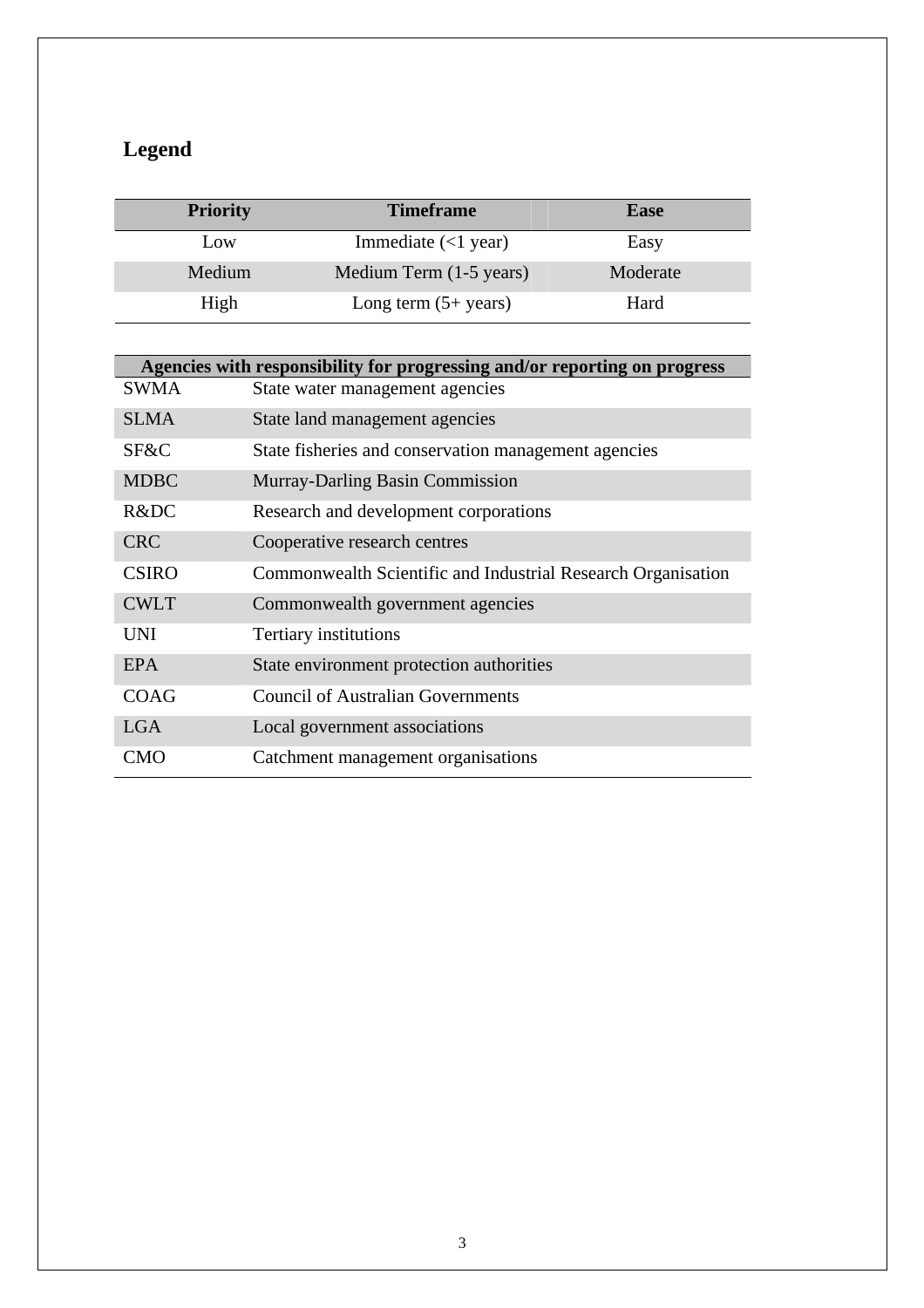## Legend

| Priority | Timeframe | Ease |
|---|---|---|
| Low | Immediate (<1 year) | Easy |
| Medium | Medium Term (1-5 years) | Moderate |
| High | Long term (5+ years) | Hard |

| Agencies with responsibility for progressing and/or reporting on progress | |
|---|---|
| SWMA | State water management agencies |
| SLMA | State land management agencies |
| SF&C | State fisheries and conservation management agencies |
| MDBC | Murray-Darling Basin Commission |
| R&DC | Research and development corporations |
| CRC | Cooperative research centres |
| CSIRO | Commonwealth Scientific and Industrial Research Organisation |
| CWLT | Commonwealth government agencies |
| UNI | Tertiary institutions |
| EPA | State environment protection authorities |
| COAG | Council of Australian Governments |
| LGA | Local government associations |
| CMO | Catchment management organisations |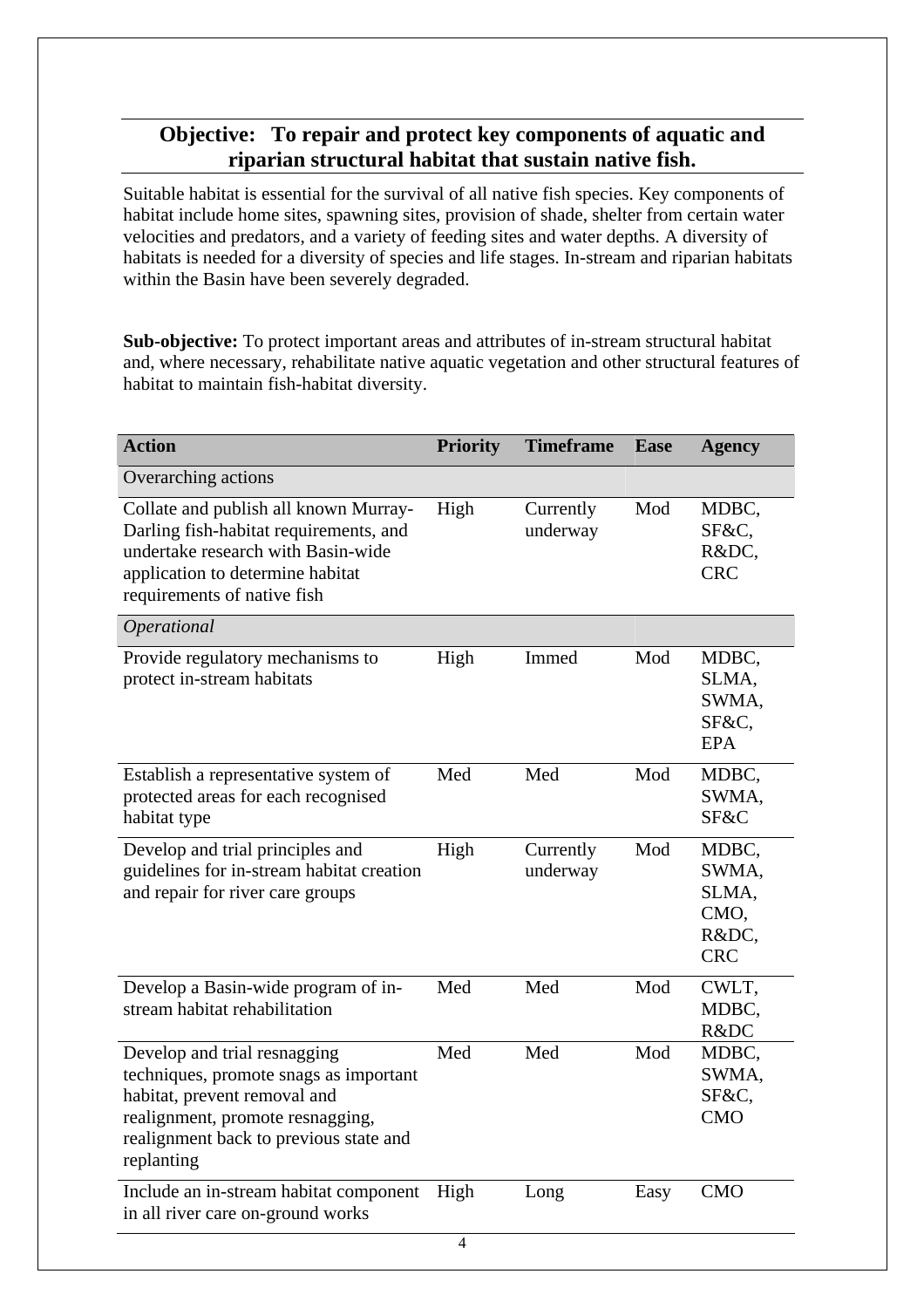## Objective: To repair and protect key components of aquatic and riparian structural habitat that sustain native fish.

Suitable habitat is essential for the survival of all native fish species. Key components of habitat include home sites, spawning sites, provision of shade, shelter from certain water velocities and predators, and a variety of feeding sites and water depths. A diversity of habitats is needed for a diversity of species and life stages. In-stream and riparian habitats within the Basin have been severely degraded.

**Sub-objective:** To protect important areas and attributes of in-stream structural habitat and, where necessary, rehabilitate native aquatic vegetation and other structural features of habitat to maintain fish-habitat diversity.

| Action | Priority | Timeframe | Ease | Agency |
|---|---|---|---|---|
| Overarching actions | | | | |
| Collate and publish all known Murray-Darling fish-habitat requirements, and undertake research with Basin-wide application to determine habitat requirements of native fish | High | Currently underway | Mod | MDBC, SF&C, R&DC, CRC |
| *Operational* | | | | |
| Provide regulatory mechanisms to protect in-stream habitats | High | Immed | Mod | MDBC, SLMA, SWMA, SF&C, EPA |
| Establish a representative system of protected areas for each recognised habitat type | Med | Med | Mod | MDBC, SWMA, SF&C |
| Develop and trial principles and guidelines for in-stream habitat creation and repair for river care groups | High | Currently underway | Mod | MDBC, SWMA, SLMA, CMO, R&DC, CRC |
| Develop a Basin-wide program of in-stream habitat rehabilitation | Med | Med | Mod | CWLT, MDBC, R&DC |
| Develop and trial resnagging techniques, promote snags as important habitat, prevent removal and realignment, promote resnagging, realignment back to previous state and replanting | Med | Med | Mod | MDBC, SWMA, SF&C, CMO |
| Include an in-stream habitat component in all river care on-ground works | High | Long | Easy | CMO |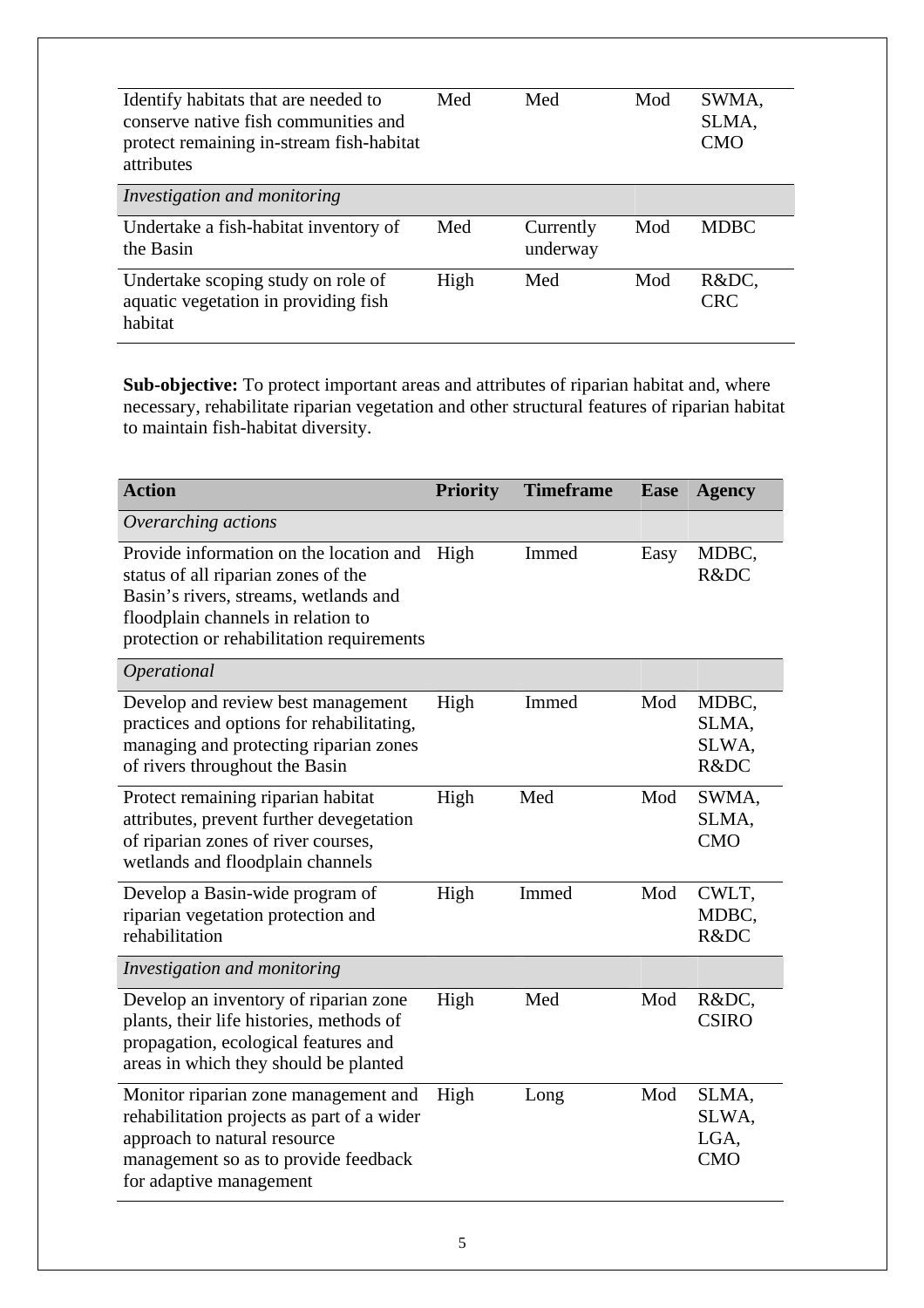| Action | Priority | Timeframe | Ease | Agency |
|---|---|---|---|---|
| Identify habitats that are needed to conserve native fish communities and protect remaining in-stream fish-habitat attributes | Med | Med | Mod | SWMA, SLMA, CMO |
| *Investigation and monitoring* | | | | |
| Undertake a fish-habitat inventory of the Basin | Med | Currently underway | Mod | MDBC |
| Undertake scoping study on role of aquatic vegetation in providing fish habitat | High | Med | Mod | R&DC, CRC |

**Sub-objective:** To protect important areas and attributes of riparian habitat and, where necessary, rehabilitate riparian vegetation and other structural features of riparian habitat to maintain fish-habitat diversity.

| Action | Priority | Timeframe | Ease | Agency |
|---|---|---|---|---|
| *Overarching actions* | | | | |
| Provide information on the location and status of all riparian zones of the Basin's rivers, streams, wetlands and floodplain channels in relation to protection or rehabilitation requirements | High | Immed | Easy | MDBC, R&DC |
| *Operational* | | | | |
| Develop and review best management practices and options for rehabilitating, managing and protecting riparian zones of rivers throughout the Basin | High | Immed | Mod | MDBC, SLMA, SLWA, R&DC |
| Protect remaining riparian habitat attributes, prevent further devegetation of riparian zones of river courses, wetlands and floodplain channels | High | Med | Mod | SWMA, SLMA, CMO |
| Develop a Basin-wide program of riparian vegetation protection and rehabilitation | High | Immed | Mod | CWLT, MDBC, R&DC |
| *Investigation and monitoring* | | | | |
| Develop an inventory of riparian zone plants, their life histories, methods of propagation, ecological features and areas in which they should be planted | High | Med | Mod | R&DC, CSIRO |
| Monitor riparian zone management and rehabilitation projects as part of a wider approach to natural resource management so as to provide feedback for adaptive management | High | Long | Mod | SLMA, SLWA, LGA, CMO |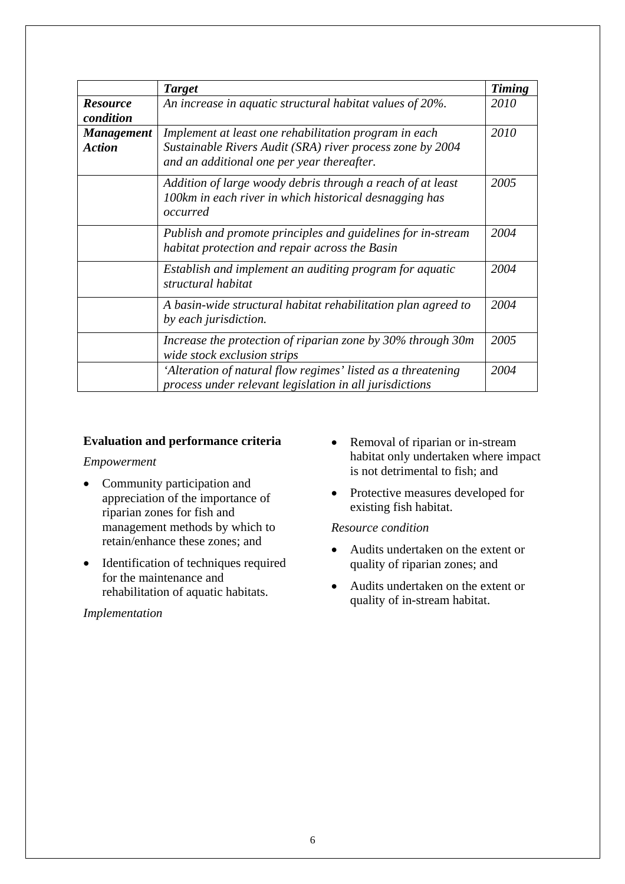| | *Target* | *Timing* |
|---|---|---|
| ***Resource condition*** | *An increase in aquatic structural habitat values of 20%.* | *2010* |
| ***Management Action*** | *Implement at least one rehabilitation program in each Sustainable Rivers Audit (SRA) river process zone by 2004 and an additional one per year thereafter.* | *2010* |
| | *Addition of large woody debris through a reach of at least 100km in each river in which historical desnagging has occurred* | *2005* |
| | *Publish and promote principles and guidelines for in-stream habitat protection and repair across the Basin* | *2004* |
| | *Establish and implement an auditing program for aquatic structural habitat* | *2004* |
| | *A basin-wide structural habitat rehabilitation plan agreed to by each jurisdiction.* | *2004* |
| | *Increase the protection of riparian zone by 30% through 30m wide stock exclusion strips* | *2005* |
| | *'Alteration of natural flow regimes' listed as a threatening process under relevant legislation in all jurisdictions* | *2004* |

**Evaluation and performance criteria**

*Empowerment*

- Community participation and appreciation of the importance of riparian zones for fish and management methods by which to retain/enhance these zones; and
- Identification of techniques required for the maintenance and rehabilitation of aquatic habitats.

*Implementation*

- Removal of riparian or in-stream habitat only undertaken where impact is not detrimental to fish; and
- Protective measures developed for existing fish habitat.

*Resource condition*

- Audits undertaken on the extent or quality of riparian zones; and
- Audits undertaken on the extent or quality of in-stream habitat.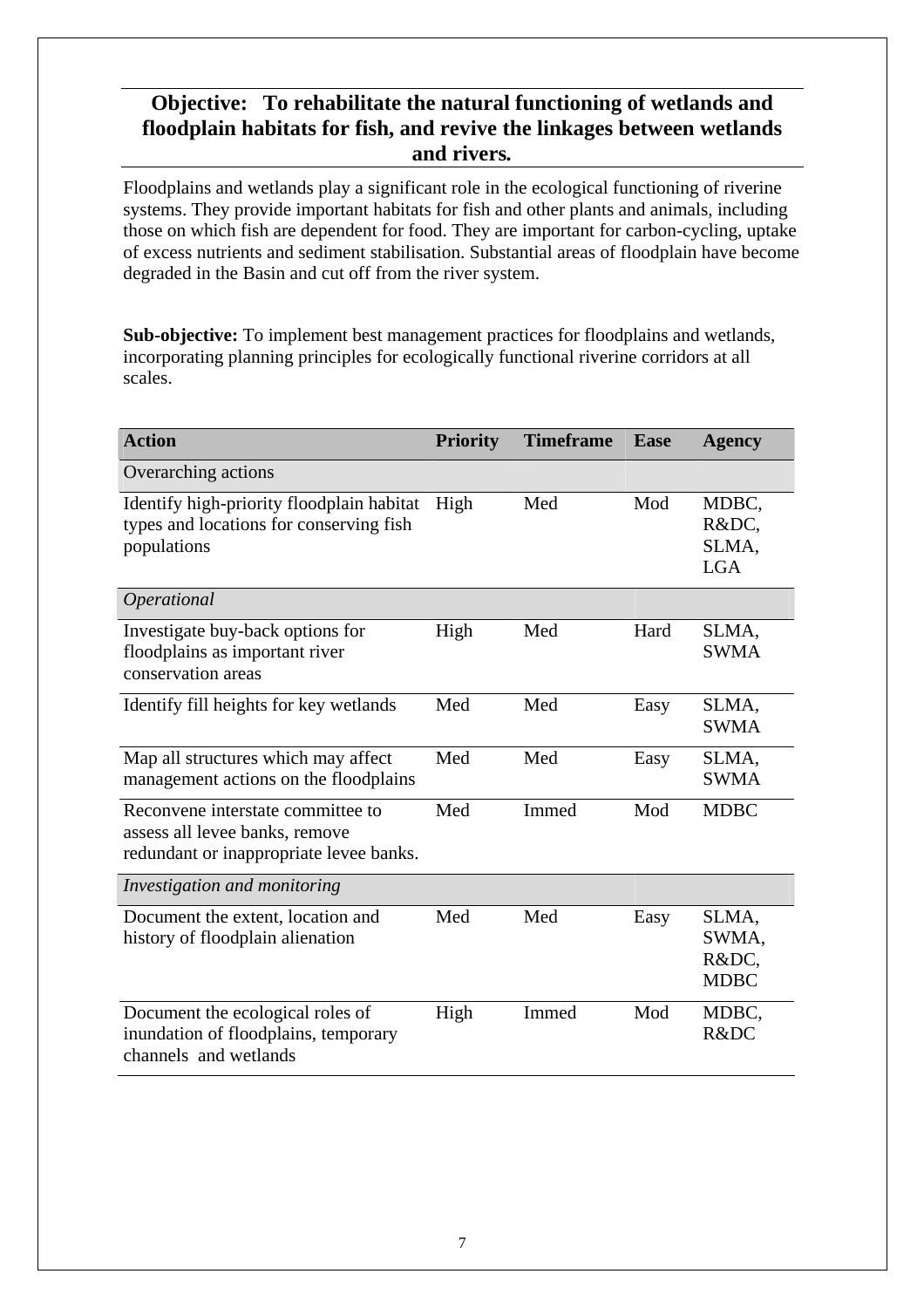## Objective: To rehabilitate the natural functioning of wetlands and floodplain habitats for fish, and revive the linkages between wetlands and rivers.

Floodplains and wetlands play a significant role in the ecological functioning of riverine systems. They provide important habitats for fish and other plants and animals, including those on which fish are dependent for food. They are important for carbon-cycling, uptake of excess nutrients and sediment stabilisation. Substantial areas of floodplain have become degraded in the Basin and cut off from the river system.

**Sub-objective:** To implement best management practices for floodplains and wetlands, incorporating planning principles for ecologically functional riverine corridors at all scales.

| Action | Priority | Timeframe | Ease | Agency |
|---|---|---|---|---|
| Overarching actions | | | | |
| Identify high-priority floodplain habitat types and locations for conserving fish populations | High | Med | Mod | MDBC, R&DC, SLMA, LGA |
| *Operational* | | | | |
| Investigate buy-back options for floodplains as important river conservation areas | High | Med | Hard | SLMA, SWMA |
| Identify fill heights for key wetlands | Med | Med | Easy | SLMA, SWMA |
| Map all structures which may affect management actions on the floodplains | Med | Med | Easy | SLMA, SWMA |
| Reconvene interstate committee to assess all levee banks, remove redundant or inappropriate levee banks. | Med | Immed | Mod | MDBC |
| *Investigation and monitoring* | | | | |
| Document the extent, location and history of floodplain alienation | Med | Med | Easy | SLMA, SWMA, R&DC, MDBC |
| Document the ecological roles of inundation of floodplains, temporary channels and wetlands | High | Immed | Mod | MDBC, R&DC |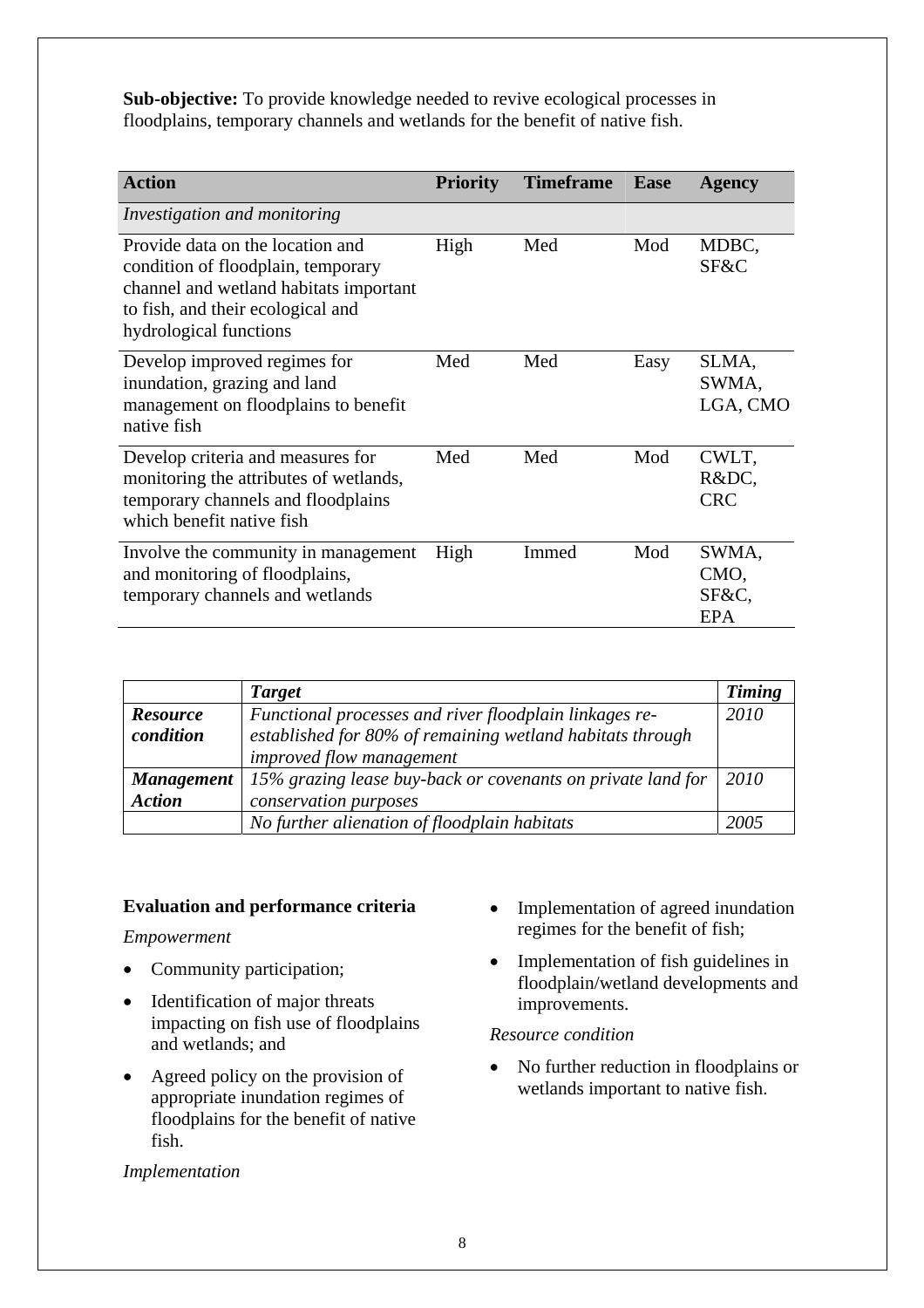**Sub-objective:** To provide knowledge needed to revive ecological processes in floodplains, temporary channels and wetlands for the benefit of native fish.

| Action | Priority | Timeframe | Ease | Agency |
|---|---|---|---|---|
| *Investigation and monitoring* | | | | |
| Provide data on the location and condition of floodplain, temporary channel and wetland habitats important to fish, and their ecological and hydrological functions | High | Med | Mod | MDBC, SF&C |
| Develop improved regimes for inundation, grazing and land management on floodplains to benefit native fish | Med | Med | Easy | SLMA, SWMA, LGA, CMO |
| Develop criteria and measures for monitoring the attributes of wetlands, temporary channels and floodplains which benefit native fish | Med | Med | Mod | CWLT, R&DC, CRC |
| Involve the community in management and monitoring of floodplains, temporary channels and wetlands | High | Immed | Mod | SWMA, CMO, SF&C, EPA |

| | *Target* | *Timing* |
|---|---|---|
| ***Resource condition*** | *Functional processes and river floodplain linkages re-established for 80% of remaining wetland habitats through improved flow management* | *2010* |
| ***Management Action*** | *15% grazing lease buy-back or covenants on private land for conservation purposes* | *2010* |
| | *No further alienation of floodplain habitats* | *2005* |

**Evaluation and performance criteria**

*Empowerment*

- Community participation;
- Identification of major threats impacting on fish use of floodplains and wetlands; and
- Agreed policy on the provision of appropriate inundation regimes of floodplains for the benefit of native fish.

*Implementation*

- Implementation of agreed inundation regimes for the benefit of fish;
- Implementation of fish guidelines in floodplain/wetland developments and improvements.

*Resource condition*

- No further reduction in floodplains or wetlands important to native fish.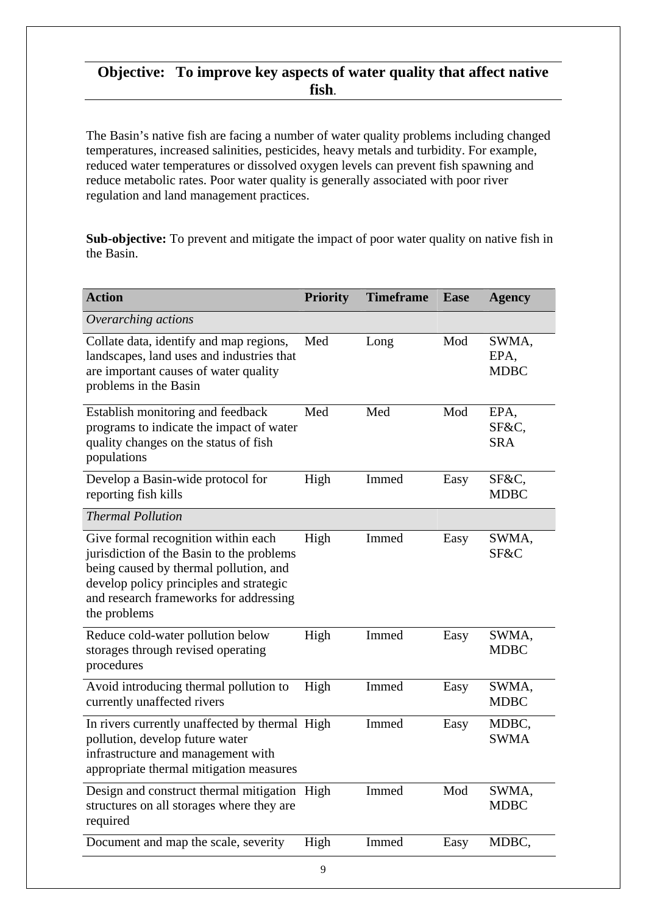## Objective: To improve key aspects of water quality that affect native fish.

The Basin's native fish are facing a number of water quality problems including changed temperatures, increased salinities, pesticides, heavy metals and turbidity. For example, reduced water temperatures or dissolved oxygen levels can prevent fish spawning and reduce metabolic rates. Poor water quality is generally associated with poor river regulation and land management practices.

**Sub-objective:** To prevent and mitigate the impact of poor water quality on native fish in the Basin.

| Action | Priority | Timeframe | Ease | Agency |
|---|---|---|---|---|
| *Overarching actions* | | | | |
| Collate data, identify and map regions, landscapes, land uses and industries that are important causes of water quality problems in the Basin | Med | Long | Mod | SWMA, EPA, MDBC |
| Establish monitoring and feedback programs to indicate the impact of water quality changes on the status of fish populations | Med | Med | Mod | EPA, SF&C, SRA |
| Develop a Basin-wide protocol for reporting fish kills | High | Immed | Easy | SF&C, MDBC |
| *Thermal Pollution* | | | | |
| Give formal recognition within each jurisdiction of the Basin to the problems being caused by thermal pollution, and develop policy principles and strategic and research frameworks for addressing the problems | High | Immed | Easy | SWMA, SF&C |
| Reduce cold-water pollution below storages through revised operating procedures | High | Immed | Easy | SWMA, MDBC |
| Avoid introducing thermal pollution to currently unaffected rivers | High | Immed | Easy | SWMA, MDBC |
| In rivers currently unaffected by thermal pollution, develop future water infrastructure and management with appropriate thermal mitigation measures | High | Immed | Easy | MDBC, SWMA |
| Design and construct thermal mitigation structures on all storages where they are required | High | Immed | Mod | SWMA, MDBC |
| Document and map the scale, severity | High | Immed | Easy | MDBC, |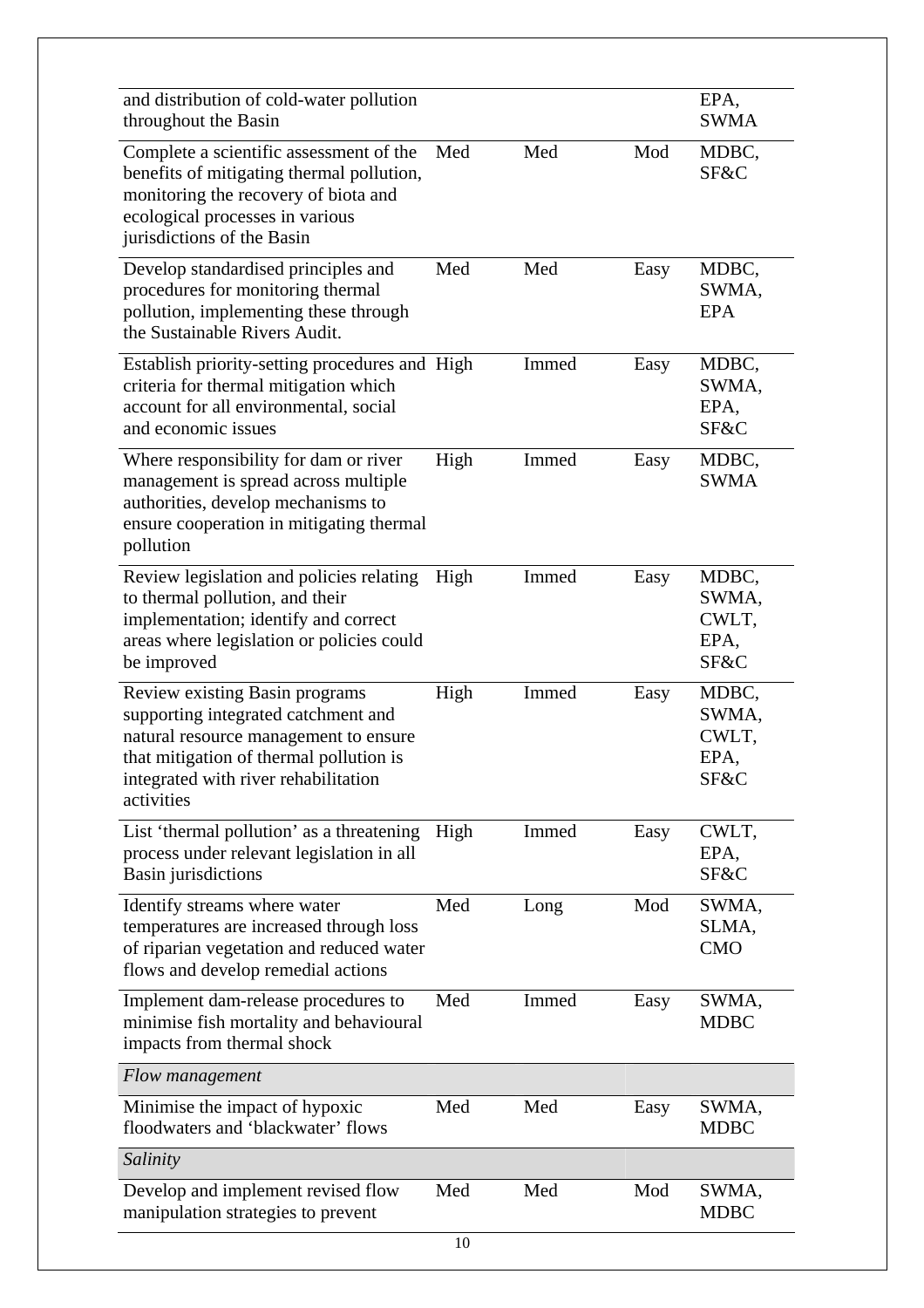| | | | | |
|---|---|---|---|---|
| and distribution of cold-water pollution throughout the Basin | | | | EPA, SWMA |
| Complete a scientific assessment of the benefits of mitigating thermal pollution, monitoring the recovery of biota and ecological processes in various jurisdictions of the Basin | Med | Med | Mod | MDBC, SF&C |
| Develop standardised principles and procedures for monitoring thermal pollution, implementing these through the Sustainable Rivers Audit. | Med | Med | Easy | MDBC, SWMA, EPA |
| Establish priority-setting procedures and criteria for thermal mitigation which account for all environmental, social and economic issues | High | Immed | Easy | MDBC, SWMA, EPA, SF&C |
| Where responsibility for dam or river management is spread across multiple authorities, develop mechanisms to ensure cooperation in mitigating thermal pollution | High | Immed | Easy | MDBC, SWMA |
| Review legislation and policies relating to thermal pollution, and their implementation; identify and correct areas where legislation or policies could be improved | High | Immed | Easy | MDBC, SWMA, CWLT, EPA, SF&C |
| Review existing Basin programs supporting integrated catchment and natural resource management to ensure that mitigation of thermal pollution is integrated with river rehabilitation activities | High | Immed | Easy | MDBC, SWMA, CWLT, EPA, SF&C |
| List 'thermal pollution' as a threatening process under relevant legislation in all Basin jurisdictions | High | Immed | Easy | CWLT, EPA, SF&C |
| Identify streams where water temperatures are increased through loss of riparian vegetation and reduced water flows and develop remedial actions | Med | Long | Mod | SWMA, SLMA, CMO |
| Implement dam-release procedures to minimise fish mortality and behavioural impacts from thermal shock | Med | Immed | Easy | SWMA, MDBC |
| *Flow management* | | | | |
| Minimise the impact of hypoxic floodwaters and 'blackwater' flows | Med | Med | Easy | SWMA, MDBC |
| *Salinity* | | | | |
| Develop and implement revised flow manipulation strategies to prevent | Med | Med | Mod | SWMA, MDBC |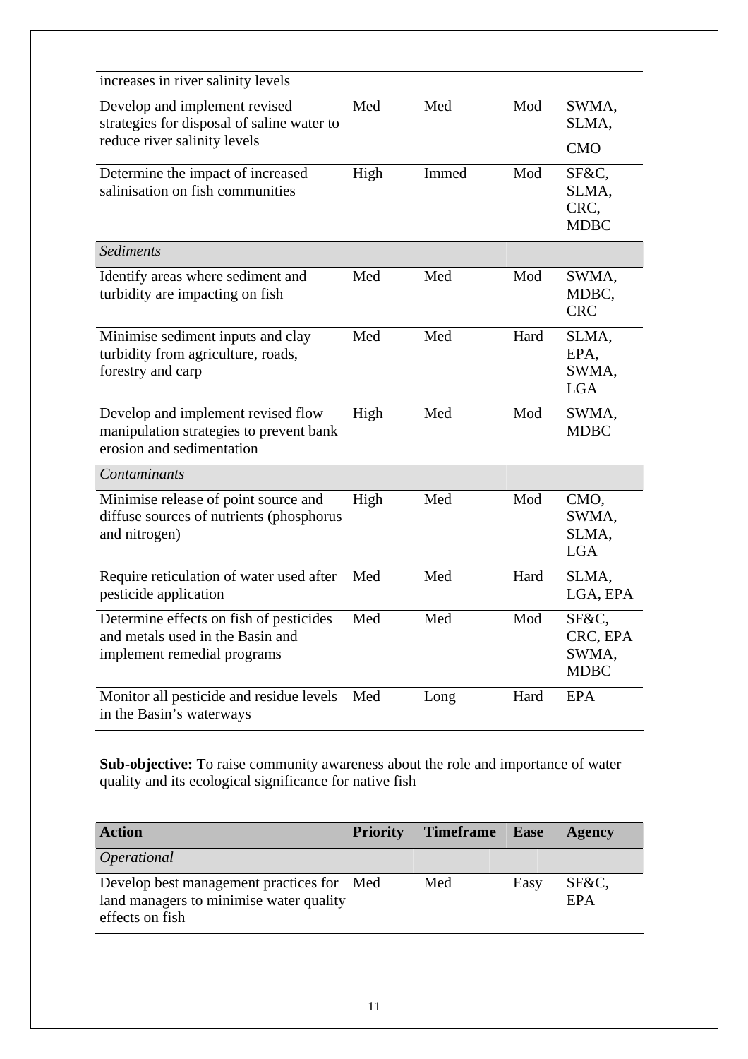| | | | | |
|---|---|---|---|---|
| increases in river salinity levels | | | | |
| Develop and implement revised strategies for disposal of saline water to reduce river salinity levels | Med | Med | Mod | SWMA, SLMA, CMO |
| Determine the impact of increased salinisation on fish communities | High | Immed | Mod | SF&C, SLMA, CRC, MDBC |
| *Sediments* | | | | |
| Identify areas where sediment and turbidity are impacting on fish | Med | Med | Mod | SWMA, MDBC, CRC |
| Minimise sediment inputs and clay turbidity from agriculture, roads, forestry and carp | Med | Med | Hard | SLMA, EPA, SWMA, LGA |
| Develop and implement revised flow manipulation strategies to prevent bank erosion and sedimentation | High | Med | Mod | SWMA, MDBC |
| *Contaminants* | | | | |
| Minimise release of point source and diffuse sources of nutrients (phosphorus and nitrogen) | High | Med | Mod | CMO, SWMA, SLMA, LGA |
| Require reticulation of water used after pesticide application | Med | Med | Hard | SLMA, LGA, EPA |
| Determine effects on fish of pesticides and metals used in the Basin and implement remedial programs | Med | Med | Mod | SF&C, CRC, EPA SWMA, MDBC |
| Monitor all pesticide and residue levels in the Basin's waterways | Med | Long | Hard | EPA |

**Sub-objective:** To raise community awareness about the role and importance of water quality and its ecological significance for native fish

| Action | Priority | Timeframe | Ease | Agency |
|---|---|---|---|---|
| *Operational* | | | | |
| Develop best management practices for land managers to minimise water quality effects on fish | Med | Med | Easy | SF&C, EPA |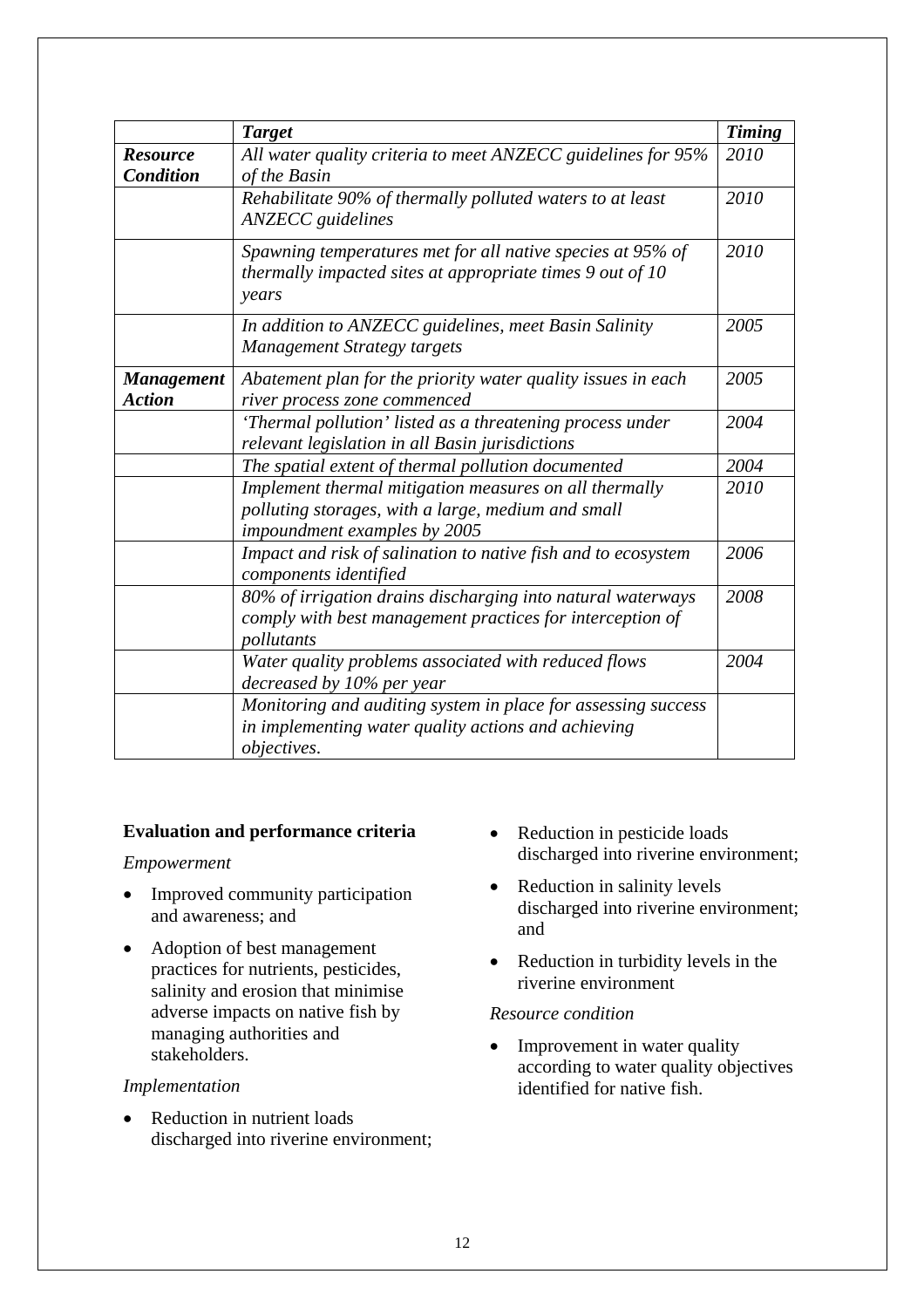| | *Target* | *Timing* |
|---|---|---|
| ***Resource Condition*** | *All water quality criteria to meet ANZECC guidelines for 95% of the Basin* | *2010* |
| | *Rehabilitate 90% of thermally polluted waters to at least ANZECC guidelines* | *2010* |
| | *Spawning temperatures met for all native species at 95% of thermally impacted sites at appropriate times 9 out of 10 years* | *2010* |
| | *In addition to ANZECC guidelines, meet Basin Salinity Management Strategy targets* | *2005* |
| ***Management Action*** | *Abatement plan for the priority water quality issues in each river process zone commenced* | *2005* |
| | *'Thermal pollution' listed as a threatening process under relevant legislation in all Basin jurisdictions* | *2004* |
| | *The spatial extent of thermal pollution documented* | *2004* |
| | *Implement thermal mitigation measures on all thermally polluting storages, with a large, medium and small impoundment examples by 2005* | *2010* |
| | *Impact and risk of salination to native fish and to ecosystem components identified* | *2006* |
| | *80% of irrigation drains discharging into natural waterways comply with best management practices for interception of pollutants* | *2008* |
| | *Water quality problems associated with reduced flows decreased by 10% per year* | *2004* |
| | *Monitoring and auditing system in place for assessing success in implementing water quality actions and achieving objectives.* | |

**Evaluation and performance criteria**

*Empowerment*

- Improved community participation and awareness; and
- Adoption of best management practices for nutrients, pesticides, salinity and erosion that minimise adverse impacts on native fish by managing authorities and stakeholders.

*Implementation*

- Reduction in nutrient loads discharged into riverine environment;
- Reduction in pesticide loads discharged into riverine environment;
- Reduction in salinity levels discharged into riverine environment; and
- Reduction in turbidity levels in the riverine environment

*Resource condition*

- Improvement in water quality according to water quality objectives identified for native fish.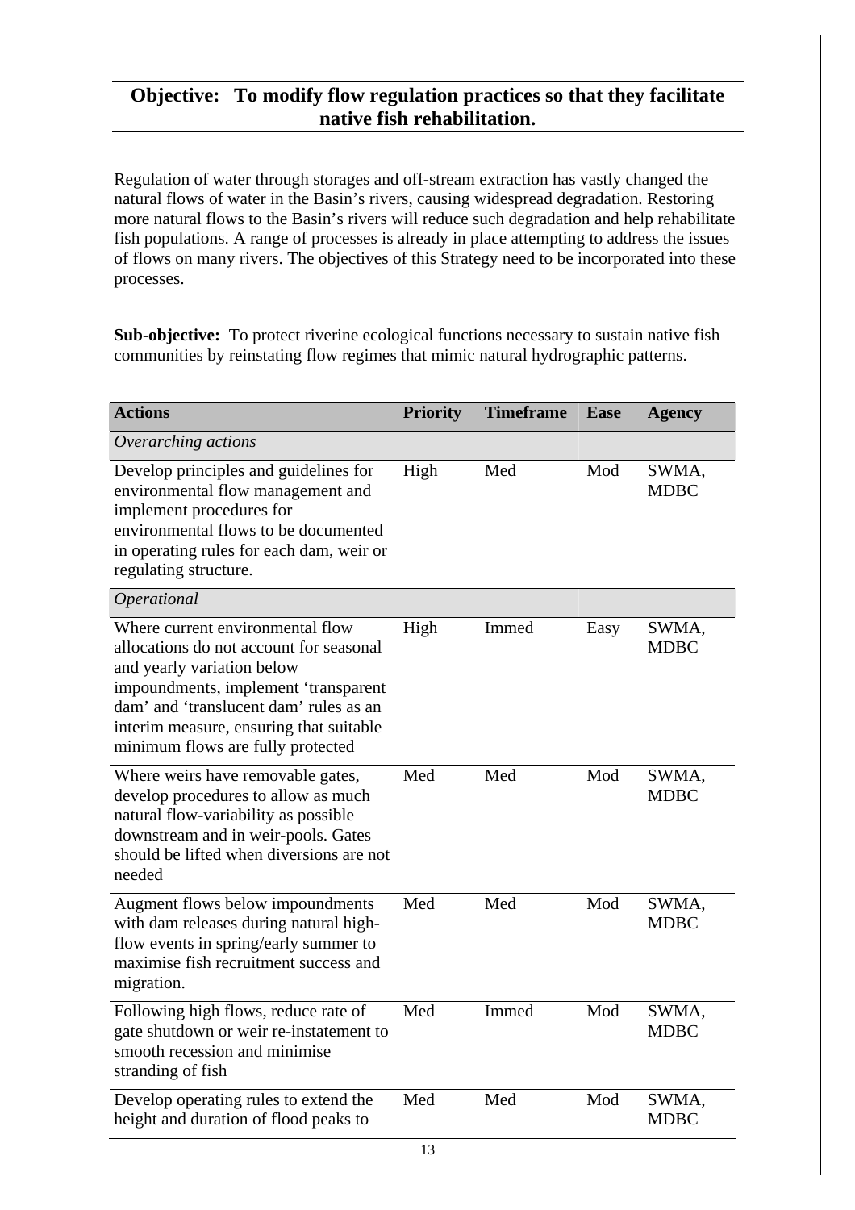## Objective: To modify flow regulation practices so that they facilitate native fish rehabilitation.

Regulation of water through storages and off-stream extraction has vastly changed the natural flows of water in the Basin's rivers, causing widespread degradation. Restoring more natural flows to the Basin's rivers will reduce such degradation and help rehabilitate fish populations. A range of processes is already in place attempting to address the issues of flows on many rivers. The objectives of this Strategy need to be incorporated into these processes.

**Sub-objective:** To protect riverine ecological functions necessary to sustain native fish communities by reinstating flow regimes that mimic natural hydrographic patterns.

| Actions | Priority | Timeframe | Ease | Agency |
|---|---|---|---|---|
| *Overarching actions* | | | | |
| Develop principles and guidelines for environmental flow management and implement procedures for environmental flows to be documented in operating rules for each dam, weir or regulating structure. | High | Med | Mod | SWMA, MDBC |
| *Operational* | | | | |
| Where current environmental flow allocations do not account for seasonal and yearly variation below impoundments, implement 'transparent dam' and 'translucent dam' rules as an interim measure, ensuring that suitable minimum flows are fully protected | High | Immed | Easy | SWMA, MDBC |
| Where weirs have removable gates, develop procedures to allow as much natural flow-variability as possible downstream and in weir-pools. Gates should be lifted when diversions are not needed | Med | Med | Mod | SWMA, MDBC |
| Augment flows below impoundments with dam releases during natural high-flow events in spring/early summer to maximise fish recruitment success and migration. | Med | Med | Mod | SWMA, MDBC |
| Following high flows, reduce rate of gate shutdown or weir re-instatement to smooth recession and minimise stranding of fish | Med | Immed | Mod | SWMA, MDBC |
| Develop operating rules to extend the height and duration of flood peaks to | Med | Med | Mod | SWMA, MDBC |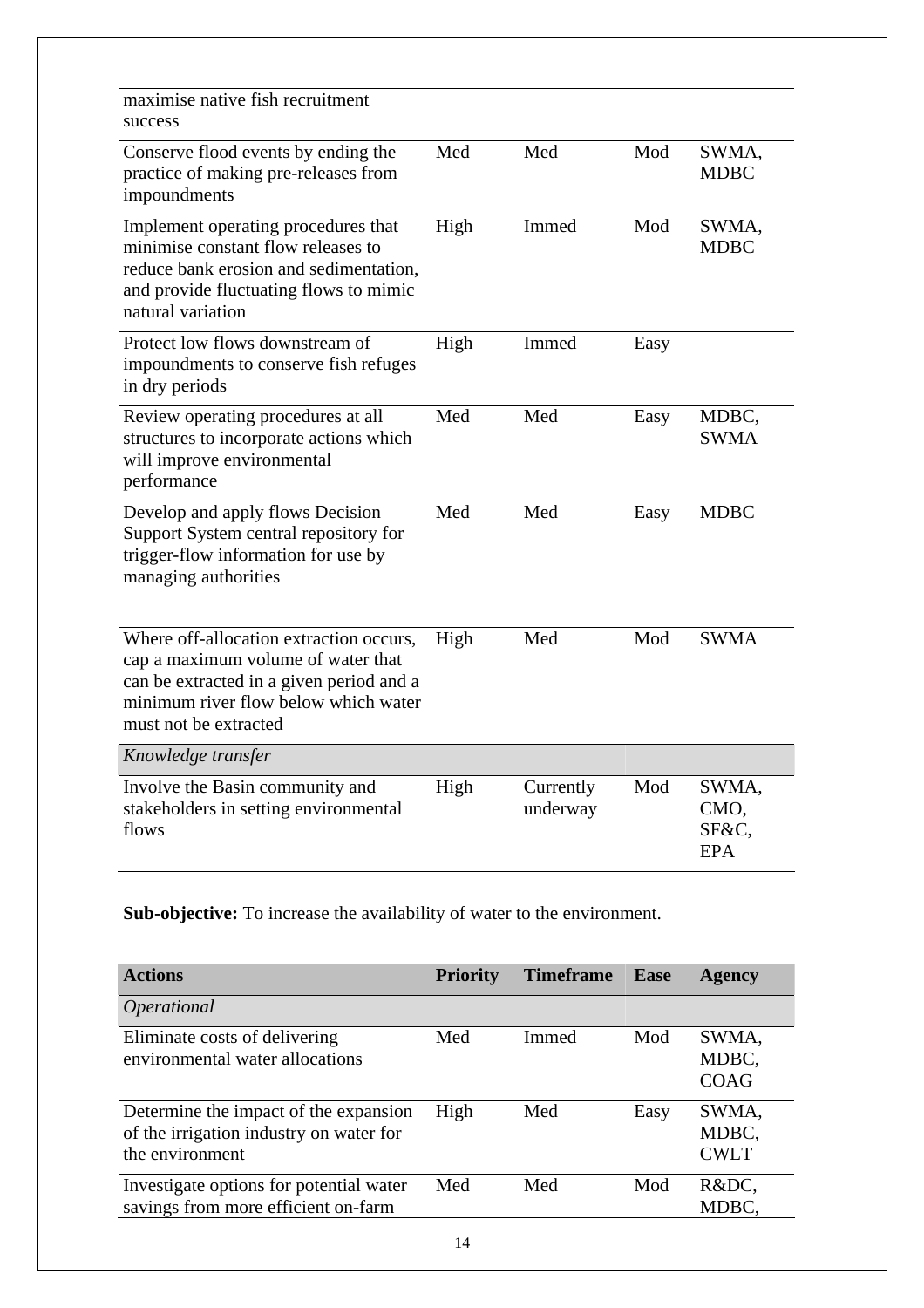| | | | | |
|---|---|---|---|---|
| maximise native fish recruitment success | | | | |
| Conserve flood events by ending the practice of making pre-releases from impoundments | Med | Med | Mod | SWMA, MDBC |
| Implement operating procedures that minimise constant flow releases to reduce bank erosion and sedimentation, and provide fluctuating flows to mimic natural variation | High | Immed | Mod | SWMA, MDBC |
| Protect low flows downstream of impoundments to conserve fish refuges in dry periods | High | Immed | Easy | |
| Review operating procedures at all structures to incorporate actions which will improve environmental performance | Med | Med | Easy | MDBC, SWMA |
| Develop and apply flows Decision Support System central repository for trigger-flow information for use by managing authorities | Med | Med | Easy | MDBC |
| Where off-allocation extraction occurs, cap a maximum volume of water that can be extracted in a given period and a minimum river flow below which water must not be extracted | High | Med | Mod | SWMA |
| *Knowledge transfer* | | | | |
| Involve the Basin community and stakeholders in setting environmental flows | High | Currently underway | Mod | SWMA, CMO, SF&C, EPA |

**Sub-objective:** To increase the availability of water to the environment.

| Actions | Priority | Timeframe | Ease | Agency |
|---|---|---|---|---|
| *Operational* | | | | |
| Eliminate costs of delivering environmental water allocations | Med | Immed | Mod | SWMA, MDBC, COAG |
| Determine the impact of the expansion of the irrigation industry on water for the environment | High | Med | Easy | SWMA, MDBC, CWLT |
| Investigate options for potential water savings from more efficient on-farm | Med | Med | Mod | R&DC, MDBC, |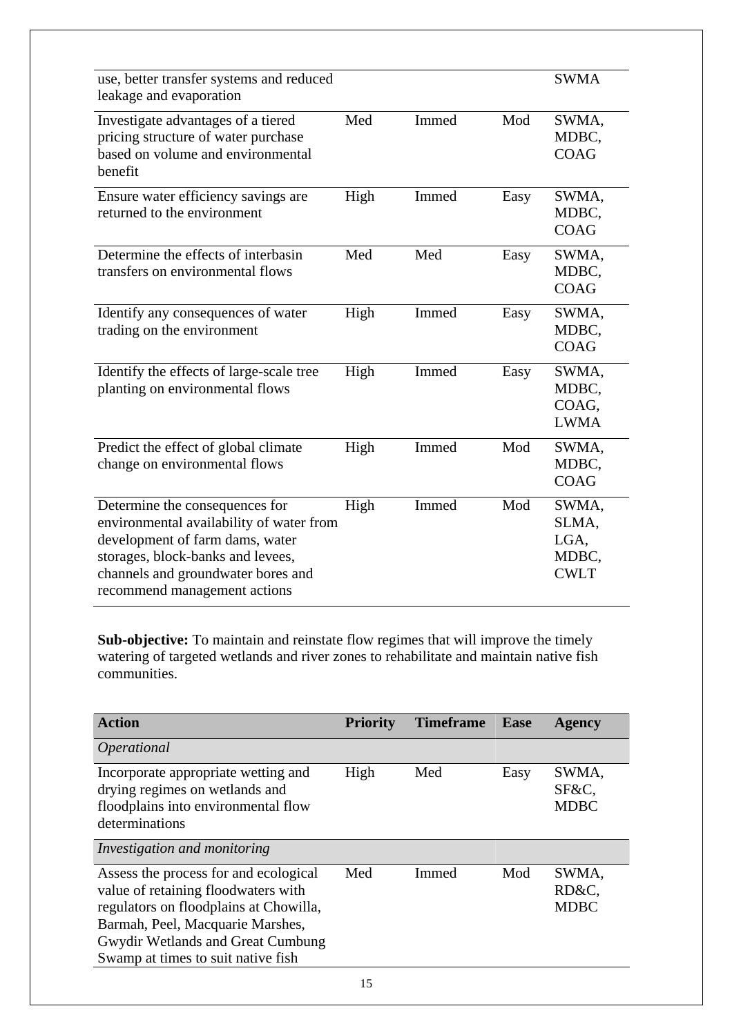| | | | | |
|---|---|---|---|---|
| use, better transfer systems and reduced leakage and evaporation | | | | SWMA |
| Investigate advantages of a tiered pricing structure of water purchase based on volume and environmental benefit | Med | Immed | Mod | SWMA, MDBC, COAG |
| Ensure water efficiency savings are returned to the environment | High | Immed | Easy | SWMA, MDBC, COAG |
| Determine the effects of interbasin transfers on environmental flows | Med | Med | Easy | SWMA, MDBC, COAG |
| Identify any consequences of water trading on the environment | High | Immed | Easy | SWMA, MDBC, COAG |
| Identify the effects of large-scale tree planting on environmental flows | High | Immed | Easy | SWMA, MDBC, COAG, LWMA |
| Predict the effect of global climate change on environmental flows | High | Immed | Mod | SWMA, MDBC, COAG |
| Determine the consequences for environmental availability of water from development of farm dams, water storages, block-banks and levees, channels and groundwater bores and recommend management actions | High | Immed | Mod | SWMA, SLMA, LGA, MDBC, CWLT |

**Sub-objective:** To maintain and reinstate flow regimes that will improve the timely watering of targeted wetlands and river zones to rehabilitate and maintain native fish communities.

| Action | Priority | Timeframe | Ease | Agency |
|---|---|---|---|---|
| *Operational* | | | | |
| Incorporate appropriate wetting and drying regimes on wetlands and floodplains into environmental flow determinations | High | Med | Easy | SWMA, SF&C, MDBC |
| *Investigation and monitoring* | | | | |
| Assess the process for and ecological value of retaining floodwaters with regulators on floodplains at Chowilla, Barmah, Peel, Macquarie Marshes, Gwydir Wetlands and Great Cumbung Swamp at times to suit native fish | Med | Immed | Mod | SWMA, RD&C, MDBC |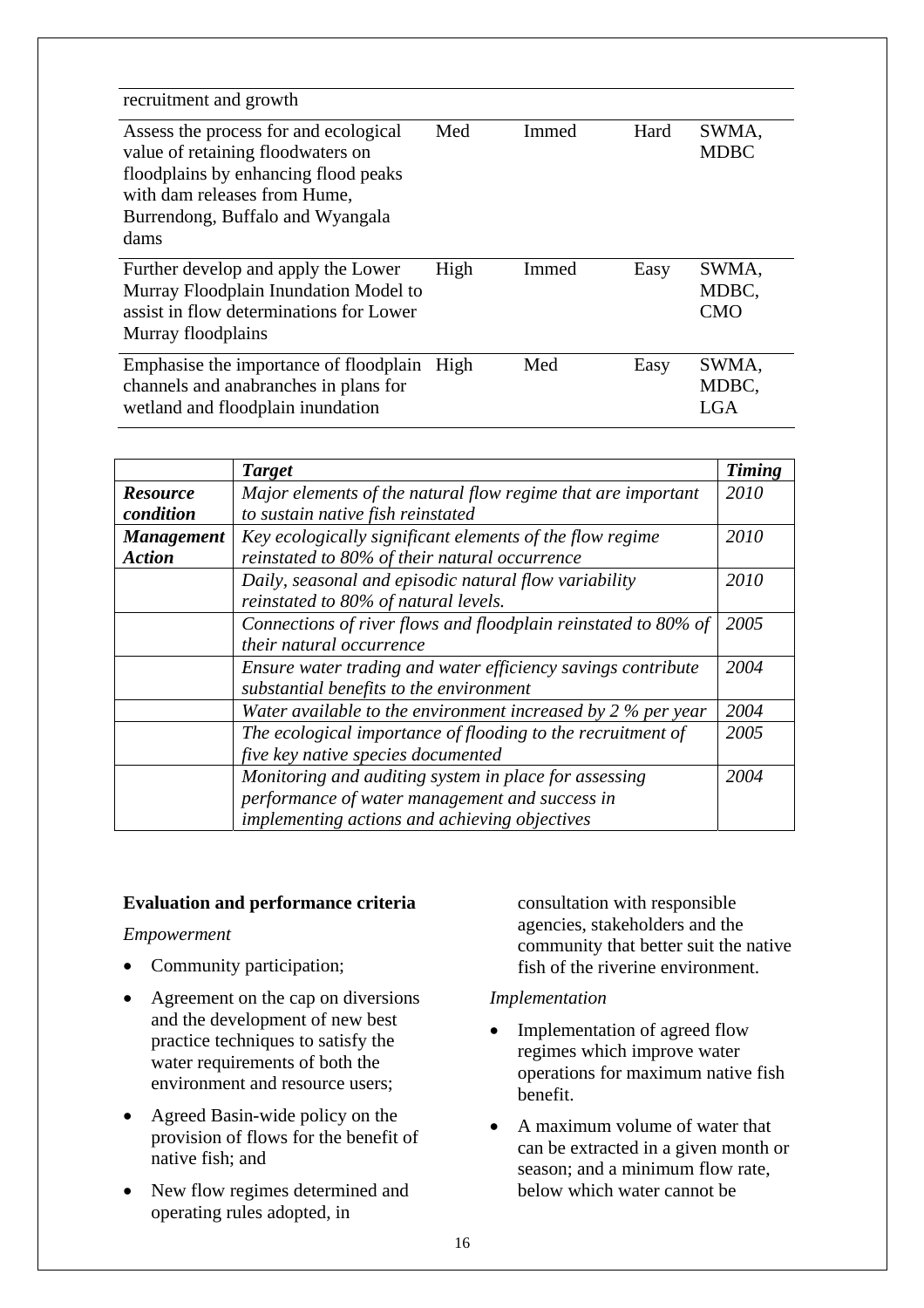| | | | | |
|---|---|---|---|---|
| recruitment and growth | | | | |
| Assess the process for and ecological value of retaining floodwaters on floodplains by enhancing flood peaks with dam releases from Hume, Burrendong, Buffalo and Wyangala dams | Med | Immed | Hard | SWMA, MDBC |
| Further develop and apply the Lower Murray Floodplain Inundation Model to assist in flow determinations for Lower Murray floodplains | High | Immed | Easy | SWMA, MDBC, CMO |
| Emphasise the importance of floodplain channels and anabranches in plans for wetland and floodplain inundation | High | Med | Easy | SWMA, MDBC, LGA |

| | ***Target*** | ***Timing*** |
|---|---|---|
| ***Resource condition*** | *Major elements of the natural flow regime that are important to sustain native fish reinstated* | *2010* |
| ***Management Action*** | *Key ecologically significant elements of the flow regime reinstated to 80% of their natural occurrence* | *2010* |
| | *Daily, seasonal and episodic natural flow variability reinstated to 80% of natural levels.* | *2010* |
| | *Connections of river flows and floodplain reinstated to 80% of their natural occurrence* | *2005* |
| | *Ensure water trading and water efficiency savings contribute substantial benefits to the environment* | *2004* |
| | *Water available to the environment increased by 2 % per year* | *2004* |
| | *The ecological importance of flooding to the recruitment of five key native species documented* | *2005* |
| | *Monitoring and auditing system in place for assessing performance of water management and success in implementing actions and achieving objectives* | *2004* |

**Evaluation and performance criteria**

*Empowerment*

- Community participation;
- Agreement on the cap on diversions and the development of new best practice techniques to satisfy the water requirements of both the environment and resource users;
- Agreed Basin-wide policy on the provision of flows for the benefit of native fish; and
- New flow regimes determined and operating rules adopted, in consultation with responsible agencies, stakeholders and the community that better suit the native fish of the riverine environment.

*Implementation*

- Implementation of agreed flow regimes which improve water operations for maximum native fish benefit.
- A maximum volume of water that can be extracted in a given month or season; and a minimum flow rate, below which water cannot be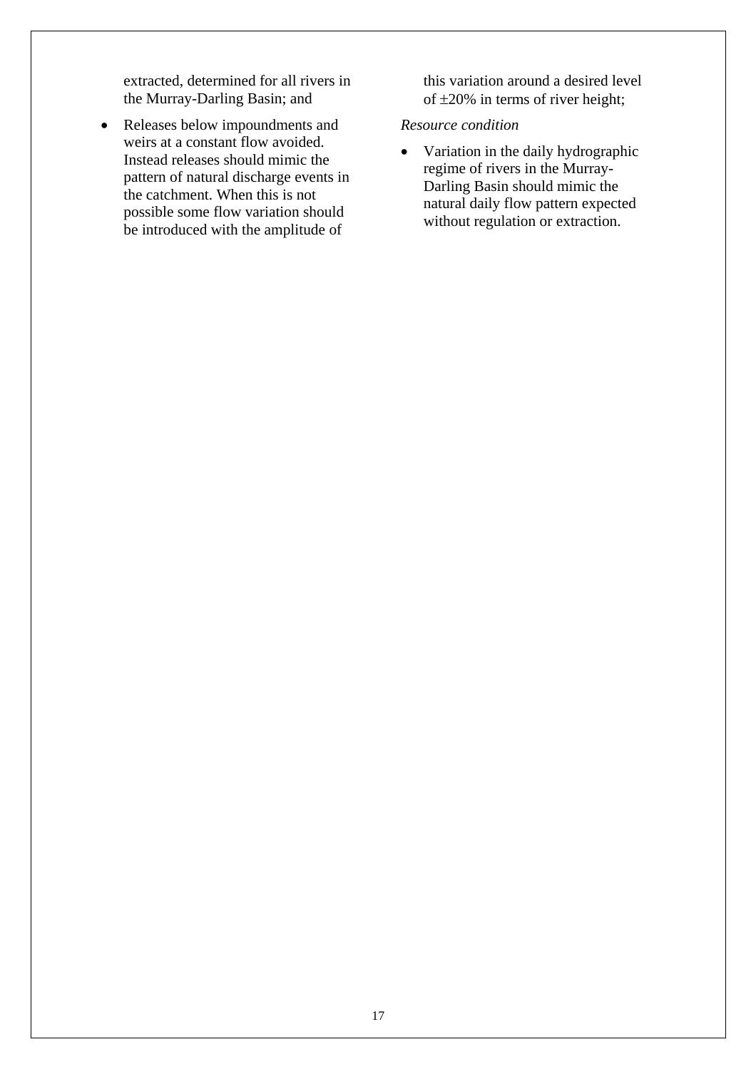extracted, determined for all rivers in the Murray-Darling Basin; and

- Releases below impoundments and weirs at a constant flow avoided. Instead releases should mimic the pattern of natural discharge events in the catchment. When this is not possible some flow variation should be introduced with the amplitude of this variation around a desired level of ±20% in terms of river height;

*Resource condition*

- Variation in the daily hydrographic regime of rivers in the Murray-Darling Basin should mimic the natural daily flow pattern expected without regulation or extraction.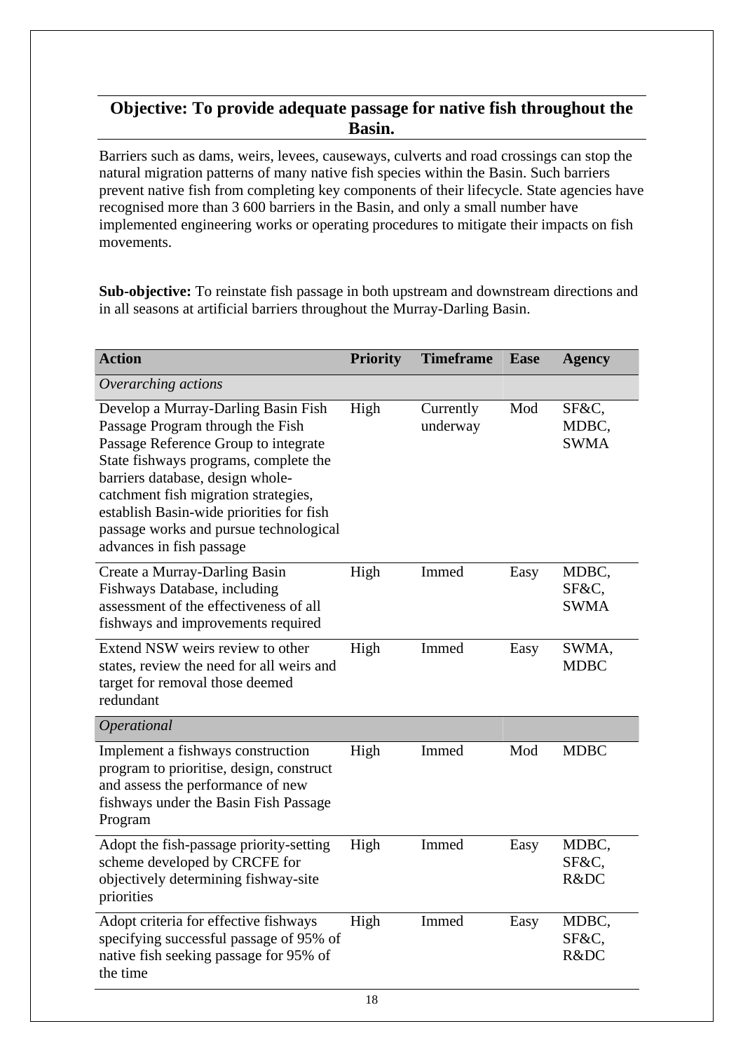## Objective: To provide adequate passage for native fish throughout the Basin.

Barriers such as dams, weirs, levees, causeways, culverts and road crossings can stop the natural migration patterns of many native fish species within the Basin. Such barriers prevent native fish from completing key components of their lifecycle. State agencies have recognised more than 3 600 barriers in the Basin, and only a small number have implemented engineering works or operating procedures to mitigate their impacts on fish movements.

**Sub-objective:** To reinstate fish passage in both upstream and downstream directions and in all seasons at artificial barriers throughout the Murray-Darling Basin.

| Action | Priority | Timeframe | Ease | Agency |
|---|---|---|---|---|
| *Overarching actions* | | | | |
| Develop a Murray-Darling Basin Fish Passage Program through the Fish Passage Reference Group to integrate State fishways programs, complete the barriers database, design whole-catchment fish migration strategies, establish Basin-wide priorities for fish passage works and pursue technological advances in fish passage | High | Currently underway | Mod | SF&C, MDBC, SWMA |
| Create a Murray-Darling Basin Fishways Database, including assessment of the effectiveness of all fishways and improvements required | High | Immed | Easy | MDBC, SF&C, SWMA |
| Extend NSW weirs review to other states, review the need for all weirs and target for removal those deemed redundant | High | Immed | Easy | SWMA, MDBC |
| *Operational* | | | | |
| Implement a fishways construction program to prioritise, design, construct and assess the performance of new fishways under the Basin Fish Passage Program | High | Immed | Mod | MDBC |
| Adopt the fish-passage priority-setting scheme developed by CRCFE for objectively determining fishway-site priorities | High | Immed | Easy | MDBC, SF&C, R&DC |
| Adopt criteria for effective fishways specifying successful passage of 95% of native fish seeking passage for 95% of the time | High | Immed | Easy | MDBC, SF&C, R&DC |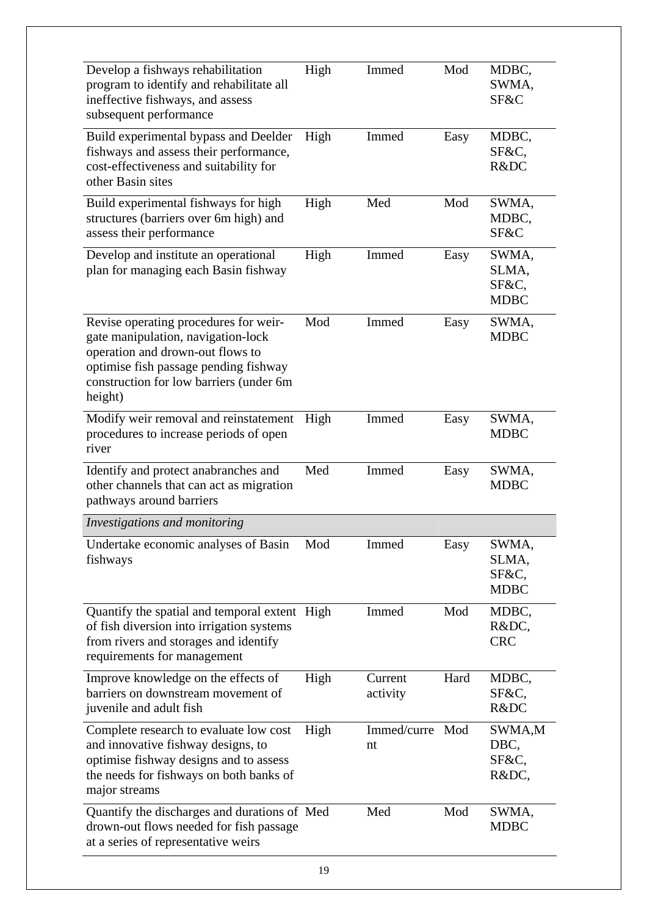| | | | | |
|---|---|---|---|---|
| Develop a fishways rehabilitation program to identify and rehabilitate all ineffective fishways, and assess subsequent performance | High | Immed | Mod | MDBC, SWMA, SF&C |
| Build experimental bypass and Deelder fishways and assess their performance, cost-effectiveness and suitability for other Basin sites | High | Immed | Easy | MDBC, SF&C, R&DC |
| Build experimental fishways for high structures (barriers over 6m high) and assess their performance | High | Med | Mod | SWMA, MDBC, SF&C |
| Develop and institute an operational plan for managing each Basin fishway | High | Immed | Easy | SWMA, SLMA, SF&C, MDBC |
| Revise operating procedures for weir-gate manipulation, navigation-lock operation and drown-out flows to optimise fish passage pending fishway construction for low barriers (under 6m height) | Mod | Immed | Easy | SWMA, MDBC |
| Modify weir removal and reinstatement procedures to increase periods of open river | High | Immed | Easy | SWMA, MDBC |
| Identify and protect anabranches and other channels that can act as migration pathways around barriers | Med | Immed | Easy | SWMA, MDBC |
| *Investigations and monitoring* | | | | |
| Undertake economic analyses of Basin fishways | Mod | Immed | Easy | SWMA, SLMA, SF&C, MDBC |
| Quantify the spatial and temporal extent of fish diversion into irrigation systems from rivers and storages and identify requirements for management | High | Immed | Mod | MDBC, R&DC, CRC |
| Improve knowledge on the effects of barriers on downstream movement of juvenile and adult fish | High | Current activity | Hard | MDBC, SF&C, R&DC |
| Complete research to evaluate low cost and innovative fishway designs, to optimise fishway designs and to assess the needs for fishways on both banks of major streams | High | Immed/current | Mod | SWMA, MDBC, SF&C, R&DC, |
| Quantify the discharges and durations of drown-out flows needed for fish passage at a series of representative weirs | Med | Med | Mod | SWMA, MDBC |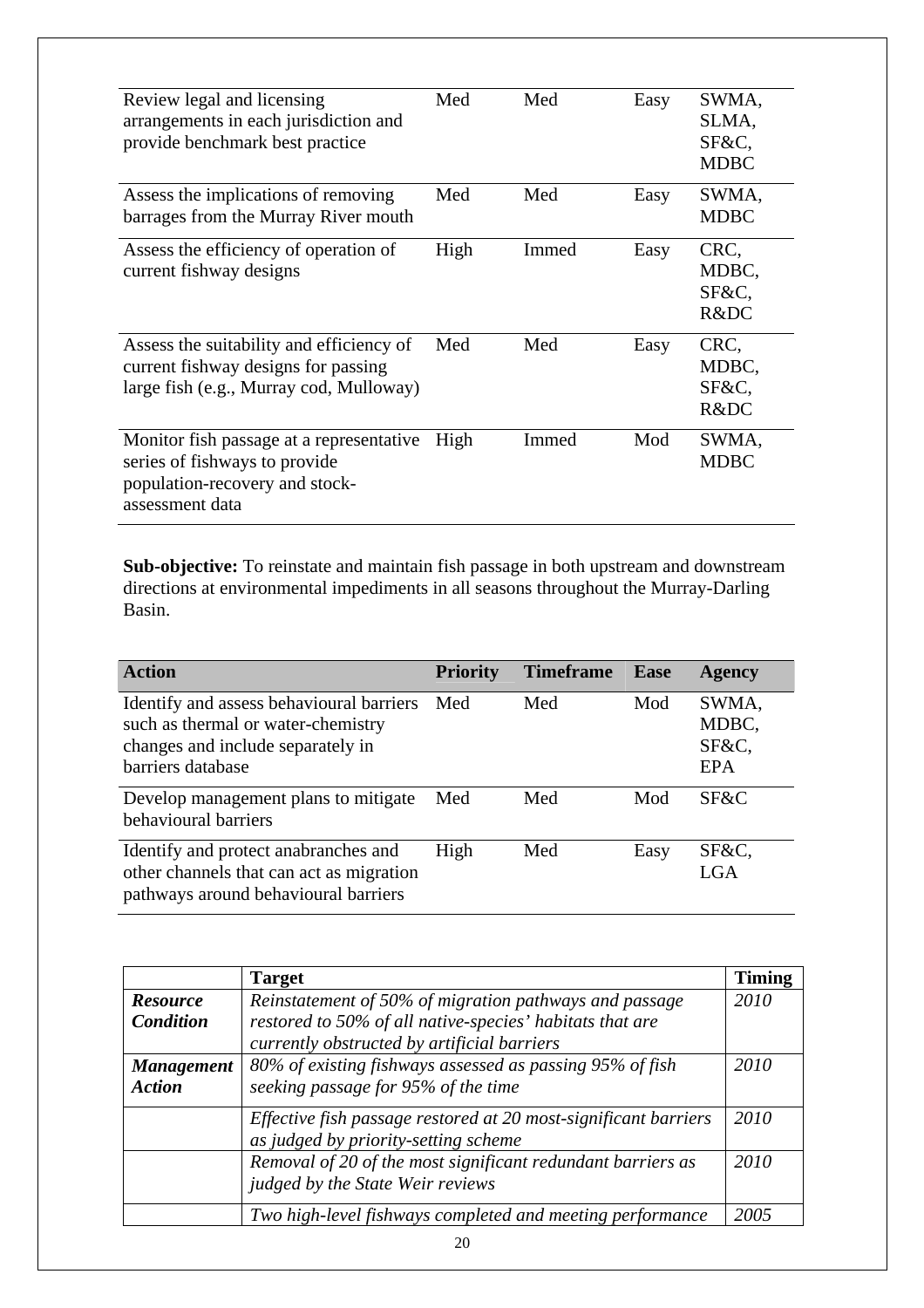| Action | Priority | Timeframe | Ease | Agency |
|---|---|---|---|---|
| Review legal and licensing arrangements in each jurisdiction and provide benchmark best practice | Med | Med | Easy | SWMA, SLMA, SF&C, MDBC |
| Assess the implications of removing barrages from the Murray River mouth | Med | Med | Easy | SWMA, MDBC |
| Assess the efficiency of operation of current fishway designs | High | Immed | Easy | CRC, MDBC, SF&C, R&DC |
| Assess the suitability and efficiency of current fishway designs for passing large fish (e.g., Murray cod, Mulloway) | Med | Med | Easy | CRC, MDBC, SF&C, R&DC |
| Monitor fish passage at a representative series of fishways to provide population-recovery and stock-assessment data | High | Immed | Mod | SWMA, MDBC |

**Sub-objective:** To reinstate and maintain fish passage in both upstream and downstream directions at environmental impediments in all seasons throughout the Murray-Darling Basin.

| Action | Priority | Timeframe | Ease | Agency |
|---|---|---|---|---|
| Identify and assess behavioural barriers such as thermal or water-chemistry changes and include separately in barriers database | Med | Med | Mod | SWMA, MDBC, SF&C, EPA |
| Develop management plans to mitigate behavioural barriers | Med | Med | Mod | SF&C |
| Identify and protect anabranches and other channels that can act as migration pathways around behavioural barriers | High | Med | Easy | SF&C, LGA |

| | Target | Timing |
|---|---|---|
| ***Resource Condition*** | *Reinstatement of 50% of migration pathways and passage restored to 50% of all native-species' habitats that are currently obstructed by artificial barriers* | *2010* |
| ***Management Action*** | *80% of existing fishways assessed as passing 95% of fish seeking passage for 95% of the time* | *2010* |
| | *Effective fish passage restored at 20 most-significant barriers as judged by priority-setting scheme* | *2010* |
| | *Removal of 20 of the most significant redundant barriers as judged by the State Weir reviews* | *2010* |
| | *Two high-level fishways completed and meeting performance* | *2005* |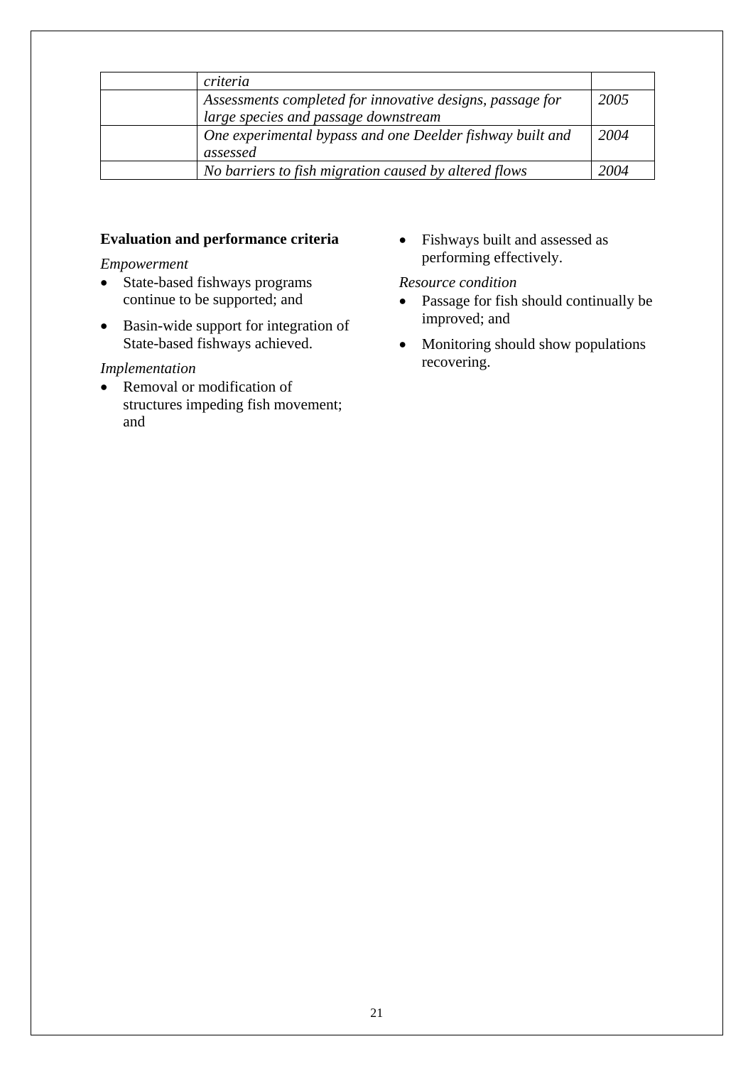|  | *criteria* |  |
|---|---|---|
|  | *Assessments completed for innovative designs, passage for large species and passage downstream* | *2005* |
|  | *One experimental bypass and one Deelder fishway built and assessed* | *2004* |
|  | *No barriers to fish migration caused by altered flows* | *2004* |

**Evaluation and performance criteria**

*Empowerment*

- State-based fishways programs continue to be supported; and
- Basin-wide support for integration of State-based fishways achieved.

*Implementation*

- Removal or modification of structures impeding fish movement; and
- Fishways built and assessed as performing effectively.

*Resource condition*

- Passage for fish should continually be improved; and
- Monitoring should show populations recovering.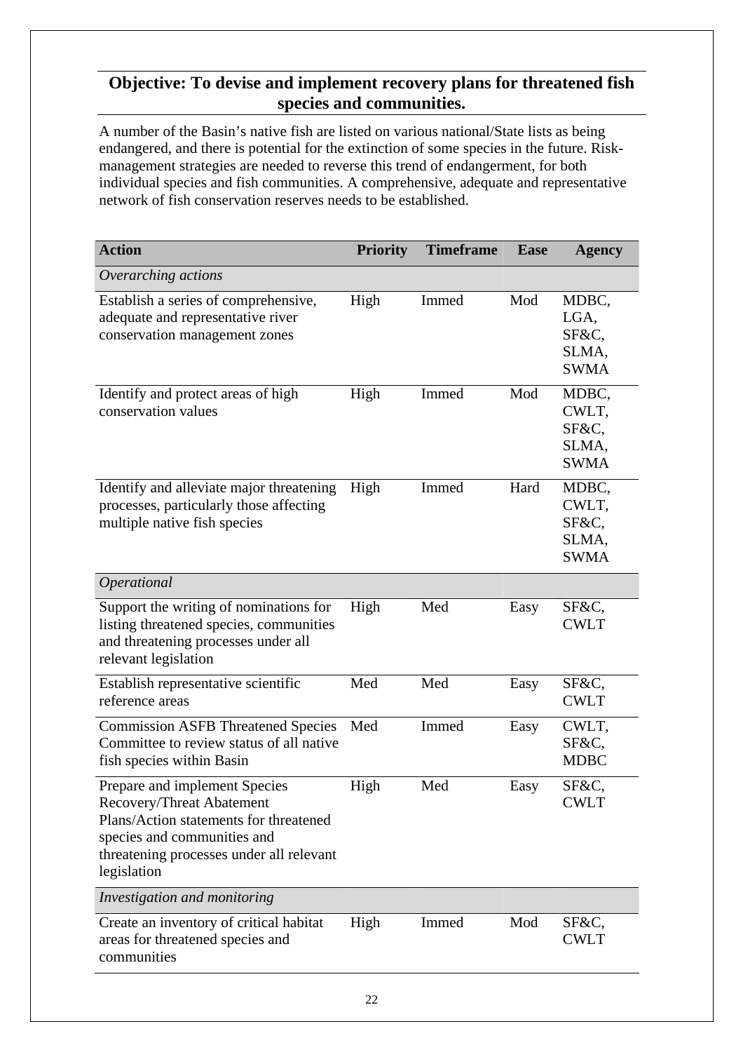## Objective: To devise and implement recovery plans for threatened fish species and communities.

A number of the Basin's native fish are listed on various national/State lists as being endangered, and there is potential for the extinction of some species in the future. Risk-management strategies are needed to reverse this trend of endangerment, for both individual species and fish communities. A comprehensive, adequate and representative network of fish conservation reserves needs to be established.

| Action | Priority | Timeframe | Ease | Agency |
|---|---|---|---|---|
| *Overarching actions* | | | | |
| Establish a series of comprehensive, adequate and representative river conservation management zones | High | Immed | Mod | MDBC, LGA, SF&C, SLMA, SWMA |
| Identify and protect areas of high conservation values | High | Immed | Mod | MDBC, CWLT, SF&C, SLMA, SWMA |
| Identify and alleviate major threatening processes, particularly those affecting multiple native fish species | High | Immed | Hard | MDBC, CWLT, SF&C, SLMA, SWMA |
| *Operational* | | | | |
| Support the writing of nominations for listing threatened species, communities and threatening processes under all relevant legislation | High | Med | Easy | SF&C, CWLT |
| Establish representative scientific reference areas | Med | Med | Easy | SF&C, CWLT |
| Commission ASFB Threatened Species Committee to review status of all native fish species within Basin | Med | Immed | Easy | CWLT, SF&C, MDBC |
| Prepare and implement Species Recovery/Threat Abatement Plans/Action statements for threatened species and communities and threatening processes under all relevant legislation | High | Med | Easy | SF&C, CWLT |
| *Investigation and monitoring* | | | | |
| Create an inventory of critical habitat areas for threatened species and communities | High | Immed | Mod | SF&C, CWLT |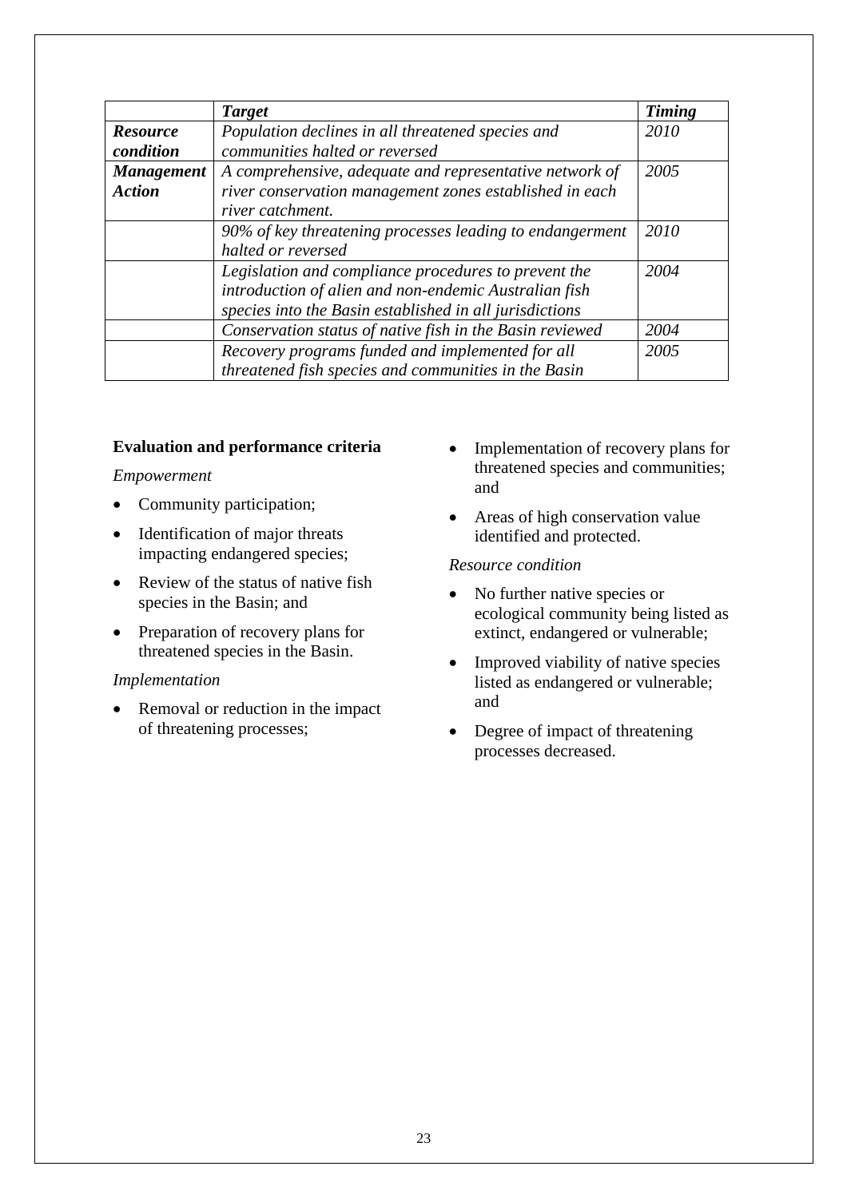| | *Target* | *Timing* |
|---|---|---|
| ***Resource condition*** | *Population declines in all threatened species and communities halted or reversed* | *2010* |
| ***Management Action*** | *A comprehensive, adequate and representative network of river conservation management zones established in each river catchment.* | *2005* |
| | *90% of key threatening processes leading to endangerment halted or reversed* | *2010* |
| | *Legislation and compliance procedures to prevent the introduction of alien and non-endemic Australian fish species into the Basin established in all jurisdictions* | *2004* |
| | *Conservation status of native fish in the Basin reviewed* | *2004* |
| | *Recovery programs funded and implemented for all threatened fish species and communities in the Basin* | *2005* |

**Evaluation and performance criteria**

*Empowerment*

- Community participation;
- Identification of major threats impacting endangered species;
- Review of the status of native fish species in the Basin; and
- Preparation of recovery plans for threatened species in the Basin.

*Implementation*

- Removal or reduction in the impact of threatening processes;
- Implementation of recovery plans for threatened species and communities; and
- Areas of high conservation value identified and protected.

*Resource condition*

- No further native species or ecological community being listed as extinct, endangered or vulnerable;
- Improved viability of native species listed as endangered or vulnerable; and
- Degree of impact of threatening processes decreased.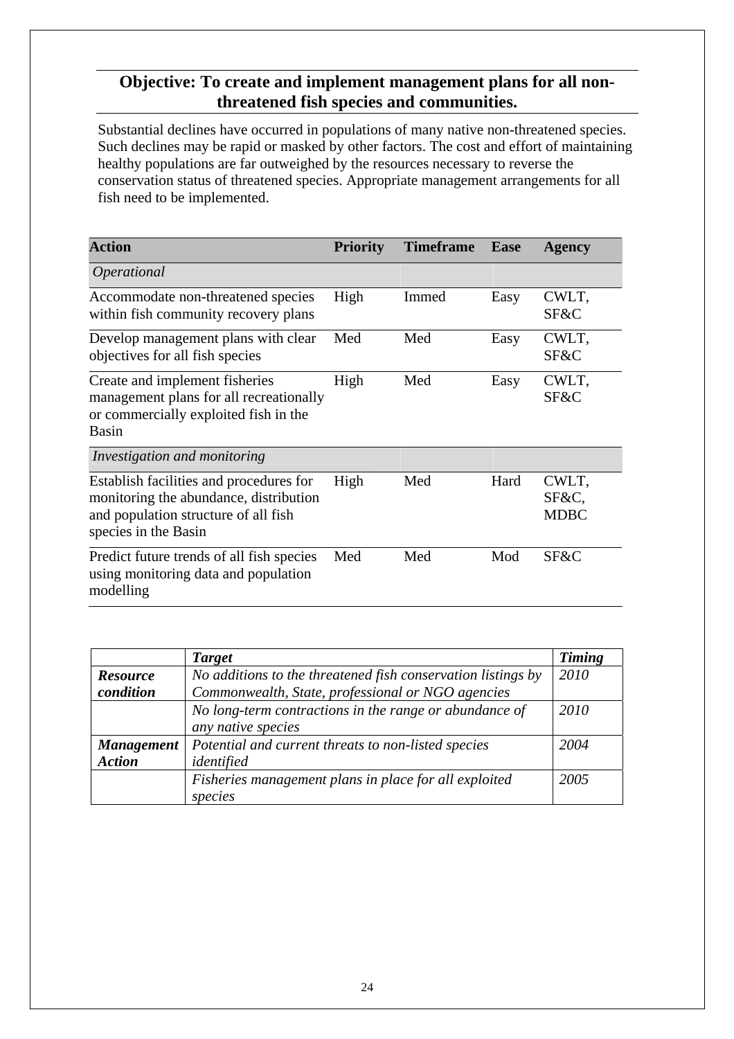## Objective: To create and implement management plans for all non-threatened fish species and communities.

Substantial declines have occurred in populations of many native non-threatened species. Such declines may be rapid or masked by other factors. The cost and effort of maintaining healthy populations are far outweighed by the resources necessary to reverse the conservation status of threatened species. Appropriate management arrangements for all fish need to be implemented.

| Action | Priority | Timeframe | Ease | Agency |
|---|---|---|---|---|
| *Operational* | | | | |
| Accommodate non-threatened species within fish community recovery plans | High | Immed | Easy | CWLT, SF&C |
| Develop management plans with clear objectives for all fish species | Med | Med | Easy | CWLT, SF&C |
| Create and implement fisheries management plans for all recreationally or commercially exploited fish in the Basin | High | Med | Easy | CWLT, SF&C |
| *Investigation and monitoring* | | | | |
| Establish facilities and procedures for monitoring the abundance, distribution and population structure of all fish species in the Basin | High | Med | Hard | CWLT, SF&C, MDBC |
| Predict future trends of all fish species using monitoring data and population modelling | Med | Med | Mod | SF&C |

| | *Target* | *Timing* |
|---|---|---|
| ***Resource condition*** | *No additions to the threatened fish conservation listings by Commonwealth, State, professional or NGO agencies* | *2010* |
| | *No long-term contractions in the range or abundance of any native species* | *2010* |
| ***Management Action*** | *Potential and current threats to non-listed species identified* | *2004* |
| | *Fisheries management plans in place for all exploited species* | *2005* |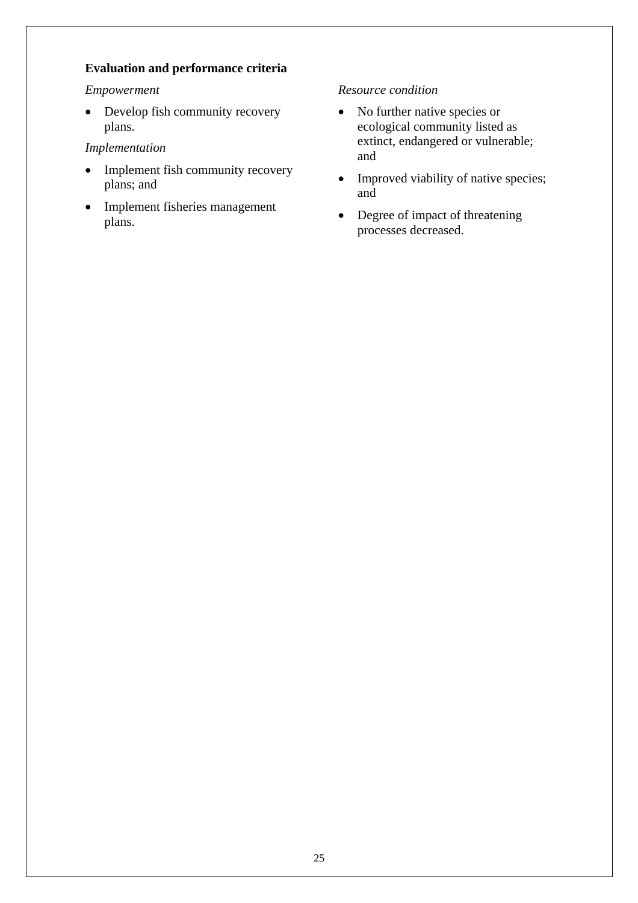**Evaluation and performance criteria**

*Empowerment*

- Develop fish community recovery plans.

*Implementation*

- Implement fish community recovery plans; and
- Implement fisheries management plans.

*Resource condition*

- No further native species or ecological community listed as extinct, endangered or vulnerable; and
- Improved viability of native species; and
- Degree of impact of threatening processes decreased.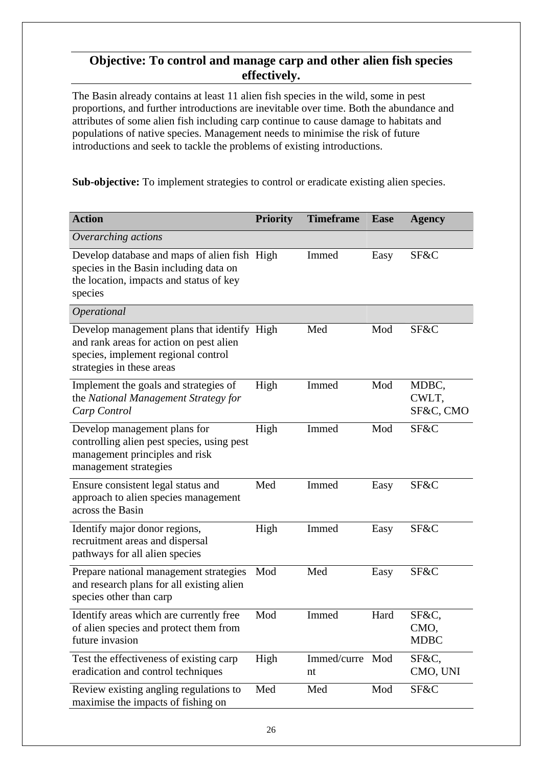## Objective: To control and manage carp and other alien fish species effectively.

The Basin already contains at least 11 alien fish species in the wild, some in pest proportions, and further introductions are inevitable over time. Both the abundance and attributes of some alien fish including carp continue to cause damage to habitats and populations of native species. Management needs to minimise the risk of future introductions and seek to tackle the problems of existing introductions.

**Sub-objective:** To implement strategies to control or eradicate existing alien species.

| Action | Priority | Timeframe | Ease | Agency |
|---|---|---|---|---|
| *Overarching actions* | | | | |
| Develop database and maps of alien fish species in the Basin including data on the location, impacts and status of key species | High | Immed | Easy | SF&C |
| *Operational* | | | | |
| Develop management plans that identify and rank areas for action on pest alien species, implement regional control strategies in these areas | High | Med | Mod | SF&C |
| Implement the goals and strategies of the *National Management Strategy for Carp Control* | High | Immed | Mod | MDBC, CWLT, SF&C, CMO |
| Develop management plans for controlling alien pest species, using pest management principles and risk management strategies | High | Immed | Mod | SF&C |
| Ensure consistent legal status and approach to alien species management across the Basin | Med | Immed | Easy | SF&C |
| Identify major donor regions, recruitment areas and dispersal pathways for all alien species | High | Immed | Easy | SF&C |
| Prepare national management strategies and research plans for all existing alien species other than carp | Mod | Med | Easy | SF&C |
| Identify areas which are currently free of alien species and protect them from future invasion | Mod | Immed | Hard | SF&C, CMO, MDBC |
| Test the effectiveness of existing carp eradication and control techniques | High | Immed/current | Mod | SF&C, CMO, UNI |
| Review existing angling regulations to maximise the impacts of fishing on | Med | Med | Mod | SF&C |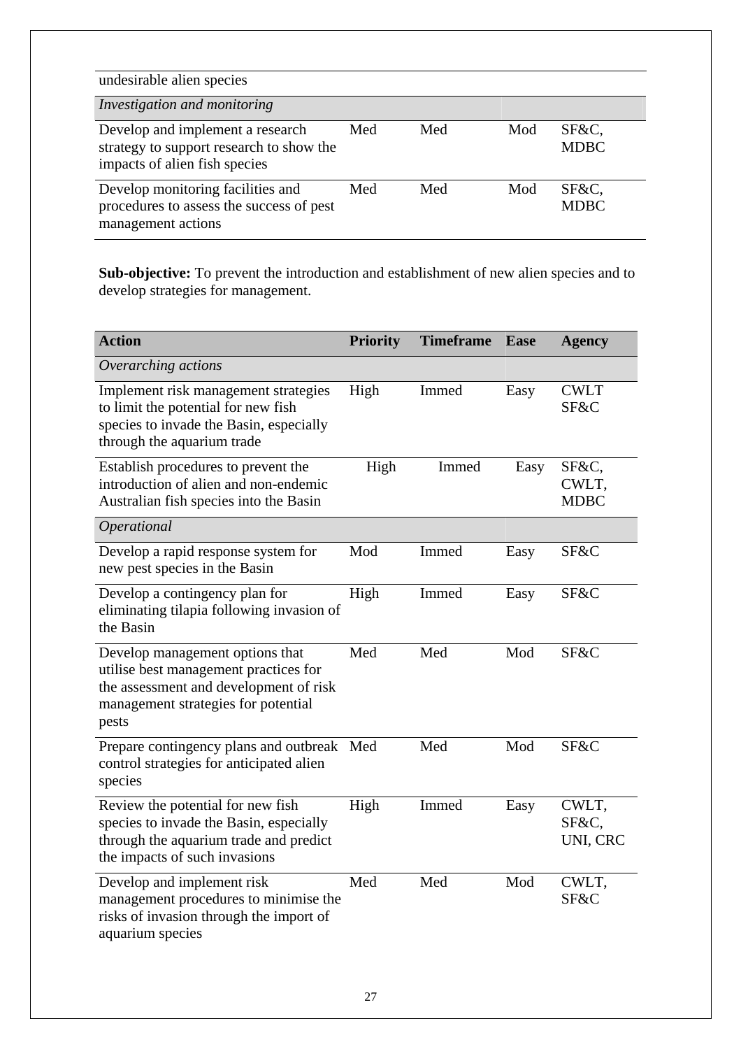| | | | | |
|---|---|---|---|---|
| undesirable alien species | | | | |
| *Investigation and monitoring* | | | | |
| Develop and implement a research strategy to support research to show the impacts of alien fish species | Med | Med | Mod | SF&C, MDBC |
| Develop monitoring facilities and procedures to assess the success of pest management actions | Med | Med | Mod | SF&C, MDBC |

**Sub-objective:** To prevent the introduction and establishment of new alien species and to develop strategies for management.

| Action | Priority | Timeframe | Ease | Agency |
|---|---|---|---|---|
| *Overarching actions* | | | | |
| Implement risk management strategies to limit the potential for new fish species to invade the Basin, especially through the aquarium trade | High | Immed | Easy | CWLT SF&C |
| Establish procedures to prevent the introduction of alien and non-endemic Australian fish species into the Basin | High | Immed | Easy | SF&C, CWLT, MDBC |
| *Operational* | | | | |
| Develop a rapid response system for new pest species in the Basin | Mod | Immed | Easy | SF&C |
| Develop a contingency plan for eliminating tilapia following invasion of the Basin | High | Immed | Easy | SF&C |
| Develop management options that utilise best management practices for the assessment and development of risk management strategies for potential pests | Med | Med | Mod | SF&C |
| Prepare contingency plans and outbreak control strategies for anticipated alien species | Med | Med | Mod | SF&C |
| Review the potential for new fish species to invade the Basin, especially through the aquarium trade and predict the impacts of such invasions | High | Immed | Easy | CWLT, SF&C, UNI, CRC |
| Develop and implement risk management procedures to minimise the risks of invasion through the import of aquarium species | Med | Med | Mod | CWLT, SF&C |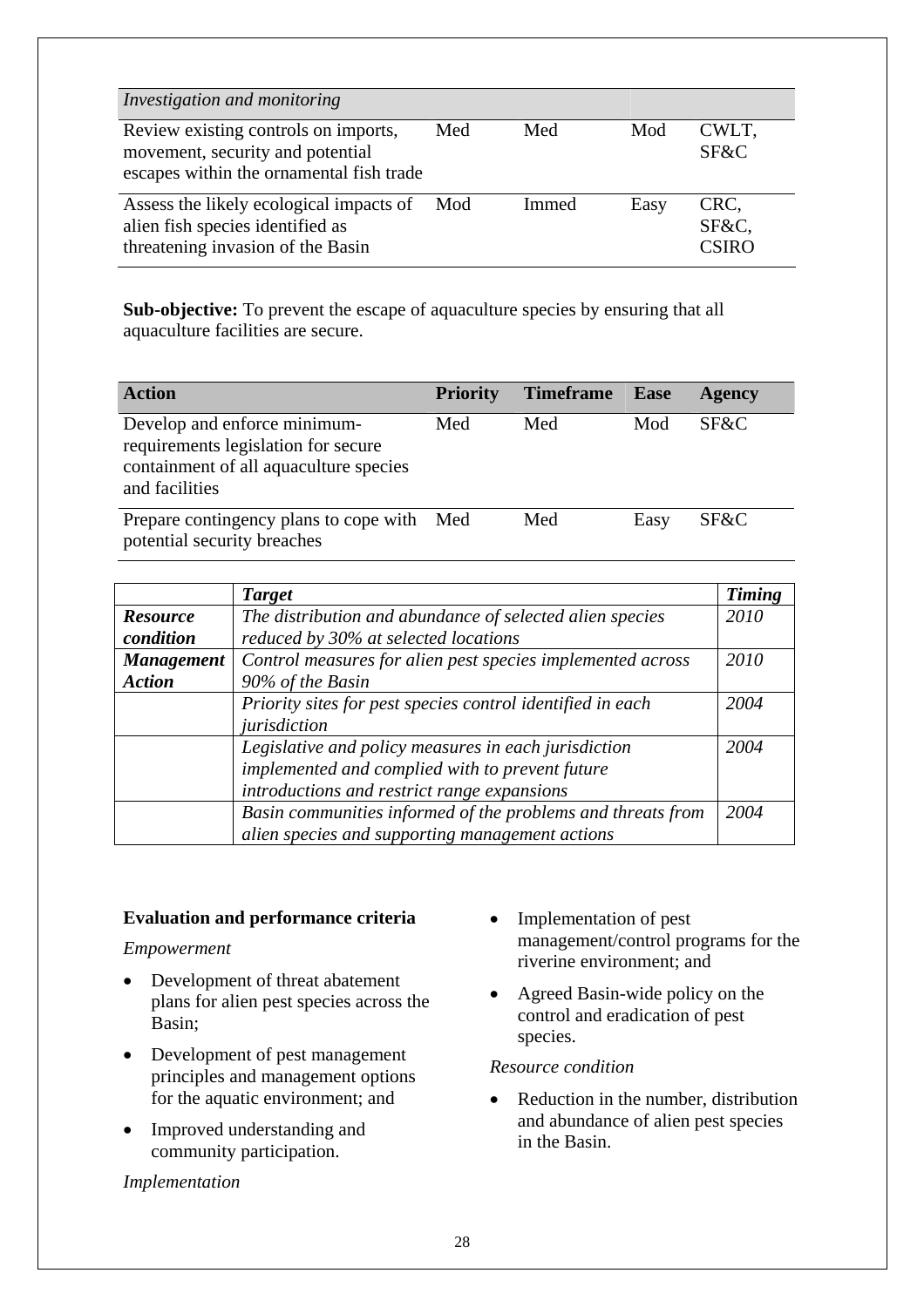| *Investigation and monitoring* | | | | |
|---|---|---|---|---|
| Review existing controls on imports, movement, security and potential escapes within the ornamental fish trade | Med | Med | Mod | CWLT, SF&C |
| Assess the likely ecological impacts of alien fish species identified as threatening invasion of the Basin | Mod | Immed | Easy | CRC, SF&C, CSIRO |

**Sub-objective:** To prevent the escape of aquaculture species by ensuring that all aquaculture facilities are secure.

| **Action** | **Priority** | **Timeframe** | **Ease** | **Agency** |
|---|---|---|---|---|
| Develop and enforce minimum-requirements legislation for secure containment of all aquaculture species and facilities | Med | Med | Mod | SF&C |
| Prepare contingency plans to cope with potential security breaches | Med | Med | Easy | SF&C |

| | ***Target*** | ***Timing*** |
|---|---|---|
| ***Resource condition*** | *The distribution and abundance of selected alien species reduced by 30% at selected locations* | *2010* |
| ***Management Action*** | *Control measures for alien pest species implemented across 90% of the Basin* | *2010* |
| | *Priority sites for pest species control identified in each jurisdiction* | *2004* |
| | *Legislative and policy measures in each jurisdiction implemented and complied with to prevent future introductions and restrict range expansions* | *2004* |
| | *Basin communities informed of the problems and threats from alien species and supporting management actions* | *2004* |

**Evaluation and performance criteria**

*Empowerment*

- Development of threat abatement plans for alien pest species across the Basin;
- Development of pest management principles and management options for the aquatic environment; and
- Improved understanding and community participation.

*Implementation*

- Implementation of pest management/control programs for the riverine environment; and
- Agreed Basin-wide policy on the control and eradication of pest species.

*Resource condition*

- Reduction in the number, distribution and abundance of alien pest species in the Basin.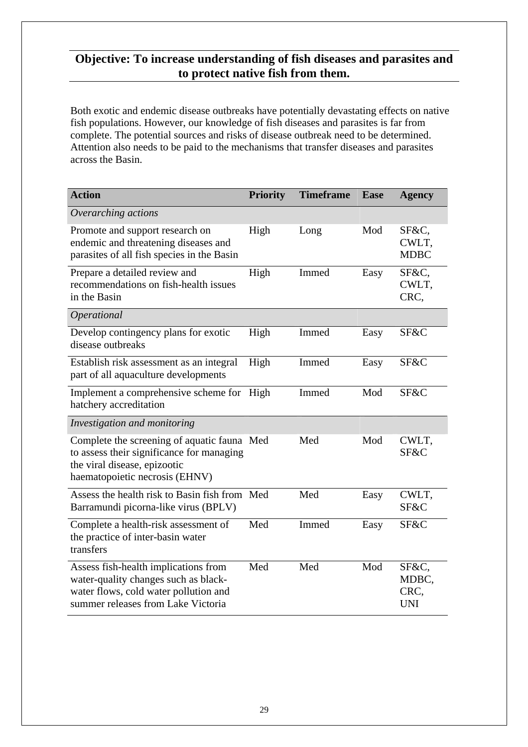## Objective: To increase understanding of fish diseases and parasites and to protect native fish from them.

Both exotic and endemic disease outbreaks have potentially devastating effects on native fish populations. However, our knowledge of fish diseases and parasites is far from complete. The potential sources and risks of disease outbreak need to be determined. Attention also needs to be paid to the mechanisms that transfer diseases and parasites across the Basin.

| Action | Priority | Timeframe | Ease | Agency |
|---|---|---|---|---|
| *Overarching actions* | | | | |
| Promote and support research on endemic and threatening diseases and parasites of all fish species in the Basin | High | Long | Mod | SF&C, CWLT, MDBC |
| Prepare a detailed review and recommendations on fish-health issues in the Basin | High | Immed | Easy | SF&C, CWLT, CRC, |
| *Operational* | | | | |
| Develop contingency plans for exotic disease outbreaks | High | Immed | Easy | SF&C |
| Establish risk assessment as an integral part of all aquaculture developments | High | Immed | Easy | SF&C |
| Implement a comprehensive scheme for hatchery accreditation | High | Immed | Mod | SF&C |
| *Investigation and monitoring* | | | | |
| Complete the screening of aquatic fauna to assess their significance for managing the viral disease, epizootic haematopoietic necrosis (EHNV) | Med | Med | Mod | CWLT, SF&C |
| Assess the health risk to Basin fish from Barramundi picorna-like virus (BPLV) | Med | Med | Easy | CWLT, SF&C |
| Complete a health-risk assessment of the practice of inter-basin water transfers | Med | Immed | Easy | SF&C |
| Assess fish-health implications from water-quality changes such as black-water flows, cold water pollution and summer releases from Lake Victoria | Med | Med | Mod | SF&C, MDBC, CRC, UNI |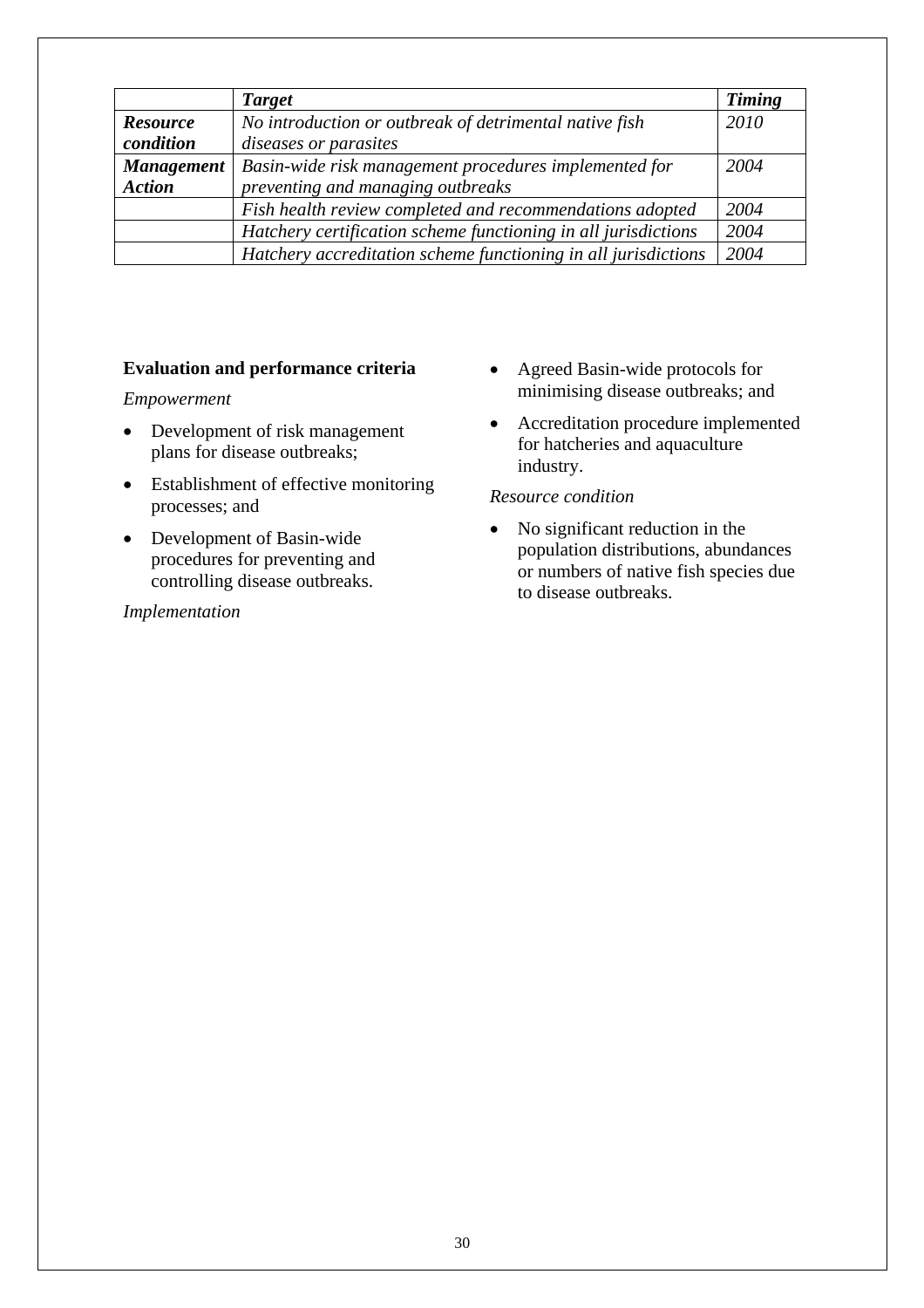| | *Target* | *Timing* |
|---|---|---|
| ***Resource condition*** | *No introduction or outbreak of detrimental native fish diseases or parasites* | *2010* |
| ***Management Action*** | *Basin-wide risk management procedures implemented for preventing and managing outbreaks* | *2004* |
| | *Fish health review completed and recommendations adopted* | *2004* |
| | *Hatchery certification scheme functioning in all jurisdictions* | *2004* |
| | *Hatchery accreditation scheme functioning in all jurisdictions* | *2004* |

**Evaluation and performance criteria**

*Empowerment*

- Development of risk management plans for disease outbreaks;
- Establishment of effective monitoring processes; and
- Development of Basin-wide procedures for preventing and controlling disease outbreaks.

*Implementation*

- Agreed Basin-wide protocols for minimising disease outbreaks; and
- Accreditation procedure implemented for hatcheries and aquaculture industry.

*Resource condition*

- No significant reduction in the population distributions, abundances or numbers of native fish species due to disease outbreaks.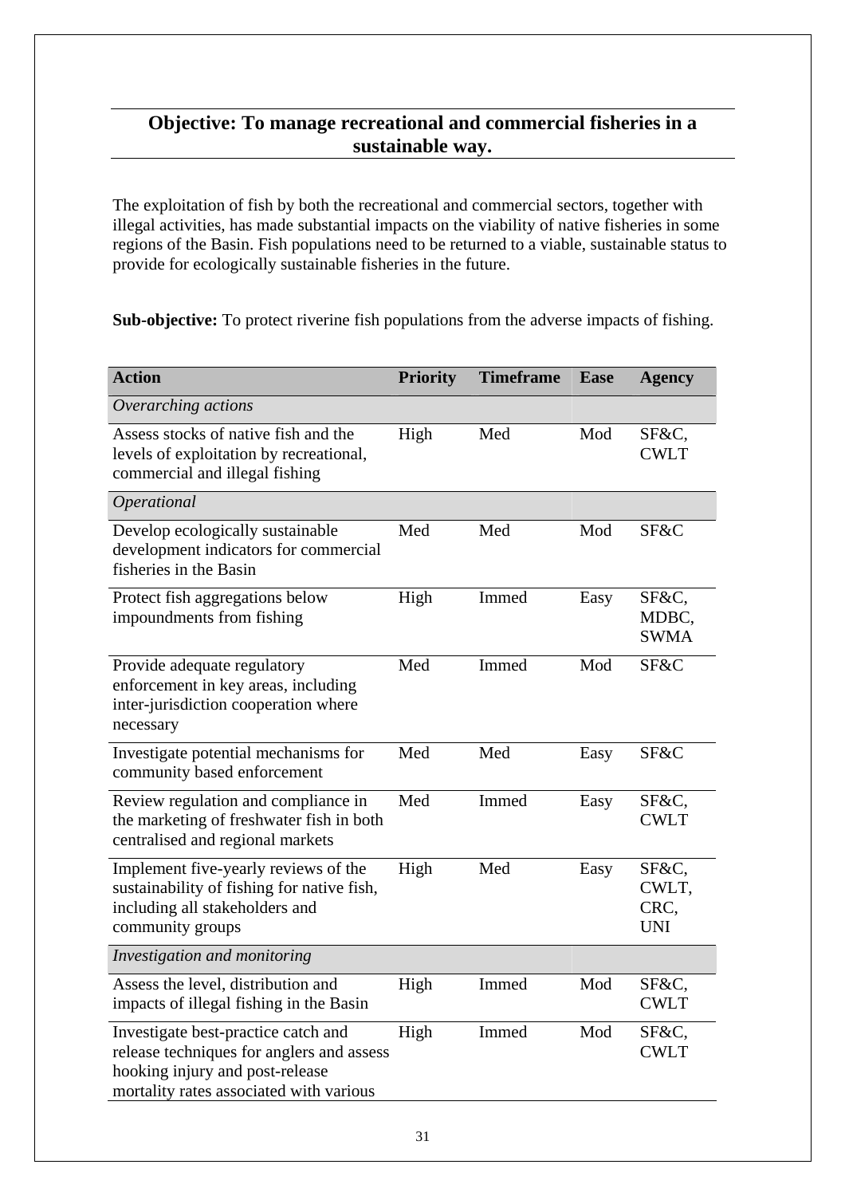## Objective: To manage recreational and commercial fisheries in a sustainable way.

The exploitation of fish by both the recreational and commercial sectors, together with illegal activities, has made substantial impacts on the viability of native fisheries in some regions of the Basin. Fish populations need to be returned to a viable, sustainable status to provide for ecologically sustainable fisheries in the future.

**Sub-objective:** To protect riverine fish populations from the adverse impacts of fishing.

| Action | Priority | Timeframe | Ease | Agency |
|---|---|---|---|---|
| *Overarching actions* | | | | |
| Assess stocks of native fish and the levels of exploitation by recreational, commercial and illegal fishing | High | Med | Mod | SF&C, CWLT |
| *Operational* | | | | |
| Develop ecologically sustainable development indicators for commercial fisheries in the Basin | Med | Med | Mod | SF&C |
| Protect fish aggregations below impoundments from fishing | High | Immed | Easy | SF&C, MDBC, SWMA |
| Provide adequate regulatory enforcement in key areas, including inter-jurisdiction cooperation where necessary | Med | Immed | Mod | SF&C |
| Investigate potential mechanisms for community based enforcement | Med | Med | Easy | SF&C |
| Review regulation and compliance in the marketing of freshwater fish in both centralised and regional markets | Med | Immed | Easy | SF&C, CWLT |
| Implement five-yearly reviews of the sustainability of fishing for native fish, including all stakeholders and community groups | High | Med | Easy | SF&C, CWLT, CRC, UNI |
| *Investigation and monitoring* | | | | |
| Assess the level, distribution and impacts of illegal fishing in the Basin | High | Immed | Mod | SF&C, CWLT |
| Investigate best-practice catch and release techniques for anglers and assess hooking injury and post-release mortality rates associated with various | High | Immed | Mod | SF&C, CWLT |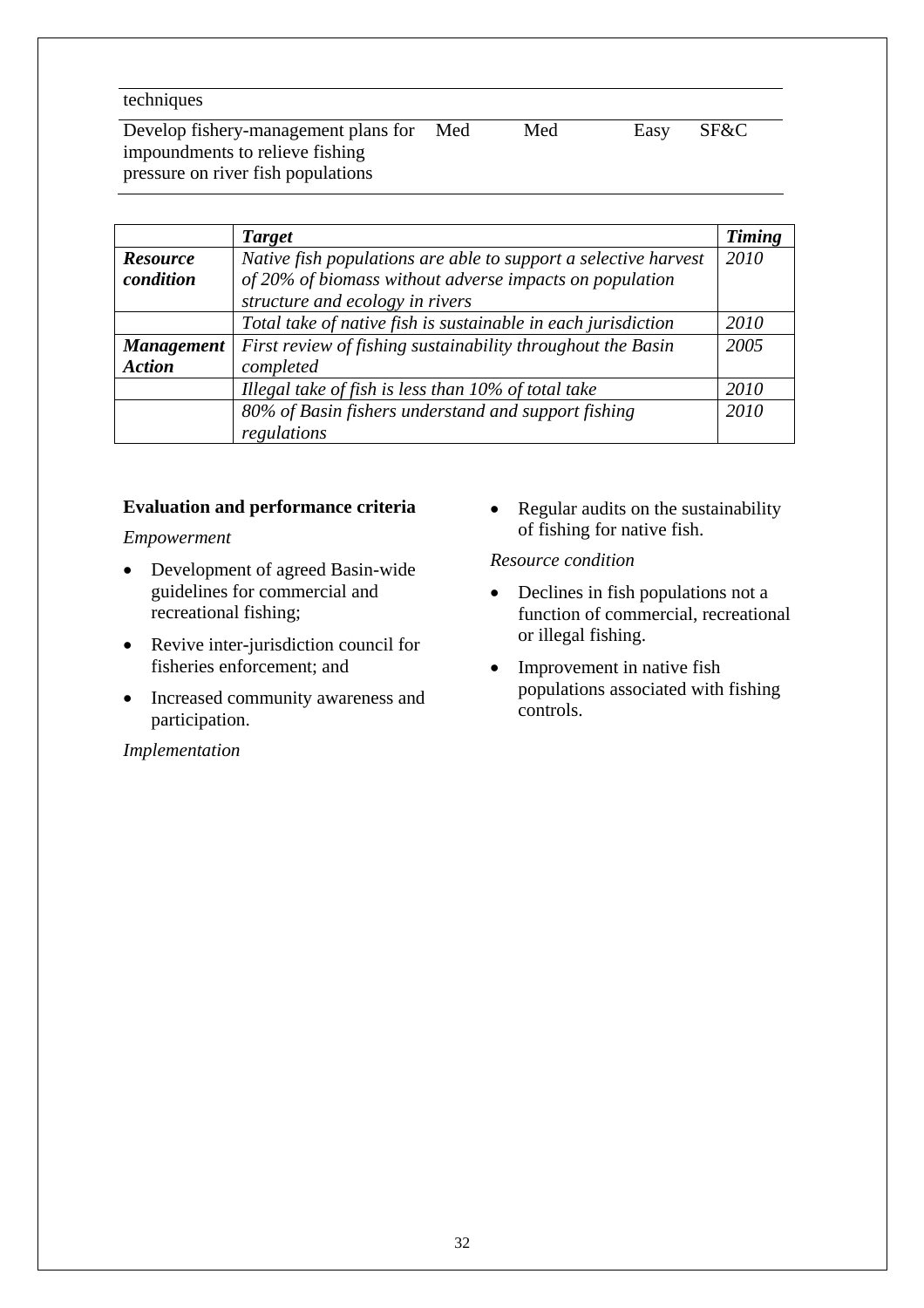| | | | | |
|---|---|---|---|---|
| techniques | | | | |
| Develop fishery-management plans for impoundments to relieve fishing pressure on river fish populations | Med | Med | Easy | SF&C |

| | ***Target*** | ***Timing*** |
|---|---|---|
| ***Resource condition*** | *Native fish populations are able to support a selective harvest of 20% of biomass without adverse impacts on population structure and ecology in rivers* | *2010* |
| | *Total take of native fish is sustainable in each jurisdiction* | *2010* |
| ***Management Action*** | *First review of fishing sustainability throughout the Basin completed* | *2005* |
| | *Illegal take of fish is less than 10% of total take* | *2010* |
| | *80% of Basin fishers understand and support fishing regulations* | *2010* |

**Evaluation and performance criteria**

*Empowerment*

- Development of agreed Basin-wide guidelines for commercial and recreational fishing;
- Revive inter-jurisdiction council for fisheries enforcement; and
- Increased community awareness and participation.

*Implementation*

- Regular audits on the sustainability of fishing for native fish.

*Resource condition*

- Declines in fish populations not a function of commercial, recreational or illegal fishing.
- Improvement in native fish populations associated with fishing controls.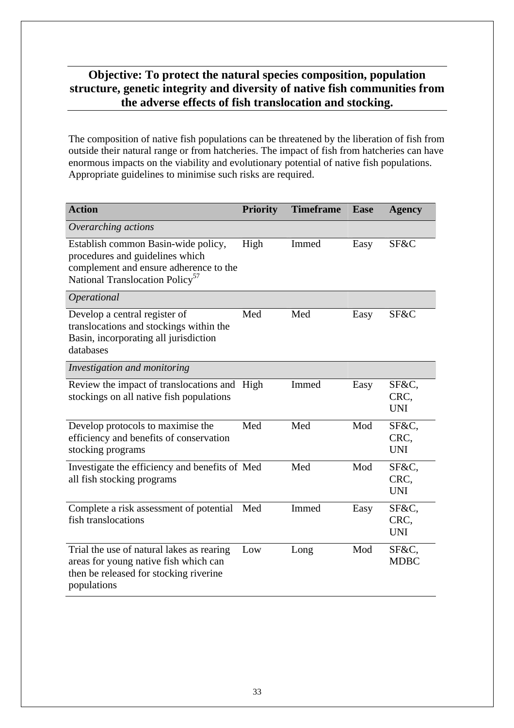## Objective: To protect the natural species composition, population structure, genetic integrity and diversity of native fish communities from the adverse effects of fish translocation and stocking.

The composition of native fish populations can be threatened by the liberation of fish from outside their natural range or from hatcheries. The impact of fish from hatcheries can have enormous impacts on the viability and evolutionary potential of native fish populations. Appropriate guidelines to minimise such risks are required.

| Action | Priority | Timeframe | Ease | Agency |
|---|---|---|---|---|
| *Overarching actions* | | | | |
| Establish common Basin-wide policy, procedures and guidelines which complement and ensure adherence to the National Translocation Policy[57] | High | Immed | Easy | SF&C |
| *Operational* | | | | |
| Develop a central register of translocations and stockings within the Basin, incorporating all jurisdiction databases | Med | Med | Easy | SF&C |
| *Investigation and monitoring* | | | | |
| Review the impact of translocations and stockings on all native fish populations | High | Immed | Easy | SF&C, CRC, UNI |
| Develop protocols to maximise the efficiency and benefits of conservation stocking programs | Med | Med | Mod | SF&C, CRC, UNI |
| Investigate the efficiency and benefits of all fish stocking programs | Med | Med | Mod | SF&C, CRC, UNI |
| Complete a risk assessment of potential fish translocations | Med | Immed | Easy | SF&C, CRC, UNI |
| Trial the use of natural lakes as rearing areas for young native fish which can then be released for stocking riverine populations | Low | Long | Mod | SF&C, MDBC |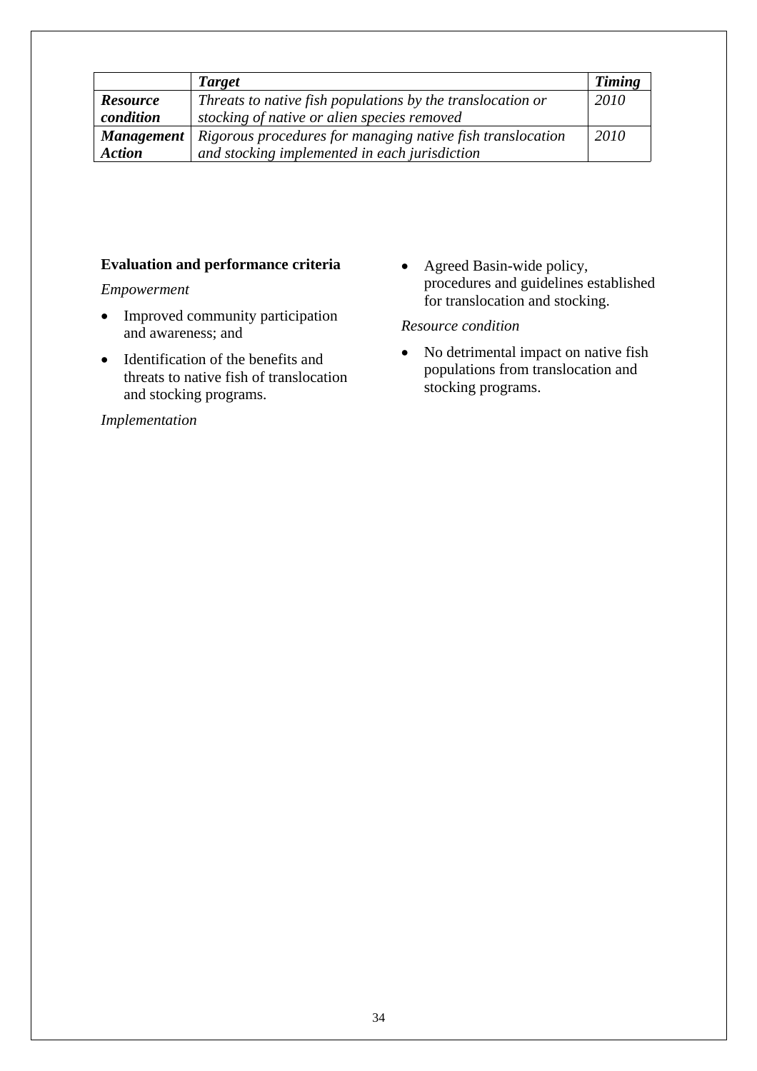| | *Target* | *Timing* |
|---|---|---|
| ***Resource condition*** | *Threats to native fish populations by the translocation or stocking of native or alien species removed* | *2010* |
| ***Management Action*** | *Rigorous procedures for managing native fish translocation and stocking implemented in each jurisdiction* | *2010* |

**Evaluation and performance criteria**

*Empowerment*

- Improved community participation and awareness; and
- Identification of the benefits and threats to native fish of translocation and stocking programs.

*Implementation*

- Agreed Basin-wide policy, procedures and guidelines established for translocation and stocking.

*Resource condition*

- No detrimental impact on native fish populations from translocation and stocking programs.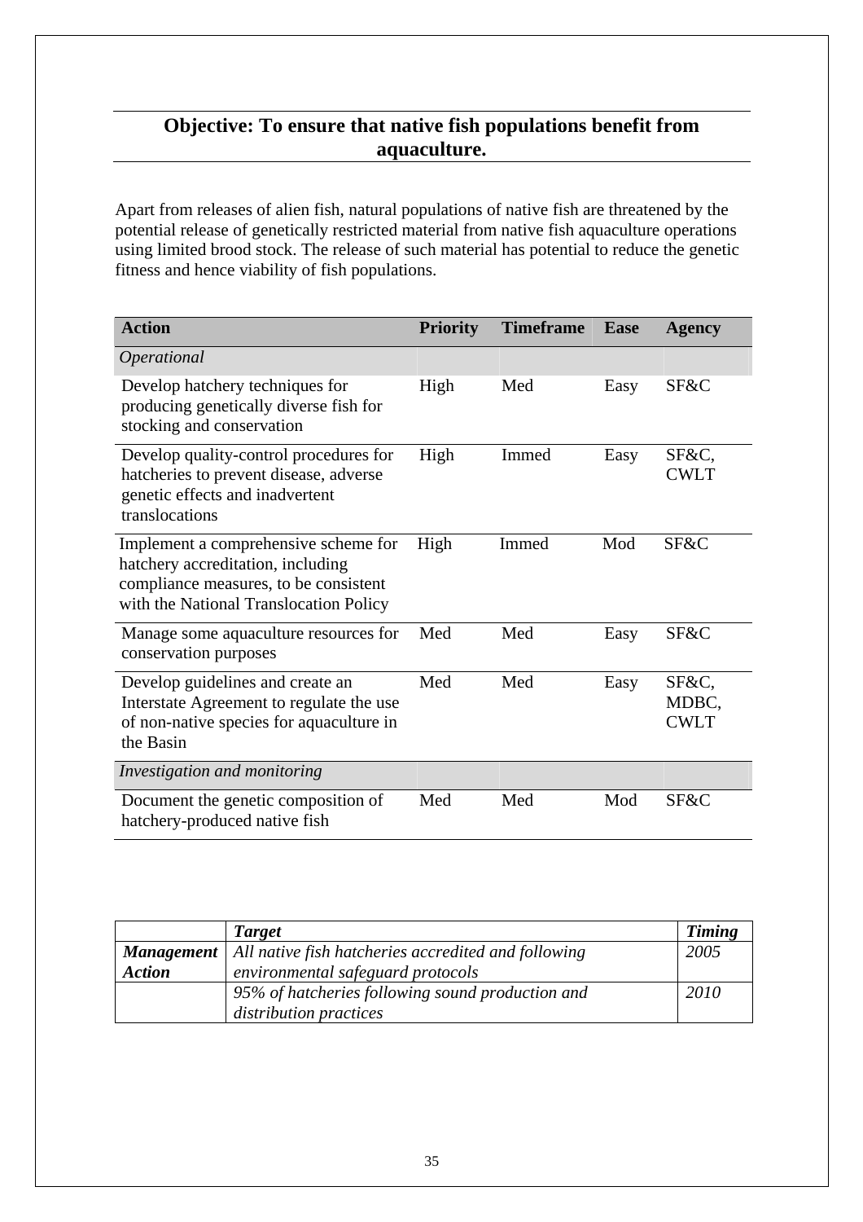## Objective: To ensure that native fish populations benefit from aquaculture.

Apart from releases of alien fish, natural populations of native fish are threatened by the potential release of genetically restricted material from native fish aquaculture operations using limited brood stock. The release of such material has potential to reduce the genetic fitness and hence viability of fish populations.

| Action | Priority | Timeframe | Ease | Agency |
|---|---|---|---|---|
| *Operational* | | | | |
| Develop hatchery techniques for producing genetically diverse fish for stocking and conservation | High | Med | Easy | SF&C |
| Develop quality-control procedures for hatcheries to prevent disease, adverse genetic effects and inadvertent translocations | High | Immed | Easy | SF&C, CWLT |
| Implement a comprehensive scheme for hatchery accreditation, including compliance measures, to be consistent with the National Translocation Policy | High | Immed | Mod | SF&C |
| Manage some aquaculture resources for conservation purposes | Med | Med | Easy | SF&C |
| Develop guidelines and create an Interstate Agreement to regulate the use of non-native species for aquaculture in the Basin | Med | Med | Easy | SF&C, MDBC, CWLT |
| *Investigation and monitoring* | | | | |
| Document the genetic composition of hatchery-produced native fish | Med | Med | Mod | SF&C |

| | *Target* | *Timing* |
|---|---|---|
| ***Management Action*** | *All native fish hatcheries accredited and following environmental safeguard protocols* | *2005* |
| | *95% of hatcheries following sound production and distribution practices* | *2010* |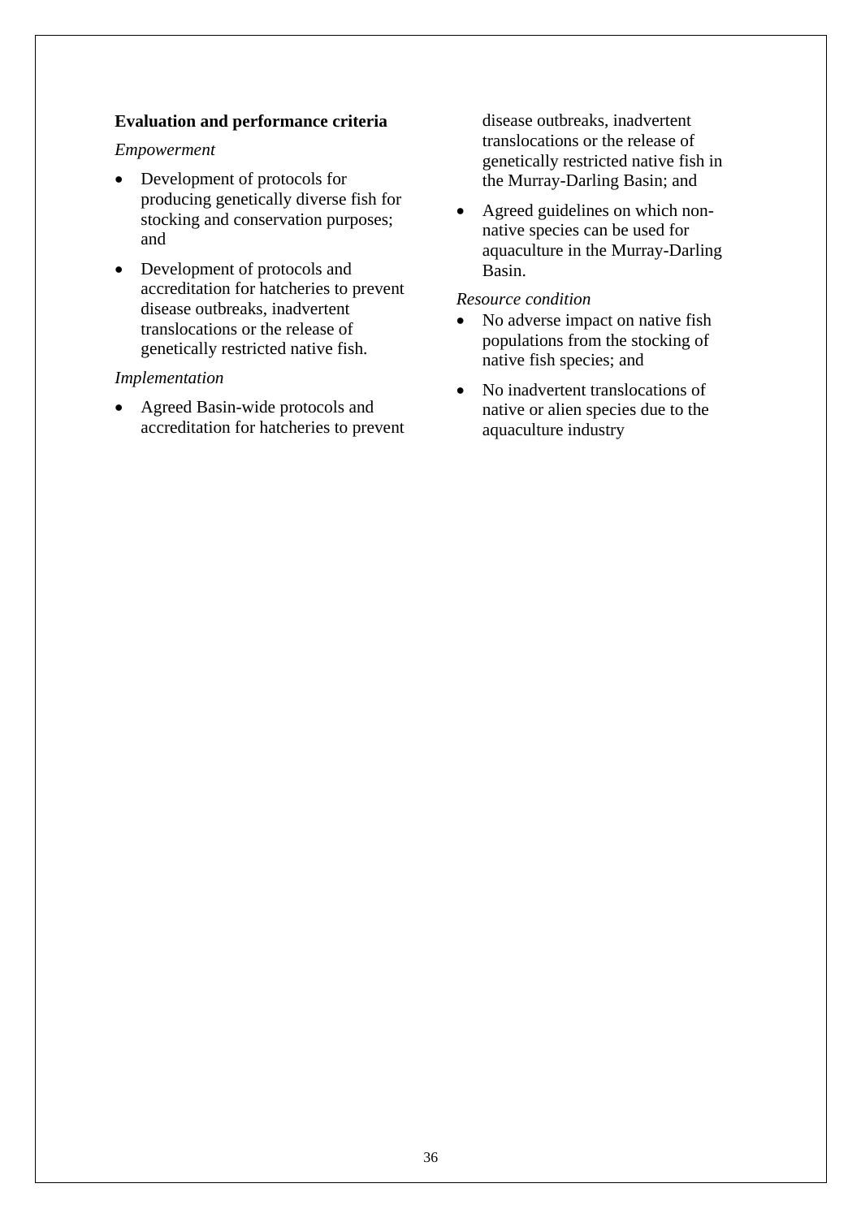**Evaluation and performance criteria**

*Empowerment*

- Development of protocols for producing genetically diverse fish for stocking and conservation purposes; and
- Development of protocols and accreditation for hatcheries to prevent disease outbreaks, inadvertent translocations or the release of genetically restricted native fish.

*Implementation*

- Agreed Basin-wide protocols and accreditation for hatcheries to prevent disease outbreaks, inadvertent translocations or the release of genetically restricted native fish in the Murray-Darling Basin; and
- Agreed guidelines on which non-native species can be used for aquaculture in the Murray-Darling Basin.

*Resource condition*

- No adverse impact on native fish populations from the stocking of native fish species; and
- No inadvertent translocations of native or alien species due to the aquaculture industry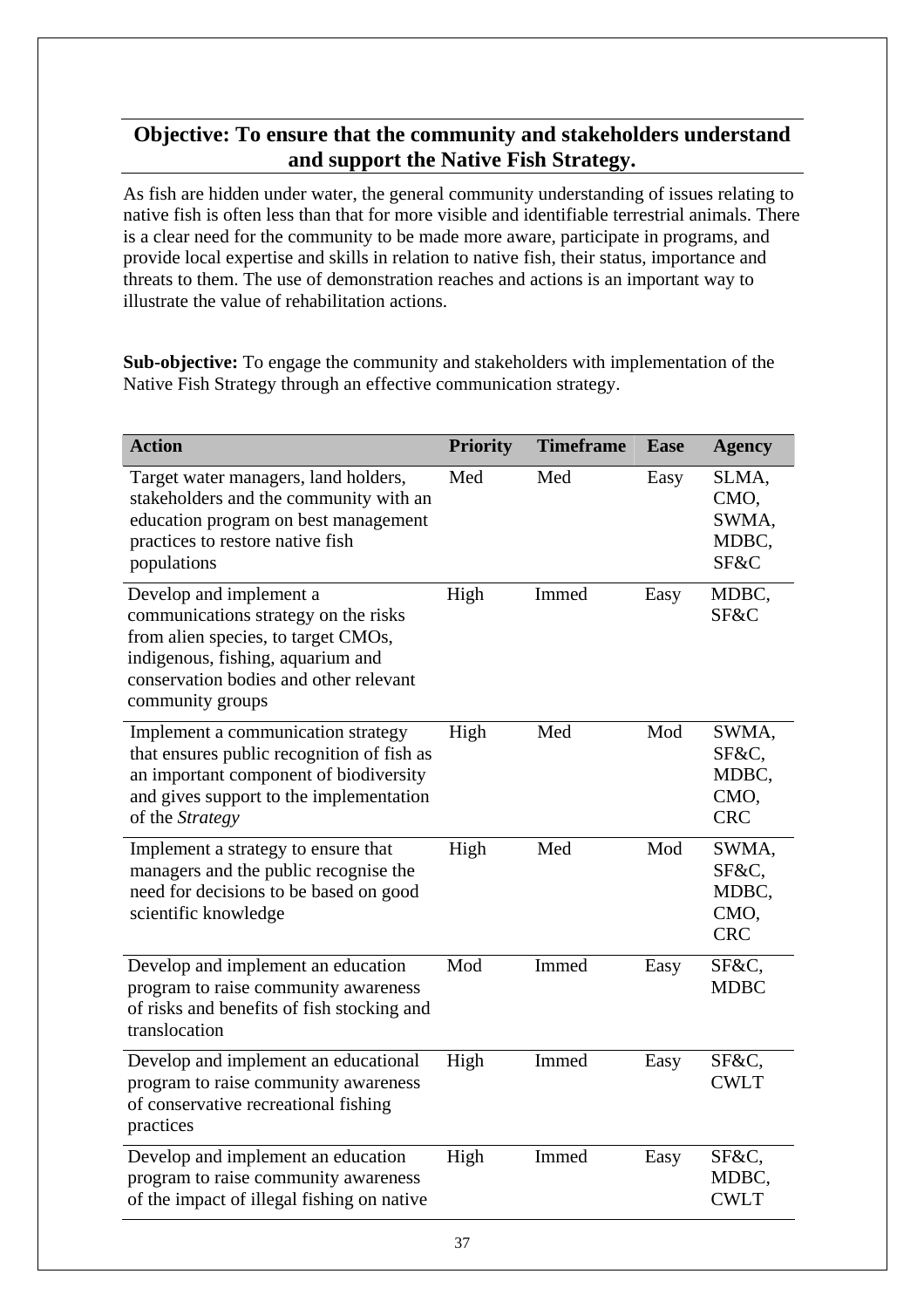## Objective: To ensure that the community and stakeholders understand and support the Native Fish Strategy.

As fish are hidden under water, the general community understanding of issues relating to native fish is often less than that for more visible and identifiable terrestrial animals. There is a clear need for the community to be made more aware, participate in programs, and provide local expertise and skills in relation to native fish, their status, importance and threats to them. The use of demonstration reaches and actions is an important way to illustrate the value of rehabilitation actions.

**Sub-objective:** To engage the community and stakeholders with implementation of the Native Fish Strategy through an effective communication strategy.

| Action | Priority | Timeframe | Ease | Agency |
|---|---|---|---|---|
| Target water managers, land holders, stakeholders and the community with an education program on best management practices to restore native fish populations | Med | Med | Easy | SLMA, CMO, SWMA, MDBC, SF&C |
| Develop and implement a communications strategy on the risks from alien species, to target CMOs, indigenous, fishing, aquarium and conservation bodies and other relevant community groups | High | Immed | Easy | MDBC, SF&C |
| Implement a communication strategy that ensures public recognition of fish as an important component of biodiversity and gives support to the implementation of the *Strategy* | High | Med | Mod | SWMA, SF&C, MDBC, CMO, CRC |
| Implement a strategy to ensure that managers and the public recognise the need for decisions to be based on good scientific knowledge | High | Med | Mod | SWMA, SF&C, MDBC, CMO, CRC |
| Develop and implement an education program to raise community awareness of risks and benefits of fish stocking and translocation | Mod | Immed | Easy | SF&C, MDBC |
| Develop and implement an educational program to raise community awareness of conservative recreational fishing practices | High | Immed | Easy | SF&C, CWLT |
| Develop and implement an education program to raise community awareness of the impact of illegal fishing on native | High | Immed | Easy | SF&C, MDBC, CWLT |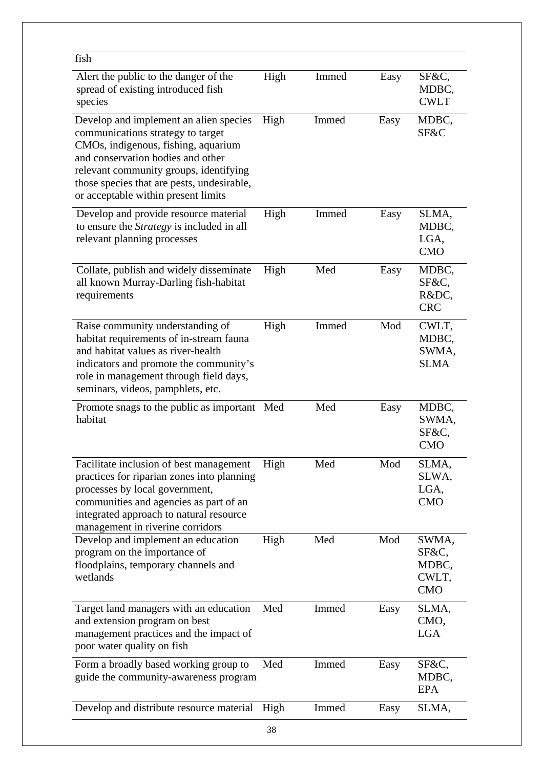| fish | | | | |
|---|---|---|---|---|
| Alert the public to the danger of the spread of existing introduced fish species | High | Immed | Easy | SF&C, MDBC, CWLT |
| Develop and implement an alien species communications strategy to target CMOs, indigenous, fishing, aquarium and conservation bodies and other relevant community groups, identifying those species that are pests, undesirable, or acceptable within present limits | High | Immed | Easy | MDBC, SF&C |
| Develop and provide resource material to ensure the *Strategy* is included in all relevant planning processes | High | Immed | Easy | SLMA, MDBC, LGA, CMO |
| Collate, publish and widely disseminate all known Murray-Darling fish-habitat requirements | High | Med | Easy | MDBC, SF&C, R&DC, CRC |
| Raise community understanding of habitat requirements of in-stream fauna and habitat values as river-health indicators and promote the community's role in management through field days, seminars, videos, pamphlets, etc. | High | Immed | Mod | CWLT, MDBC, SWMA, SLMA |
| Promote snags to the public as important habitat | Med | Med | Easy | MDBC, SWMA, SF&C, CMO |
| Facilitate inclusion of best management practices for riparian zones into planning processes by local government, communities and agencies as part of an integrated approach to natural resource management in riverine corridors | High | Med | Mod | SLMA, SLWA, LGA, CMO |
| Develop and implement an education program on the importance of floodplains, temporary channels and wetlands | High | Med | Mod | SWMA, SF&C, MDBC, CWLT, CMO |
| Target land managers with an education and extension program on best management practices and the impact of poor water quality on fish | Med | Immed | Easy | SLMA, CMO, LGA |
| Form a broadly based working group to guide the community-awareness program | Med | Immed | Easy | SF&C, MDBC, EPA |
| Develop and distribute resource material | High | Immed | Easy | SLMA, |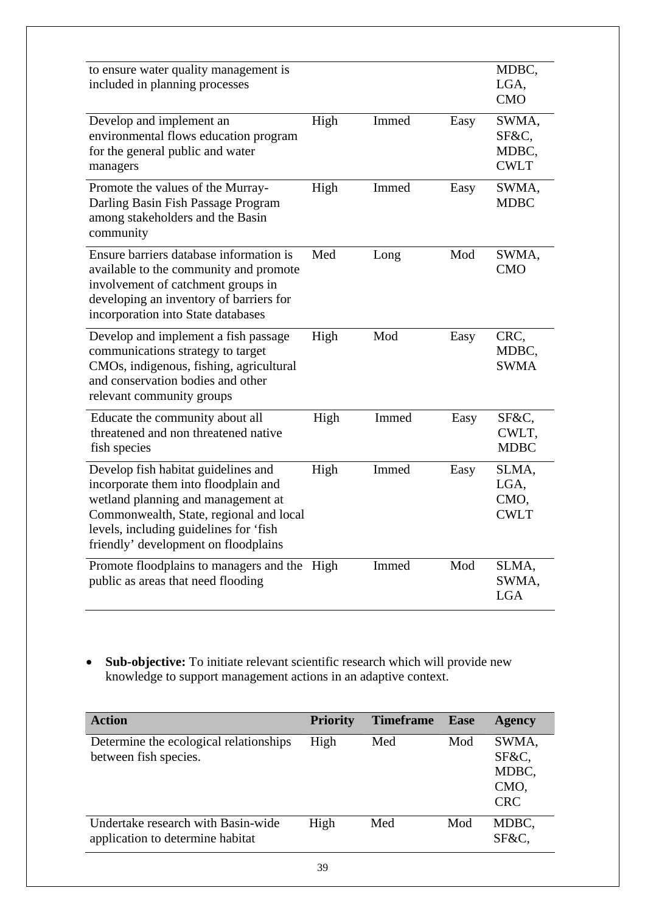| | | | | |
|---|---|---|---|---|
| to ensure water quality management is included in planning processes | | | | MDBC, LGA, CMO |
| Develop and implement an environmental flows education program for the general public and water managers | High | Immed | Easy | SWMA, SF&C, MDBC, CWLT |
| Promote the values of the Murray-Darling Basin Fish Passage Program among stakeholders and the Basin community | High | Immed | Easy | SWMA, MDBC |
| Ensure barriers database information is available to the community and promote involvement of catchment groups in developing an inventory of barriers for incorporation into State databases | Med | Long | Mod | SWMA, CMO |
| Develop and implement a fish passage communications strategy to target CMOs, indigenous, fishing, agricultural and conservation bodies and other relevant community groups | High | Mod | Easy | CRC, MDBC, SWMA |
| Educate the community about all threatened and non threatened native fish species | High | Immed | Easy | SF&C, CWLT, MDBC |
| Develop fish habitat guidelines and incorporate them into floodplain and wetland planning and management at Commonwealth, State, regional and local levels, including guidelines for 'fish friendly' development on floodplains | High | Immed | Easy | SLMA, LGA, CMO, CWLT |
| Promote floodplains to managers and the public as areas that need flooding | High | Immed | Mod | SLMA, SWMA, LGA |

- **Sub-objective:** To initiate relevant scientific research which will provide new knowledge to support management actions in an adaptive context.

| Action | Priority | Timeframe | Ease | Agency |
|---|---|---|---|---|
| Determine the ecological relationships between fish species. | High | Med | Mod | SWMA, SF&C, MDBC, CMO, CRC |
| Undertake research with Basin-wide application to determine habitat | High | Med | Mod | MDBC, SF&C, |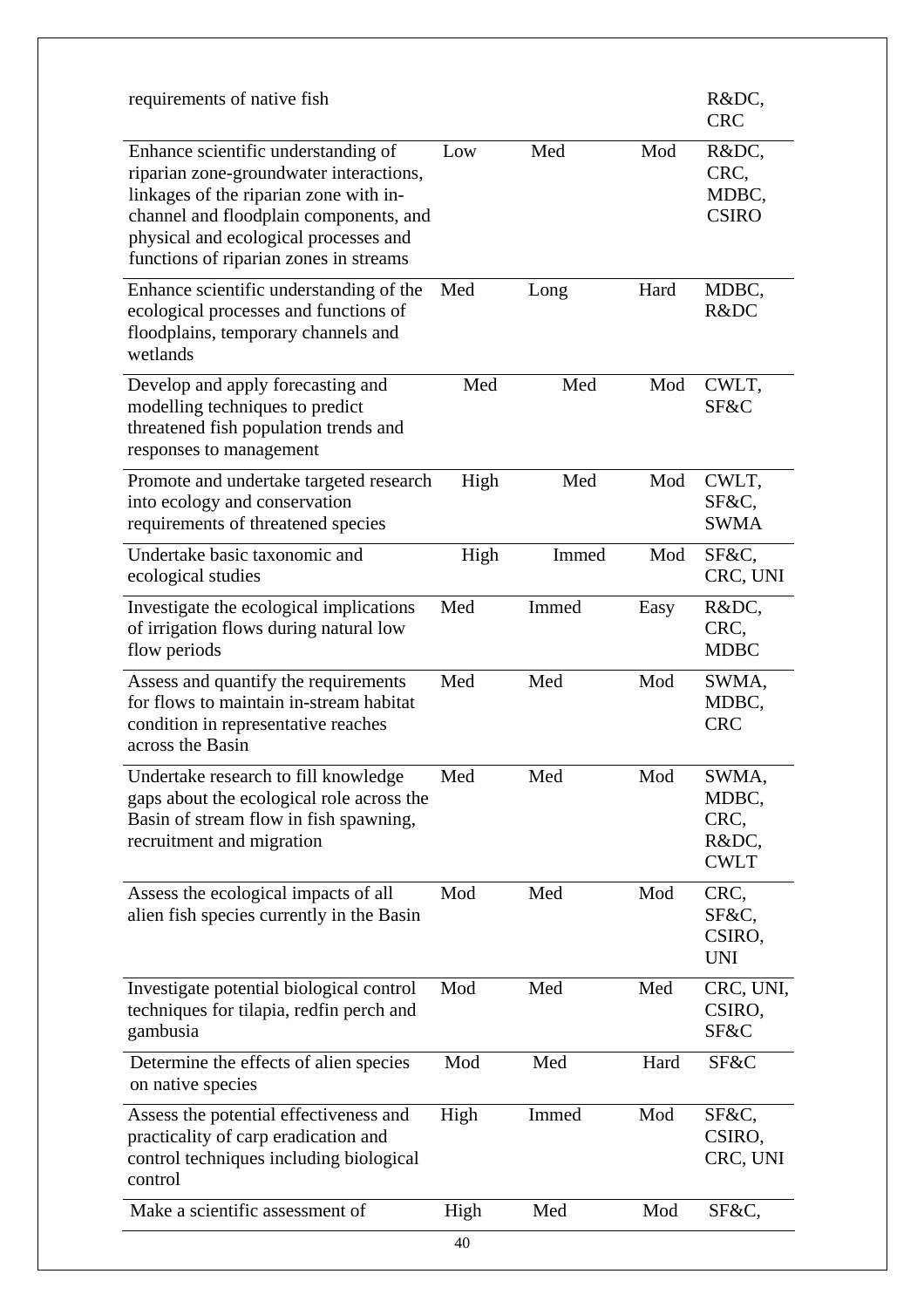| | | | | |
|---|---|---|---|---|
| requirements of native fish | | | | R&DC, CRC |
| Enhance scientific understanding of riparian zone-groundwater interactions, linkages of the riparian zone with in-channel and floodplain components, and physical and ecological processes and functions of riparian zones in streams | Low | Med | Mod | R&DC, CRC, MDBC, CSIRO |
| Enhance scientific understanding of the ecological processes and functions of floodplains, temporary channels and wetlands | Med | Long | Hard | MDBC, R&DC |
| Develop and apply forecasting and modelling techniques to predict threatened fish population trends and responses to management | Med | Med | Mod | CWLT, SF&C |
| Promote and undertake targeted research into ecology and conservation requirements of threatened species | High | Med | Mod | CWLT, SF&C, SWMA |
| Undertake basic taxonomic and ecological studies | High | Immed | Mod | SF&C, CRC, UNI |
| Investigate the ecological implications of irrigation flows during natural low flow periods | Med | Immed | Easy | R&DC, CRC, MDBC |
| Assess and quantify the requirements for flows to maintain in-stream habitat condition in representative reaches across the Basin | Med | Med | Mod | SWMA, MDBC, CRC |
| Undertake research to fill knowledge gaps about the ecological role across the Basin of stream flow in fish spawning, recruitment and migration | Med | Med | Mod | SWMA, MDBC, CRC, R&DC, CWLT |
| Assess the ecological impacts of all alien fish species currently in the Basin | Mod | Med | Mod | CRC, SF&C, CSIRO, UNI |
| Investigate potential biological control techniques for tilapia, redfin perch and gambusia | Mod | Med | Med | CRC, UNI, CSIRO, SF&C |
| Determine the effects of alien species on native species | Mod | Med | Hard | SF&C |
| Assess the potential effectiveness and practicality of carp eradication and control techniques including biological control | High | Immed | Mod | SF&C, CSIRO, CRC, UNI |
| Make a scientific assessment of | High | Med | Mod | SF&C, |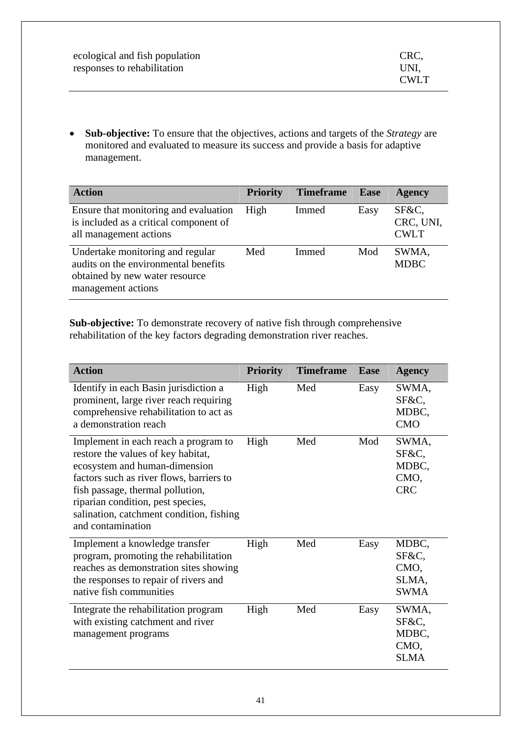| | | | | |
|---|---|---|---|---|
| ecological and fish population responses to rehabilitation | | | | CRC, UNI, CWLT |

- **Sub-objective:** To ensure that the objectives, actions and targets of the *Strategy* are monitored and evaluated to measure its success and provide a basis for adaptive management.

| Action | Priority | Timeframe | Ease | Agency |
|---|---|---|---|---|
| Ensure that monitoring and evaluation is included as a critical component of all management actions | High | Immed | Easy | SF&C, CRC, UNI, CWLT |
| Undertake monitoring and regular audits on the environmental benefits obtained by new water resource management actions | Med | Immed | Mod | SWMA, MDBC |

**Sub-objective:** To demonstrate recovery of native fish through comprehensive rehabilitation of the key factors degrading demonstration river reaches.

| Action | Priority | Timeframe | Ease | Agency |
|---|---|---|---|---|
| Identify in each Basin jurisdiction a prominent, large river reach requiring comprehensive rehabilitation to act as a demonstration reach | High | Med | Easy | SWMA, SF&C, MDBC, CMO |
| Implement in each reach a program to restore the values of key habitat, ecosystem and human-dimension factors such as river flows, barriers to fish passage, thermal pollution, riparian condition, pest species, salination, catchment condition, fishing and contamination | High | Med | Mod | SWMA, SF&C, MDBC, CMO, CRC |
| Implement a knowledge transfer program, promoting the rehabilitation reaches as demonstration sites showing the responses to repair of rivers and native fish communities | High | Med | Easy | MDBC, SF&C, CMO, SLMA, SWMA |
| Integrate the rehabilitation program with existing catchment and river management programs | High | Med | Easy | SWMA, SF&C, MDBC, CMO, SLMA |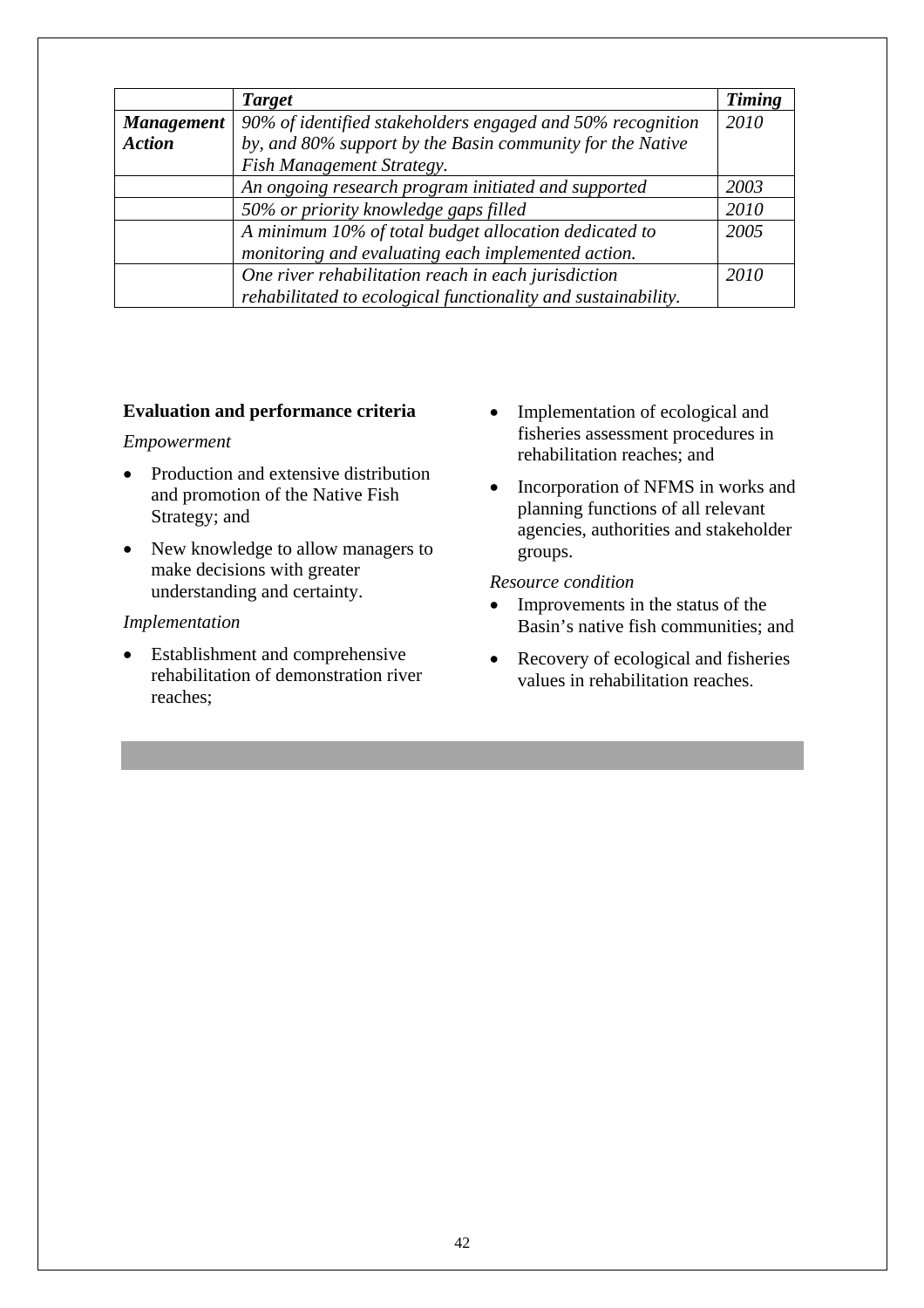| | *Target* | *Timing* |
|---|---|---|
| ***Management Action*** | *90% of identified stakeholders engaged and 50% recognition by, and 80% support by the Basin community for the Native Fish Management Strategy.* | *2010* |
| | *An ongoing research program initiated and supported* | *2003* |
| | *50% or priority knowledge gaps filled* | *2010* |
| | *A minimum 10% of total budget allocation dedicated to monitoring and evaluating each implemented action.* | *2005* |
| | *One river rehabilitation reach in each jurisdiction rehabilitated to ecological functionality and sustainability.* | *2010* |

**Evaluation and performance criteria**

*Empowerment*

- Production and extensive distribution and promotion of the Native Fish Strategy; and
- New knowledge to allow managers to make decisions with greater understanding and certainty.

*Implementation*

- Establishment and comprehensive rehabilitation of demonstration river reaches;
- Implementation of ecological and fisheries assessment procedures in rehabilitation reaches; and
- Incorporation of NFMS in works and planning functions of all relevant agencies, authorities and stakeholder groups.

*Resource condition*

- Improvements in the status of the Basin's native fish communities; and
- Recovery of ecological and fisheries values in rehabilitation reaches.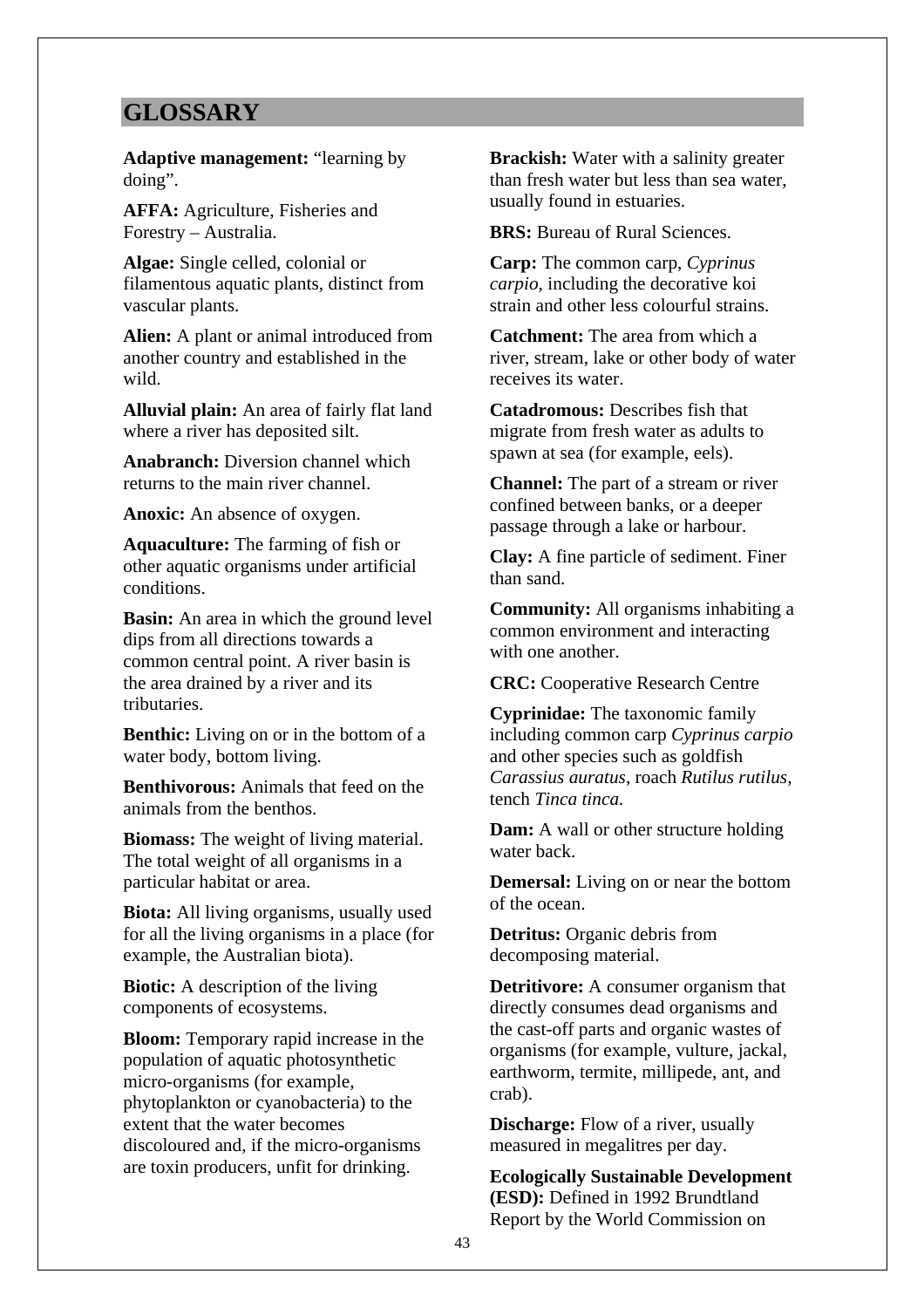## GLOSSARY

**Adaptive management:** "learning by doing".

**AFFA:** Agriculture, Fisheries and Forestry – Australia.

**Algae:** Single celled, colonial or filamentous aquatic plants, distinct from vascular plants.

**Alien:** A plant or animal introduced from another country and established in the wild.

**Alluvial plain:** An area of fairly flat land where a river has deposited silt.

**Anabranch:** Diversion channel which returns to the main river channel.

**Anoxic:** An absence of oxygen.

**Aquaculture:** The farming of fish or other aquatic organisms under artificial conditions.

**Basin:** An area in which the ground level dips from all directions towards a common central point. A river basin is the area drained by a river and its tributaries.

**Benthic:** Living on or in the bottom of a water body, bottom living.

**Benthivorous:** Animals that feed on the animals from the benthos.

**Biomass:** The weight of living material. The total weight of all organisms in a particular habitat or area.

**Biota:** All living organisms, usually used for all the living organisms in a place (for example, the Australian biota).

**Biotic:** A description of the living components of ecosystems.

**Bloom:** Temporary rapid increase in the population of aquatic photosynthetic micro-organisms (for example, phytoplankton or cyanobacteria) to the extent that the water becomes discoloured and, if the micro-organisms are toxin producers, unfit for drinking.

**Brackish:** Water with a salinity greater than fresh water but less than sea water, usually found in estuaries.

**BRS:** Bureau of Rural Sciences.

**Carp:** The common carp, *Cyprinus carpio*, including the decorative koi strain and other less colourful strains.

**Catchment:** The area from which a river, stream, lake or other body of water receives its water.

**Catadromous:** Describes fish that migrate from fresh water as adults to spawn at sea (for example, eels).

**Channel:** The part of a stream or river confined between banks, or a deeper passage through a lake or harbour.

**Clay:** A fine particle of sediment. Finer than sand.

**Community:** All organisms inhabiting a common environment and interacting with one another.

**CRC:** Cooperative Research Centre

**Cyprinidae:** The taxonomic family including common carp *Cyprinus carpio* and other species such as goldfish *Carassius auratus*, roach *Rutilus rutilus*, tench *Tinca tinca.*

**Dam:** A wall or other structure holding water back.

**Demersal:** Living on or near the bottom of the ocean.

**Detritus:** Organic debris from decomposing material.

**Detritivore:** A consumer organism that directly consumes dead organisms and the cast-off parts and organic wastes of organisms (for example, vulture, jackal, earthworm, termite, millipede, ant, and crab).

**Discharge:** Flow of a river, usually measured in megalitres per day.

**Ecologically Sustainable Development (ESD):** Defined in 1992 Brundtland Report by the World Commission on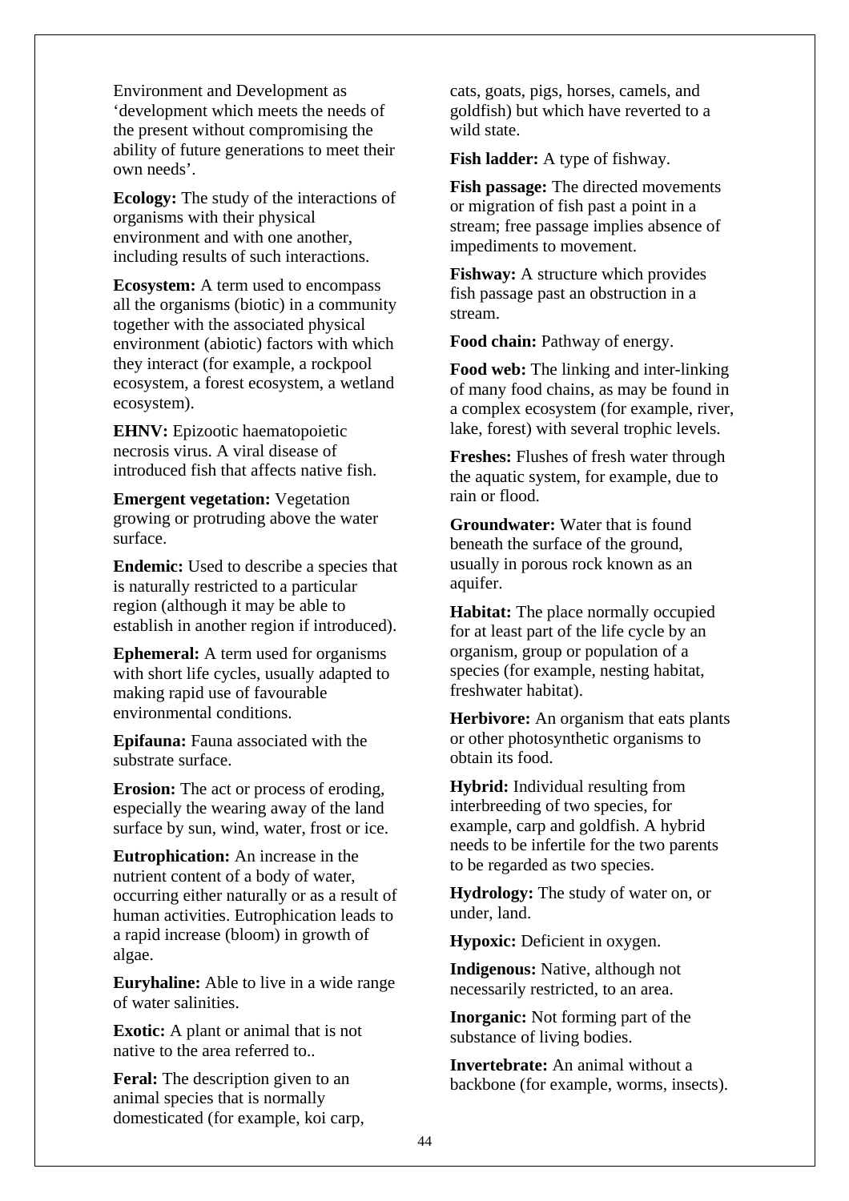Environment and Development as 'development which meets the needs of the present without compromising the ability of future generations to meet their own needs'.

**Ecology:** The study of the interactions of organisms with their physical environment and with one another, including results of such interactions.

**Ecosystem:** A term used to encompass all the organisms (biotic) in a community together with the associated physical environment (abiotic) factors with which they interact (for example, a rockpool ecosystem, a forest ecosystem, a wetland ecosystem).

**EHNV:** Epizootic haematopoietic necrosis virus. A viral disease of introduced fish that affects native fish.

**Emergent vegetation:** Vegetation growing or protruding above the water surface.

**Endemic:** Used to describe a species that is naturally restricted to a particular region (although it may be able to establish in another region if introduced).

**Ephemeral:** A term used for organisms with short life cycles, usually adapted to making rapid use of favourable environmental conditions.

**Epifauna:** Fauna associated with the substrate surface.

**Erosion:** The act or process of eroding, especially the wearing away of the land surface by sun, wind, water, frost or ice.

**Eutrophication:** An increase in the nutrient content of a body of water, occurring either naturally or as a result of human activities. Eutrophication leads to a rapid increase (bloom) in growth of algae.

**Euryhaline:** Able to live in a wide range of water salinities.

**Exotic:** A plant or animal that is not native to the area referred to..

**Feral:** The description given to an animal species that is normally domesticated (for example, koi carp, cats, goats, pigs, horses, camels, and goldfish) but which have reverted to a wild state.

**Fish ladder:** A type of fishway.

**Fish passage:** The directed movements or migration of fish past a point in a stream; free passage implies absence of impediments to movement.

**Fishway:** A structure which provides fish passage past an obstruction in a stream.

**Food chain:** Pathway of energy.

**Food web:** The linking and inter-linking of many food chains, as may be found in a complex ecosystem (for example, river, lake, forest) with several trophic levels.

**Freshes:** Flushes of fresh water through the aquatic system, for example, due to rain or flood.

**Groundwater:** Water that is found beneath the surface of the ground, usually in porous rock known as an aquifer.

**Habitat:** The place normally occupied for at least part of the life cycle by an organism, group or population of a species (for example, nesting habitat, freshwater habitat).

**Herbivore:** An organism that eats plants or other photosynthetic organisms to obtain its food.

**Hybrid:** Individual resulting from interbreeding of two species, for example, carp and goldfish. A hybrid needs to be infertile for the two parents to be regarded as two species.

**Hydrology:** The study of water on, or under, land.

**Hypoxic:** Deficient in oxygen.

**Indigenous:** Native, although not necessarily restricted, to an area.

**Inorganic:** Not forming part of the substance of living bodies.

**Invertebrate:** An animal without a backbone (for example, worms, insects).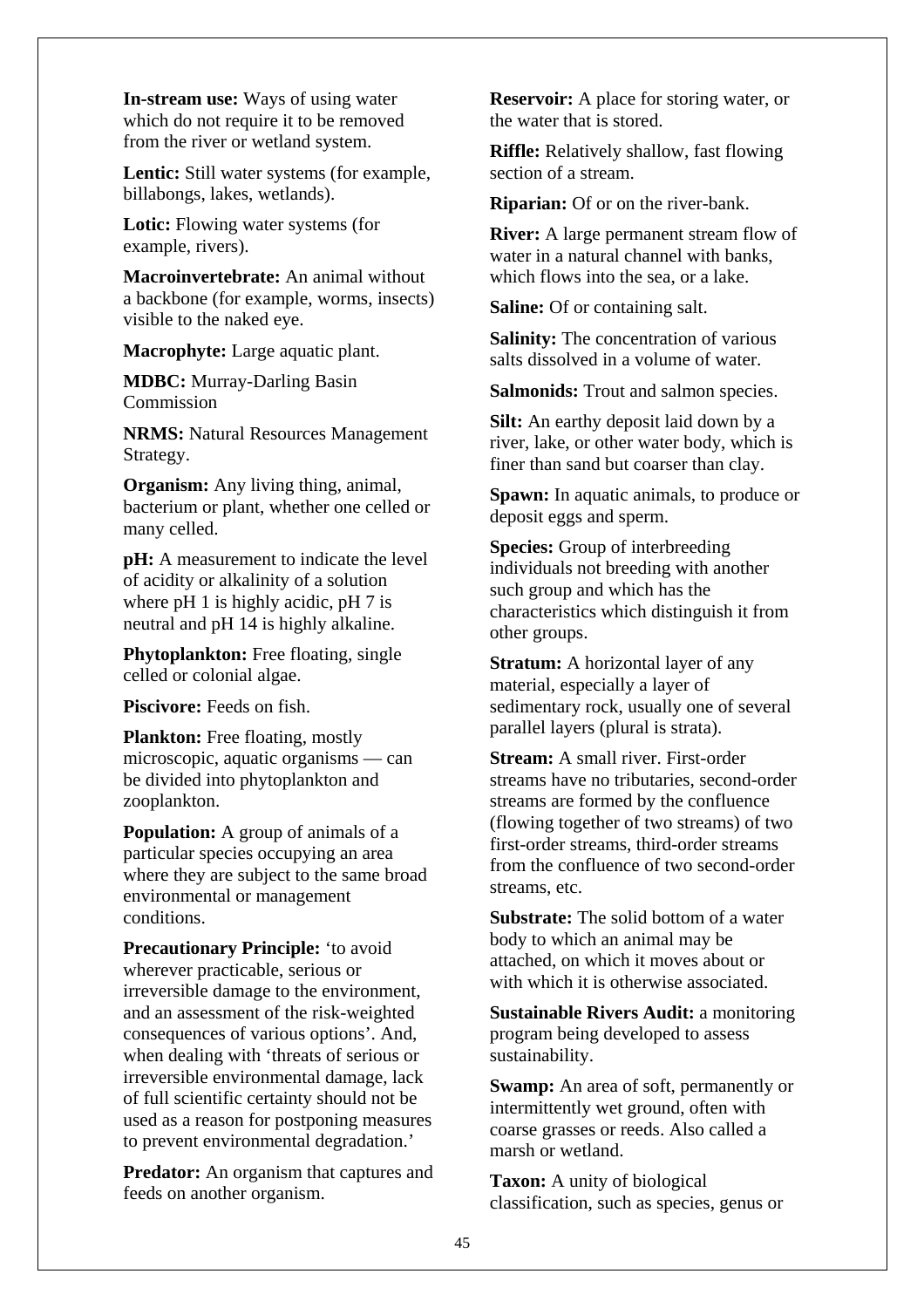**In-stream use:** Ways of using water which do not require it to be removed from the river or wetland system.

**Lentic:** Still water systems (for example, billabongs, lakes, wetlands).

**Lotic:** Flowing water systems (for example, rivers).

**Macroinvertebrate:** An animal without a backbone (for example, worms, insects) visible to the naked eye.

**Macrophyte:** Large aquatic plant.

**MDBC:** Murray-Darling Basin Commission

**NRMS:** Natural Resources Management Strategy.

**Organism:** Any living thing, animal, bacterium or plant, whether one celled or many celled.

**pH:** A measurement to indicate the level of acidity or alkalinity of a solution where pH 1 is highly acidic, pH 7 is neutral and pH 14 is highly alkaline.

**Phytoplankton:** Free floating, single celled or colonial algae.

**Piscivore:** Feeds on fish.

**Plankton:** Free floating, mostly microscopic, aquatic organisms — can be divided into phytoplankton and zooplankton.

**Population:** A group of animals of a particular species occupying an area where they are subject to the same broad environmental or management conditions.

**Precautionary Principle:** 'to avoid wherever practicable, serious or irreversible damage to the environment, and an assessment of the risk-weighted consequences of various options'. And, when dealing with 'threats of serious or irreversible environmental damage, lack of full scientific certainty should not be used as a reason for postponing measures to prevent environmental degradation.'

**Predator:** An organism that captures and feeds on another organism.

**Reservoir:** A place for storing water, or the water that is stored.

**Riffle:** Relatively shallow, fast flowing section of a stream.

**Riparian:** Of or on the river-bank.

**River:** A large permanent stream flow of water in a natural channel with banks, which flows into the sea, or a lake.

**Saline:** Of or containing salt.

**Salinity:** The concentration of various salts dissolved in a volume of water.

**Salmonids:** Trout and salmon species.

**Silt:** An earthy deposit laid down by a river, lake, or other water body, which is finer than sand but coarser than clay.

**Spawn:** In aquatic animals, to produce or deposit eggs and sperm.

**Species:** Group of interbreeding individuals not breeding with another such group and which has the characteristics which distinguish it from other groups.

**Stratum:** A horizontal layer of any material, especially a layer of sedimentary rock, usually one of several parallel layers (plural is strata).

**Stream:** A small river. First-order streams have no tributaries, second-order streams are formed by the confluence (flowing together of two streams) of two first-order streams, third-order streams from the confluence of two second-order streams, etc.

**Substrate:** The solid bottom of a water body to which an animal may be attached, on which it moves about or with which it is otherwise associated.

**Sustainable Rivers Audit:** a monitoring program being developed to assess sustainability.

**Swamp:** An area of soft, permanently or intermittently wet ground, often with coarse grasses or reeds. Also called a marsh or wetland.

**Taxon:** A unity of biological classification, such as species, genus or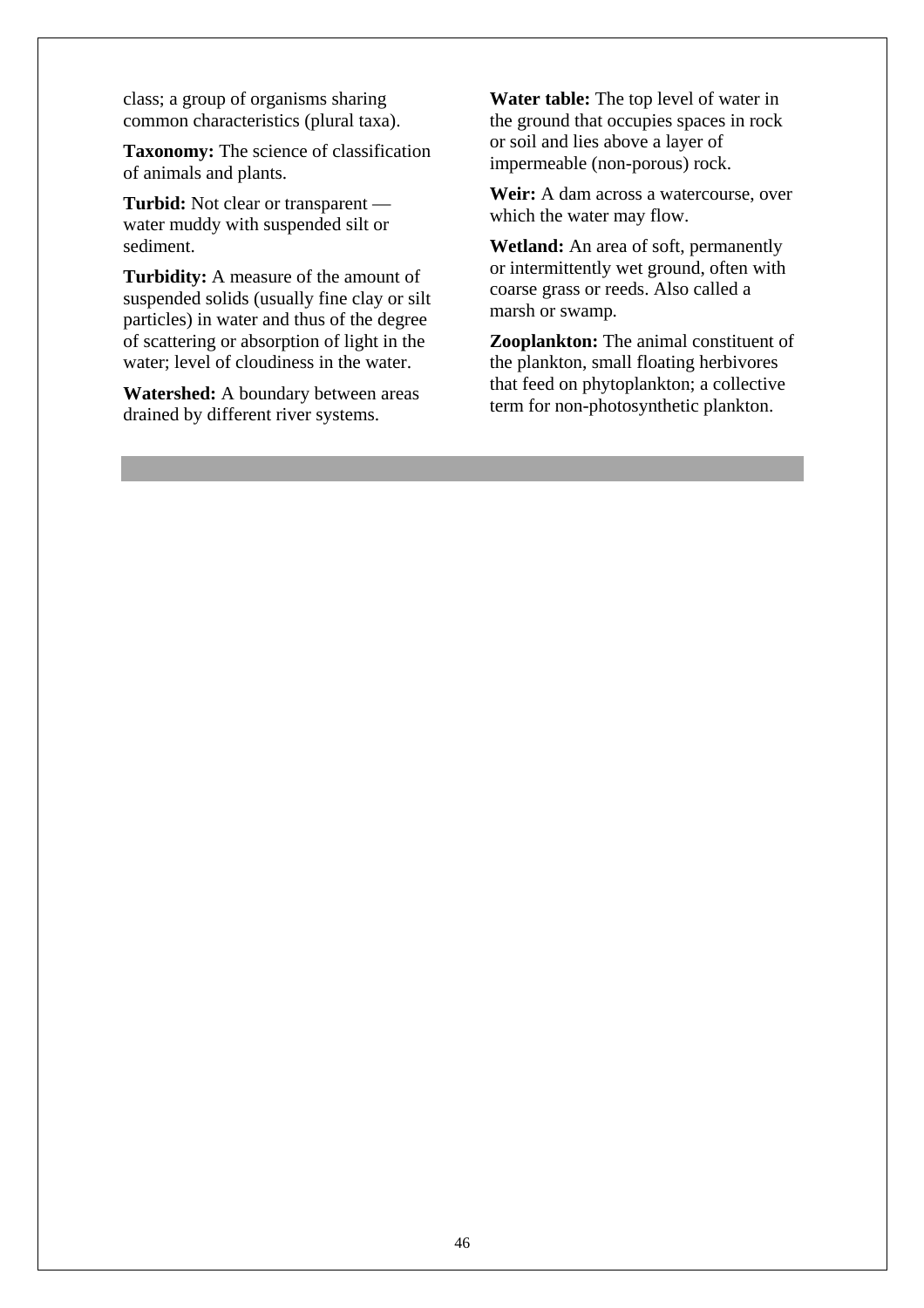class; a group of organisms sharing common characteristics (plural taxa).

**Taxonomy:** The science of classification of animals and plants.

**Turbid:** Not clear or transparent — water muddy with suspended silt or sediment.

**Turbidity:** A measure of the amount of suspended solids (usually fine clay or silt particles) in water and thus of the degree of scattering or absorption of light in the water; level of cloudiness in the water.

**Watershed:** A boundary between areas drained by different river systems.

**Water table:** The top level of water in the ground that occupies spaces in rock or soil and lies above a layer of impermeable (non-porous) rock.

**Weir:** A dam across a watercourse, over which the water may flow.

**Wetland:** An area of soft, permanently or intermittently wet ground, often with coarse grass or reeds. Also called a marsh or swamp.

**Zooplankton:** The animal constituent of the plankton, small floating herbivores that feed on phytoplankton; a collective term for non-photosynthetic plankton.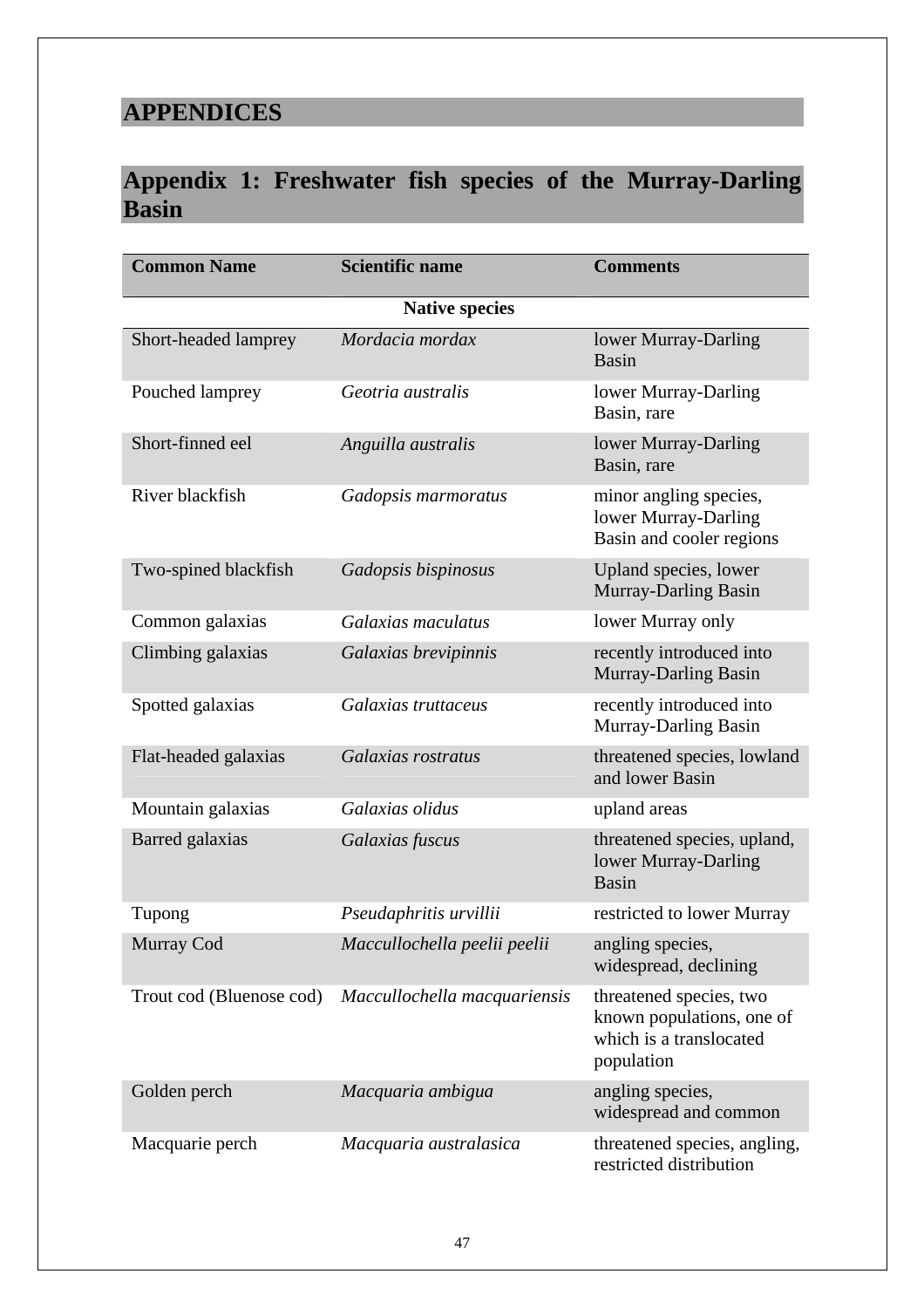# APPENDICES

## Appendix 1: Freshwater fish species of the Murray-Darling Basin

| Common Name | Scientific name | Comments |
|---|---|---|
| | **Native species** | |
| Short-headed lamprey | *Mordacia mordax* | lower Murray-Darling Basin |
| Pouched lamprey | *Geotria australis* | lower Murray-Darling Basin, rare |
| Short-finned eel | *Anguilla australis* | lower Murray-Darling Basin, rare |
| River blackfish | *Gadopsis marmoratus* | minor angling species, lower Murray-Darling Basin and cooler regions |
| Two-spined blackfish | *Gadopsis bispinosus* | Upland species, lower Murray-Darling Basin |
| Common galaxias | *Galaxias maculatus* | lower Murray only |
| Climbing galaxias | *Galaxias brevipinnis* | recently introduced into Murray-Darling Basin |
| Spotted galaxias | *Galaxias truttaceus* | recently introduced into Murray-Darling Basin |
| Flat-headed galaxias | *Galaxias rostratus* | threatened species, lowland and lower Basin |
| Mountain galaxias | *Galaxias olidus* | upland areas |
| Barred galaxias | *Galaxias fuscus* | threatened species, upland, lower Murray-Darling Basin |
| Tupong | *Pseudaphritis urvillii* | restricted to lower Murray |
| Murray Cod | *Maccullochella peelii peelii* | angling species, widespread, declining |
| Trout cod (Bluenose cod) | *Maccullochella macquariensis* | threatened species, two known populations, one of which is a translocated population |
| Golden perch | *Macquaria ambigua* | angling species, widespread and common |
| Macquarie perch | *Macquaria australasica* | threatened species, angling, restricted distribution |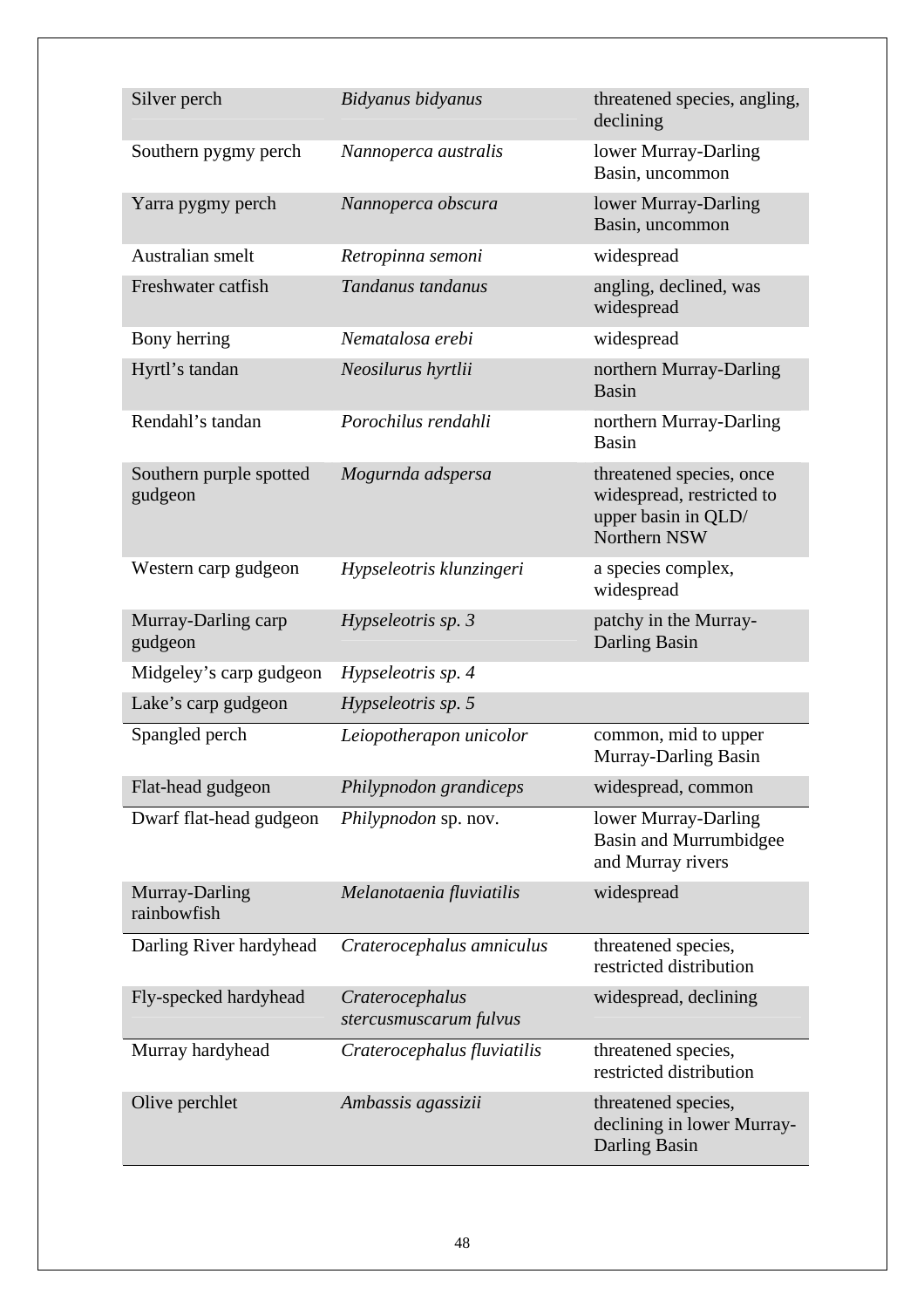| Silver perch | *Bidyanus bidyanus* | threatened species, angling, declining |
|---|---|---|
| Southern pygmy perch | *Nannoperca australis* | lower Murray-Darling Basin, uncommon |
| Yarra pygmy perch | *Nannoperca obscura* | lower Murray-Darling Basin, uncommon |
| Australian smelt | *Retropinna semoni* | widespread |
| Freshwater catfish | *Tandanus tandanus* | angling, declined, was widespread |
| Bony herring | *Nematalosa erebi* | widespread |
| Hyrtl's tandan | *Neosilurus hyrtlii* | northern Murray-Darling Basin |
| Rendahl's tandan | *Porochilus rendahli* | northern Murray-Darling Basin |
| Southern purple spotted gudgeon | *Mogurnda adspersa* | threatened species, once widespread, restricted to upper basin in QLD/ Northern NSW |
| Western carp gudgeon | *Hypseleotris klunzingeri* | a species complex, widespread |
| Murray-Darling carp gudgeon | *Hypseleotris sp. 3* | patchy in the Murray-Darling Basin |
| Midgeley's carp gudgeon | *Hypseleotris sp. 4* | |
| Lake's carp gudgeon | *Hypseleotris sp. 5* | |
| Spangled perch | *Leiopotherapon unicolor* | common, mid to upper Murray-Darling Basin |
| Flat-head gudgeon | *Philypnodon grandiceps* | widespread, common |
| Dwarf flat-head gudgeon | *Philypnodon* sp. nov. | lower Murray-Darling Basin and Murrumbidgee and Murray rivers |
| Murray-Darling rainbowfish | *Melanotaenia fluviatilis* | widespread |
| Darling River hardyhead | *Craterocephalus amniculus* | threatened species, restricted distribution |
| Fly-specked hardyhead | *Craterocephalus stercusmuscarum fulvus* | widespread, declining |
| Murray hardyhead | *Craterocephalus fluviatilis* | threatened species, restricted distribution |
| Olive perchlet | Ambassis agassizii | threatened species, declining in lower Murray-Darling Basin |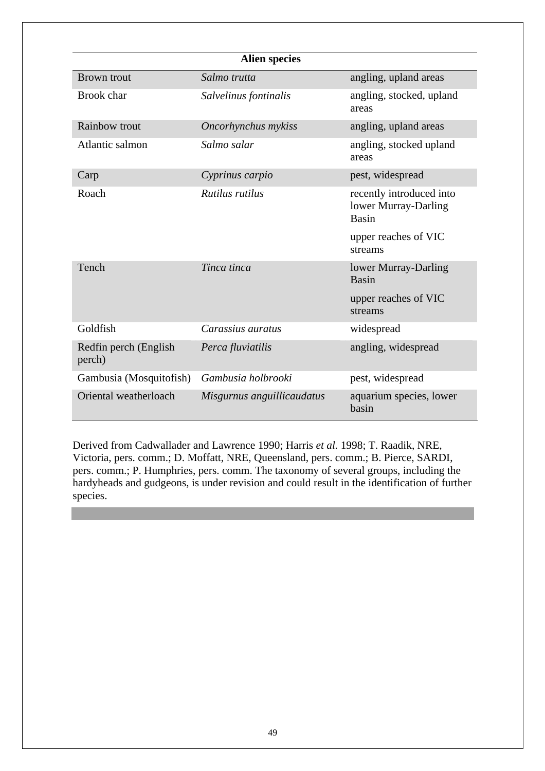| Alien species | | |
|---|---|---|
| Brown trout | *Salmo trutta* | angling, upland areas |
| Brook char | *Salvelinus fontinalis* | angling, stocked, upland areas |
| Rainbow trout | *Oncorhynchus mykiss* | angling, upland areas |
| Atlantic salmon | *Salmo salar* | angling, stocked upland areas |
| Carp | *Cyprinus carpio* | pest, widespread |
| Roach | *Rutilus rutilus* | recently introduced into lower Murray-Darling Basin<br><br>upper reaches of VIC streams |
| Tench | *Tinca tinca* | lower Murray-Darling Basin<br><br>upper reaches of VIC streams |
| Goldfish | *Carassius auratus* | widespread |
| Redfin perch (English perch) | *Perca fluviatilis* | angling, widespread |
| Gambusia (Mosquitofish) | *Gambusia holbrooki* | pest, widespread |
| Oriental weatherloach | *Misgurnus anguillicaudatus* | aquarium species, lower basin |

Derived from Cadwallader and Lawrence 1990; Harris *et al.* 1998; T. Raadik, NRE, Victoria, pers. comm.; D. Moffatt, NRE, Queensland, pers. comm.; B. Pierce, SARDI, pers. comm.; P. Humphries, pers. comm. The taxonomy of several groups, including the hardyheads and gudgeons, is under revision and could result in the identification of further species.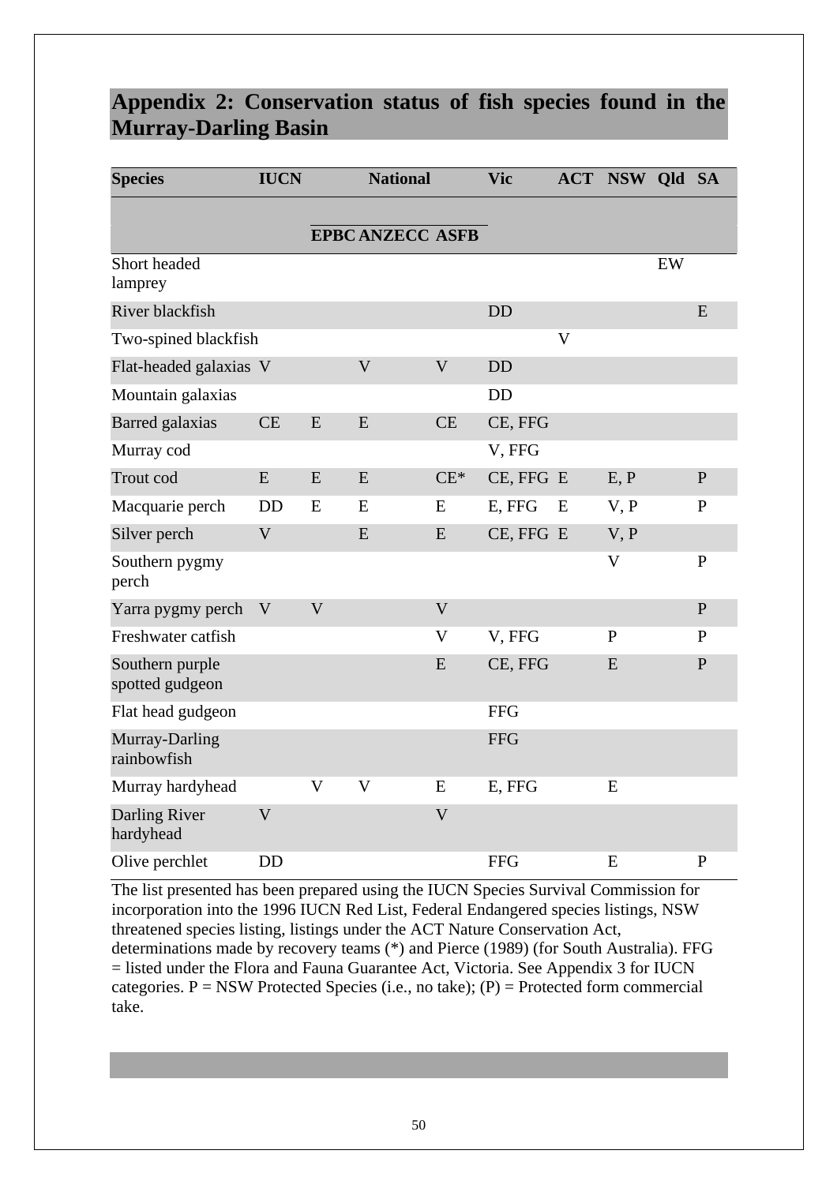## Appendix 2: Conservation status of fish species found in the Murray-Darling Basin

| Species | IUCN | National | | | Vic | ACT | NSW | Qld | SA |
|---|---|---|---|---|---|---|---|---|---|
| | | EPBC | ANZECC | ASFB | | | | | |
| Short headed lamprey | | | | | | | | EW | |
| River blackfish | | | | | DD | | | | E |
| Two-spined blackfish | | | | | | V | | | |
| Flat-headed galaxias | V | | V | V | DD | | | | |
| Mountain galaxias | | | | | DD | | | | |
| Barred galaxias | CE | E | E | CE | CE, FFG | | | | |
| Murray cod | | | | | V, FFG | | | | |
| Trout cod | E | E | E | CE* | CE, FFG | E | E, P | | P |
| Macquarie perch | DD | E | E | E | E, FFG | E | V, P | | P |
| Silver perch | V | | E | E | CE, FFG | E | V, P | | |
| Southern pygmy perch | | | | | | | V | | P |
| Yarra pygmy perch | V | V | | V | | | | | P |
| Freshwater catfish | | | | V | V, FFG | | P | | P |
| Southern purple spotted gudgeon | | | | E | CE, FFG | | E | | P |
| Flat head gudgeon | | | | | FFG | | | | |
| Murray-Darling rainbowfish | | | | | FFG | | | | |
| Murray hardyhead | | V | V | E | E, FFG | | E | | |
| Darling River hardyhead | V | | | V | | | | | |
| Olive perchlet | DD | | | | FFG | | E | | P |

The list presented has been prepared using the IUCN Species Survival Commission for incorporation into the 1996 IUCN Red List, Federal Endangered species listings, NSW threatened species listing, listings under the ACT Nature Conservation Act, determinations made by recovery teams (*) and Pierce (1989) (for South Australia). FFG = listed under the Flora and Fauna Guarantee Act, Victoria. See Appendix 3 for IUCN categories. P = NSW Protected Species (i.e., no take); (P) = Protected form commercial take.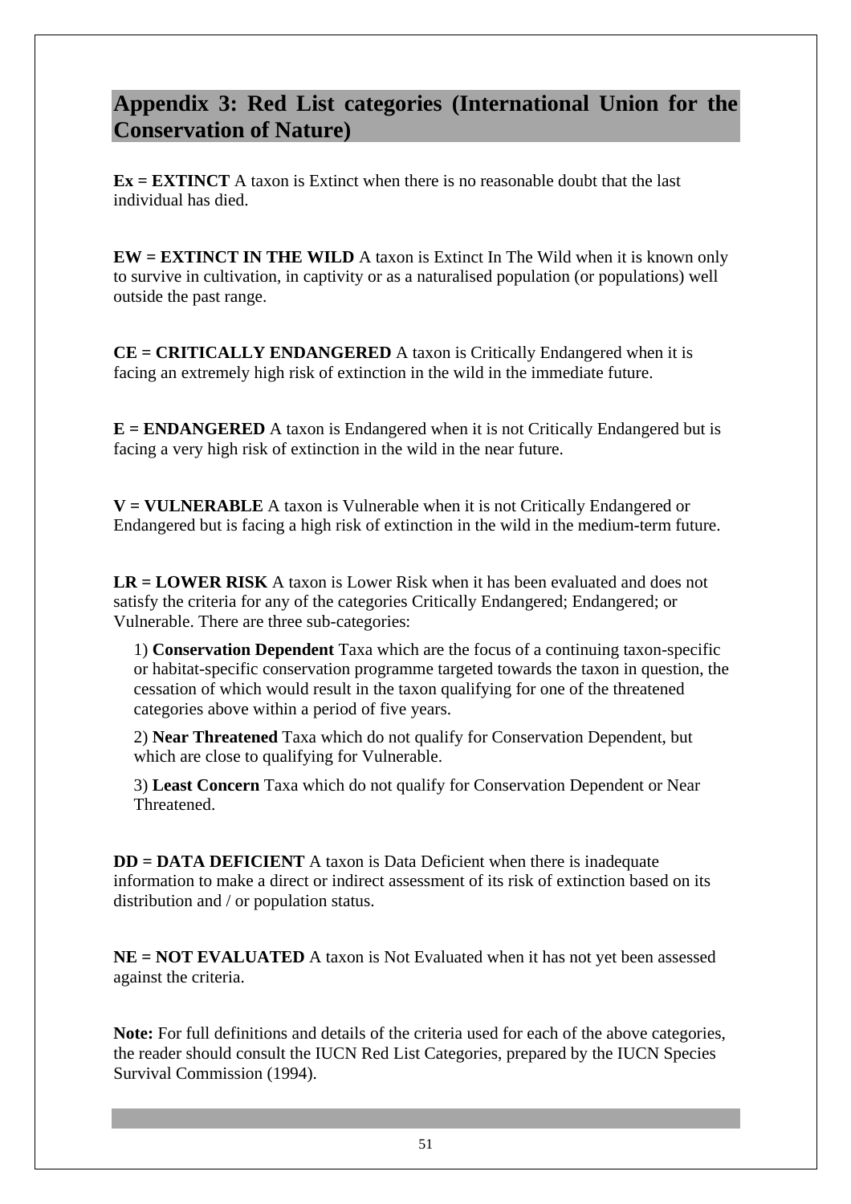## Appendix 3: Red List categories (International Union for the Conservation of Nature)

**Ex = EXTINCT** A taxon is Extinct when there is no reasonable doubt that the last individual has died.

**EW = EXTINCT IN THE WILD** A taxon is Extinct In The Wild when it is known only to survive in cultivation, in captivity or as a naturalised population (or populations) well outside the past range.

**CE = CRITICALLY ENDANGERED** A taxon is Critically Endangered when it is facing an extremely high risk of extinction in the wild in the immediate future.

**E = ENDANGERED** A taxon is Endangered when it is not Critically Endangered but is facing a very high risk of extinction in the wild in the near future.

**V = VULNERABLE** A taxon is Vulnerable when it is not Critically Endangered or Endangered but is facing a high risk of extinction in the wild in the medium-term future.

**LR = LOWER RISK** A taxon is Lower Risk when it has been evaluated and does not satisfy the criteria for any of the categories Critically Endangered; Endangered; or Vulnerable. There are three sub-categories:

1) **Conservation Dependent** Taxa which are the focus of a continuing taxon-specific or habitat-specific conservation programme targeted towards the taxon in question, the cessation of which would result in the taxon qualifying for one of the threatened categories above within a period of five years.

2) **Near Threatened** Taxa which do not qualify for Conservation Dependent, but which are close to qualifying for Vulnerable.

3) **Least Concern** Taxa which do not qualify for Conservation Dependent or Near Threatened.

**DD = DATA DEFICIENT** A taxon is Data Deficient when there is inadequate information to make a direct or indirect assessment of its risk of extinction based on its distribution and / or population status.

**NE = NOT EVALUATED** A taxon is Not Evaluated when it has not yet been assessed against the criteria.

**Note:** For full definitions and details of the criteria used for each of the above categories, the reader should consult the IUCN Red List Categories, prepared by the IUCN Species Survival Commission (1994).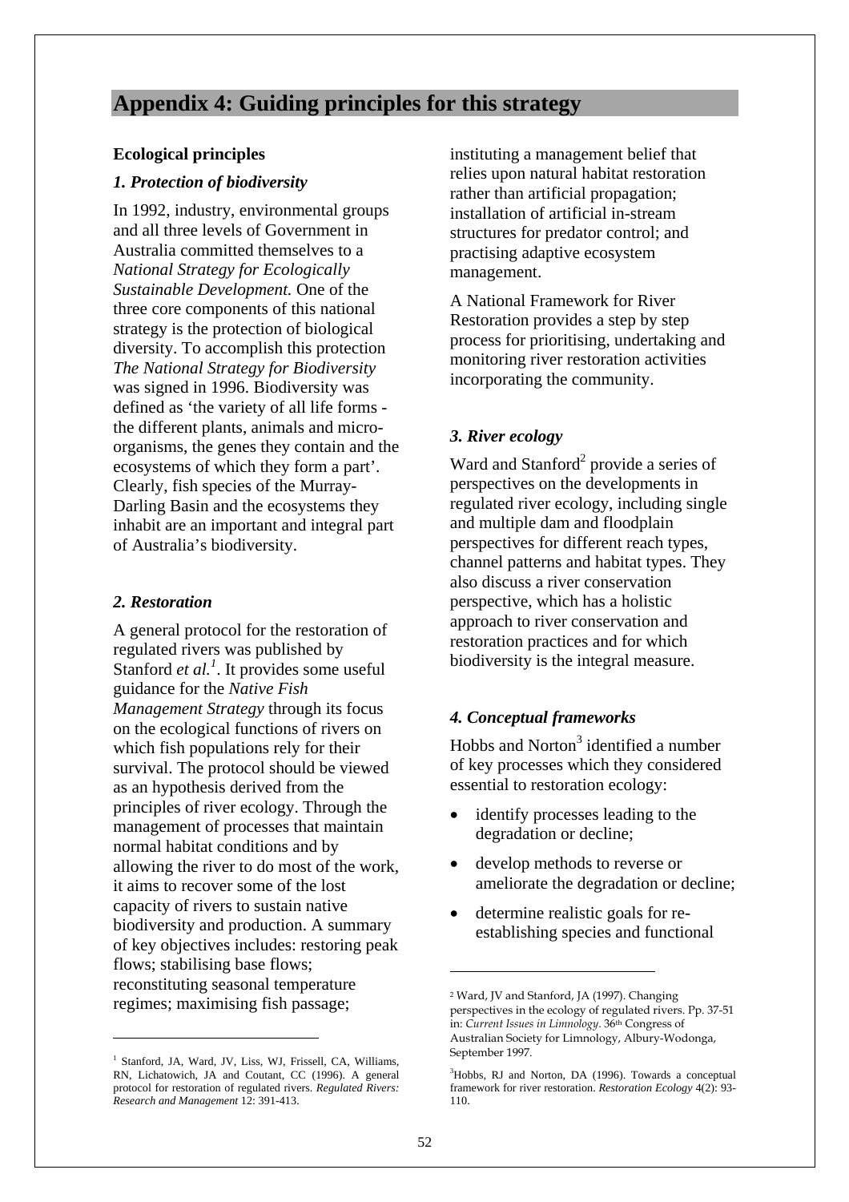# Appendix 4: Guiding principles for this strategy

**Ecological principles**

### *1. Protection of biodiversity*

In 1992, industry, environmental groups and all three levels of Government in Australia committed themselves to a *National Strategy for Ecologically Sustainable Development.* One of the three core components of this national strategy is the protection of biological diversity. To accomplish this protection *The National Strategy for Biodiversity* was signed in 1996. Biodiversity was defined as 'the variety of all life forms - the different plants, animals and micro-organisms, the genes they contain and the ecosystems of which they form a part'. Clearly, fish species of the Murray-Darling Basin and the ecosystems they inhabit are an important and integral part of Australia's biodiversity.

### *2. Restoration*

A general protocol for the restoration of regulated rivers was published by Stanford *et al.*[1]. It provides some useful guidance for the *Native Fish Management Strategy* through its focus on the ecological functions of rivers on which fish populations rely for their survival. The protocol should be viewed as an hypothesis derived from the principles of river ecology. Through the management of processes that maintain normal habitat conditions and by allowing the river to do most of the work, it aims to recover some of the lost capacity of rivers to sustain native biodiversity and production. A summary of key objectives includes: restoring peak flows; stabilising base flows; reconstituting seasonal temperature regimes; maximising fish passage; instituting a management belief that relies upon natural habitat restoration rather than artificial propagation; installation of artificial in-stream structures for predator control; and practising adaptive ecosystem management.

A National Framework for River Restoration provides a step by step process for prioritising, undertaking and monitoring river restoration activities incorporating the community.

### *3. River ecology*

Ward and Stanford[2] provide a series of perspectives on the developments in regulated river ecology, including single and multiple dam and floodplain perspectives for different reach types, channel patterns and habitat types. They also discuss a river conservation perspective, which has a holistic approach to river conservation and restoration practices and for which biodiversity is the integral measure.

### *4. Conceptual frameworks*

Hobbs and Norton[3] identified a number of key processes which they considered essential to restoration ecology:

- identify processes leading to the degradation or decline;
- develop methods to reverse or ameliorate the degradation or decline;
- determine realistic goals for re-establishing species and functional

---

[1] Stanford, JA, Ward, JV, Liss, WJ, Frissell, CA, Williams, RN, Lichatowich, JA and Coutant, CC (1996). A general protocol for restoration of regulated rivers. *Regulated Rivers: Research and Management* 12: 391-413.

[2] Ward, JV and Stanford, JA (1997). Changing perspectives in the ecology of regulated rivers. Pp. 37-51 in: *Current Issues in Limnology*. 36th Congress of Australian Society for Limnology, Albury-Wodonga, September 1997.

[3] Hobbs, RJ and Norton, DA (1996). Towards a conceptual framework for river restoration. *Restoration Ecology* 4(2): 93-110.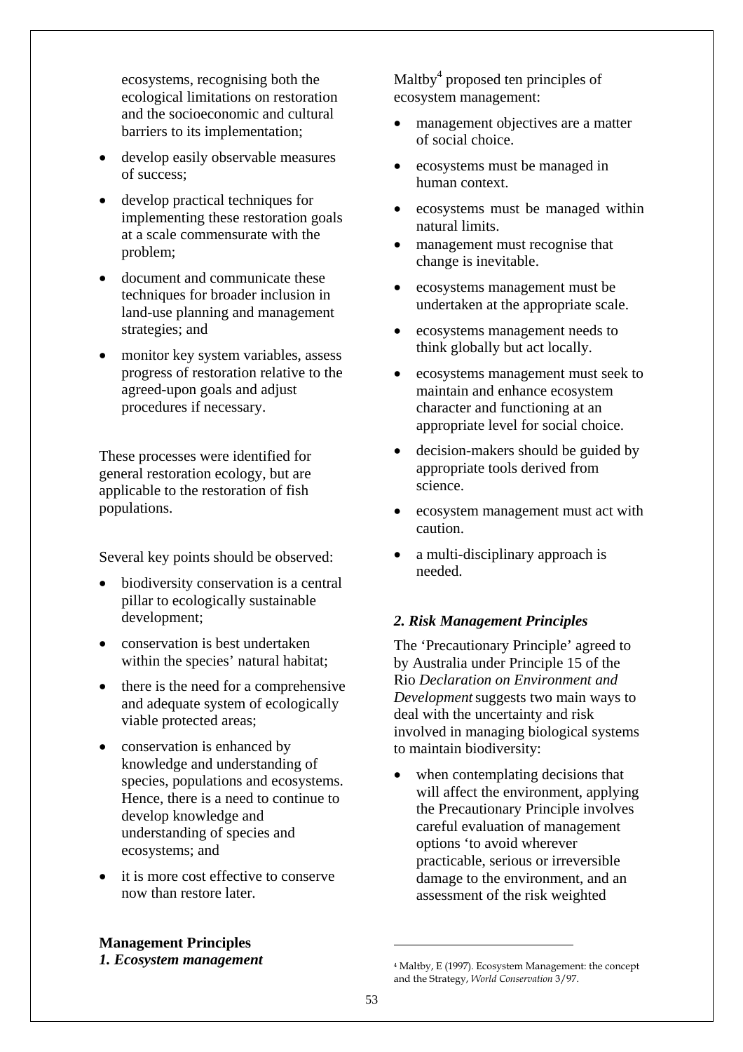ecosystems, recognising both the ecological limitations on restoration and the socioeconomic and cultural barriers to its implementation;

- develop easily observable measures of success;
- develop practical techniques for implementing these restoration goals at a scale commensurate with the problem;
- document and communicate these techniques for broader inclusion in land-use planning and management strategies; and
- monitor key system variables, assess progress of restoration relative to the agreed-upon goals and adjust procedures if necessary.

These processes were identified for general restoration ecology, but are applicable to the restoration of fish populations.

Several key points should be observed:

- biodiversity conservation is a central pillar to ecologically sustainable development;
- conservation is best undertaken within the species' natural habitat;
- there is the need for a comprehensive and adequate system of ecologically viable protected areas;
- conservation is enhanced by knowledge and understanding of species, populations and ecosystems. Hence, there is a need to continue to develop knowledge and understanding of species and ecosystems; and
- it is more cost effective to conserve now than restore later.

## Management Principles

### *1. Ecosystem management*

Maltby[4] proposed ten principles of ecosystem management:

- management objectives are a matter of social choice.
- ecosystems must be managed in human context.
- ecosystems must be managed within natural limits.
- management must recognise that change is inevitable.
- ecosystems management must be undertaken at the appropriate scale.
- ecosystems management needs to think globally but act locally.
- ecosystems management must seek to maintain and enhance ecosystem character and functioning at an appropriate level for social choice.
- decision-makers should be guided by appropriate tools derived from science.
- ecosystem management must act with caution.
- a multi-disciplinary approach is needed.

### *2. Risk Management Principles*

The 'Precautionary Principle' agreed to by Australia under Principle 15 of the Rio *Declaration on Environment and Development* suggests two main ways to deal with the uncertainty and risk involved in managing biological systems to maintain biodiversity:

- when contemplating decisions that will affect the environment, applying the Precautionary Principle involves careful evaluation of management options 'to avoid wherever practicable, serious or irreversible damage to the environment, and an assessment of the risk weighted

[4] Maltby, E (1997). Ecosystem Management: the concept and the Strategy, *World Conservation* 3/97.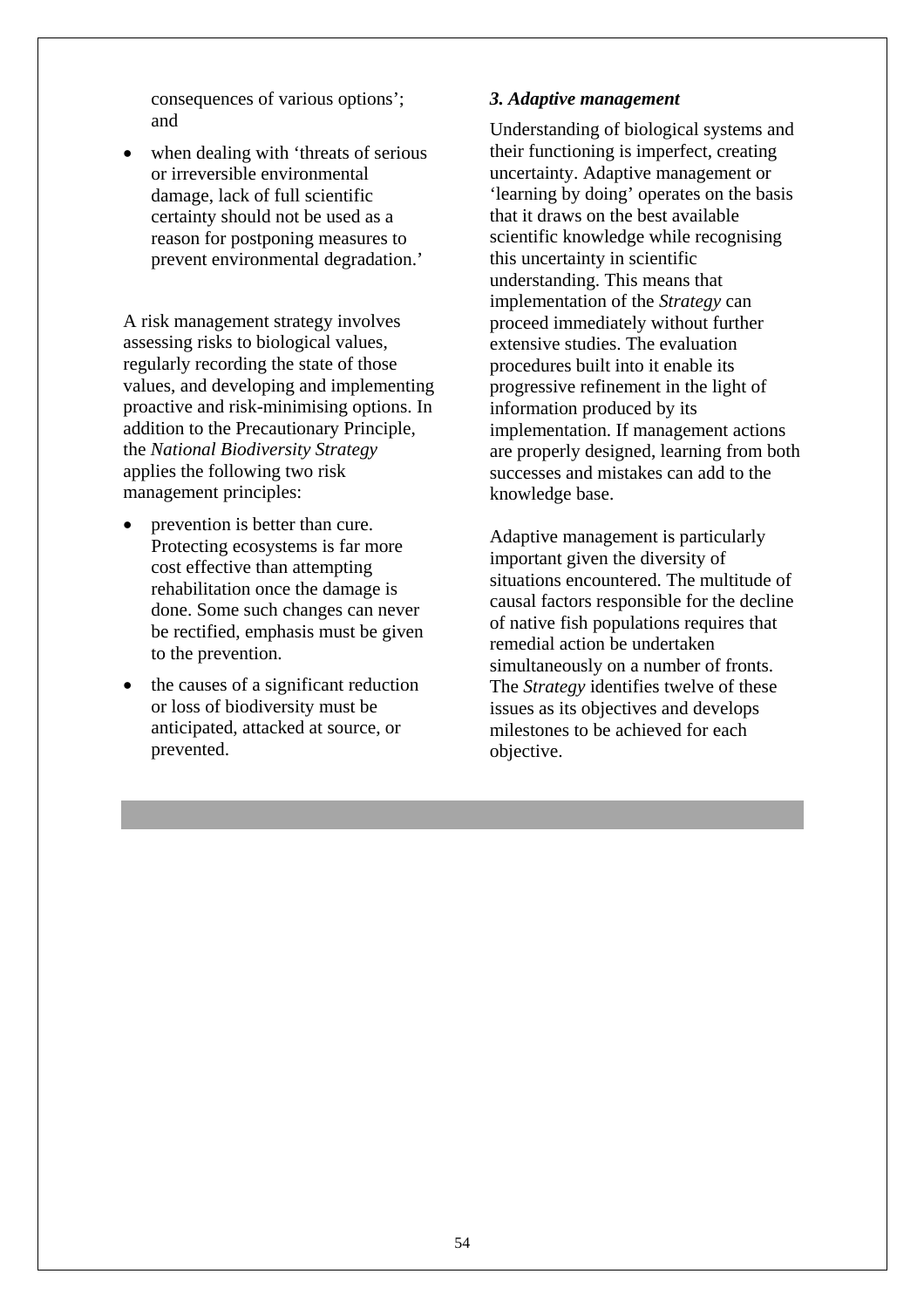consequences of various options'; and

- when dealing with 'threats of serious or irreversible environmental damage, lack of full scientific certainty should not be used as a reason for postponing measures to prevent environmental degradation.'

A risk management strategy involves assessing risks to biological values, regularly recording the state of those values, and developing and implementing proactive and risk-minimising options. In addition to the Precautionary Principle, the *National Biodiversity Strategy* applies the following two risk management principles:

- prevention is better than cure. Protecting ecosystems is far more cost effective than attempting rehabilitation once the damage is done. Some such changes can never be rectified, emphasis must be given to the prevention.
- the causes of a significant reduction or loss of biodiversity must be anticipated, attacked at source, or prevented.

### *3. Adaptive management*

Understanding of biological systems and their functioning is imperfect, creating uncertainty. Adaptive management or 'learning by doing' operates on the basis that it draws on the best available scientific knowledge while recognising this uncertainty in scientific understanding. This means that implementation of the *Strategy* can proceed immediately without further extensive studies. The evaluation procedures built into it enable its progressive refinement in the light of information produced by its implementation. If management actions are properly designed, learning from both successes and mistakes can add to the knowledge base.

Adaptive management is particularly important given the diversity of situations encountered. The multitude of causal factors responsible for the decline of native fish populations requires that remedial action be undertaken simultaneously on a number of fronts. The *Strategy* identifies twelve of these issues as its objectives and develops milestones to be achieved for each objective.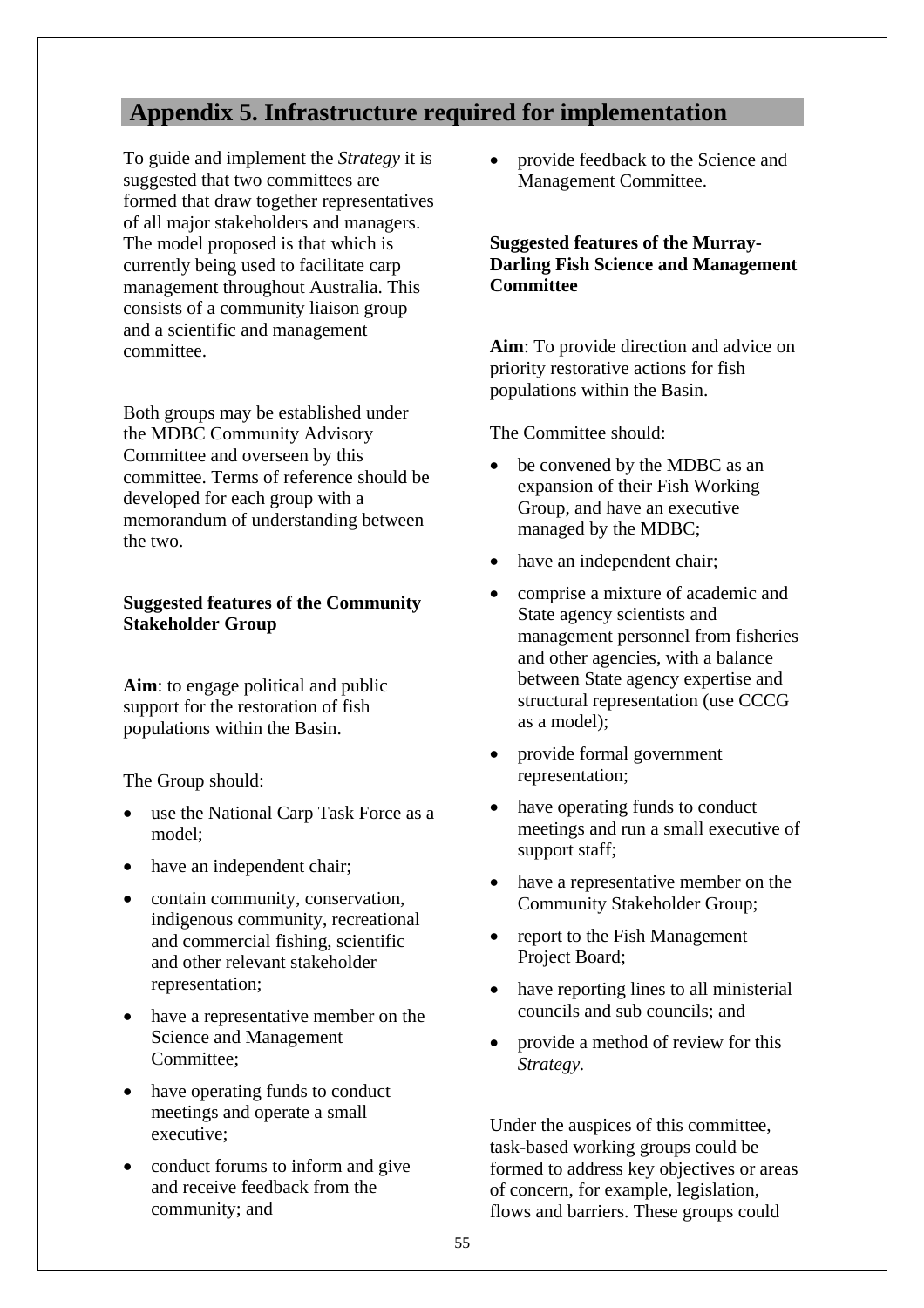# Appendix 5. Infrastructure required for implementation

To guide and implement the *Strategy* it is suggested that two committees are formed that draw together representatives of all major stakeholders and managers. The model proposed is that which is currently being used to facilitate carp management throughout Australia. This consists of a community liaison group and a scientific and management committee.

Both groups may be established under the MDBC Community Advisory Committee and overseen by this committee. Terms of reference should be developed for each group with a memorandum of understanding between the two.

**Suggested features of the Community Stakeholder Group**

**Aim**: to engage political and public support for the restoration of fish populations within the Basin.

The Group should:

- use the National Carp Task Force as a model;
- have an independent chair;
- contain community, conservation, indigenous community, recreational and commercial fishing, scientific and other relevant stakeholder representation;
- have a representative member on the Science and Management Committee;
- have operating funds to conduct meetings and operate a small executive;
- conduct forums to inform and give and receive feedback from the community; and
- provide feedback to the Science and Management Committee.

**Suggested features of the Murray-Darling Fish Science and Management Committee**

**Aim**: To provide direction and advice on priority restorative actions for fish populations within the Basin.

The Committee should:

- be convened by the MDBC as an expansion of their Fish Working Group, and have an executive managed by the MDBC;
- have an independent chair;
- comprise a mixture of academic and State agency scientists and management personnel from fisheries and other agencies, with a balance between State agency expertise and structural representation (use CCCG as a model);
- provide formal government representation;
- have operating funds to conduct meetings and run a small executive of support staff;
- have a representative member on the Community Stakeholder Group;
- report to the Fish Management Project Board;
- have reporting lines to all ministerial councils and sub councils; and
- provide a method of review for this *Strategy*.

Under the auspices of this committee, task-based working groups could be formed to address key objectives or areas of concern, for example, legislation, flows and barriers. These groups could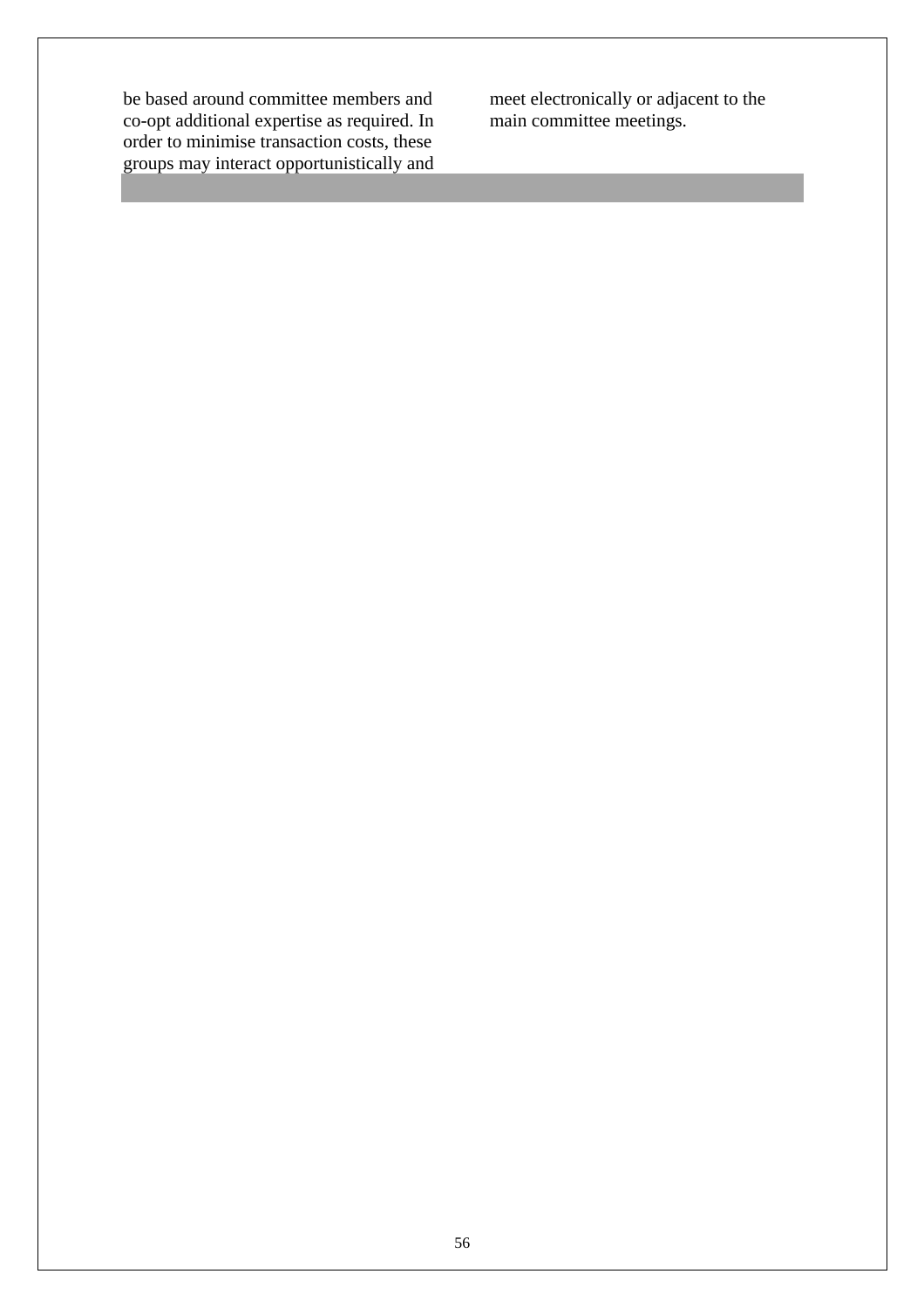be based around committee members and co-opt additional expertise as required. In order to minimise transaction costs, these groups may interact opportunistically and meet electronically or adjacent to the main committee meetings.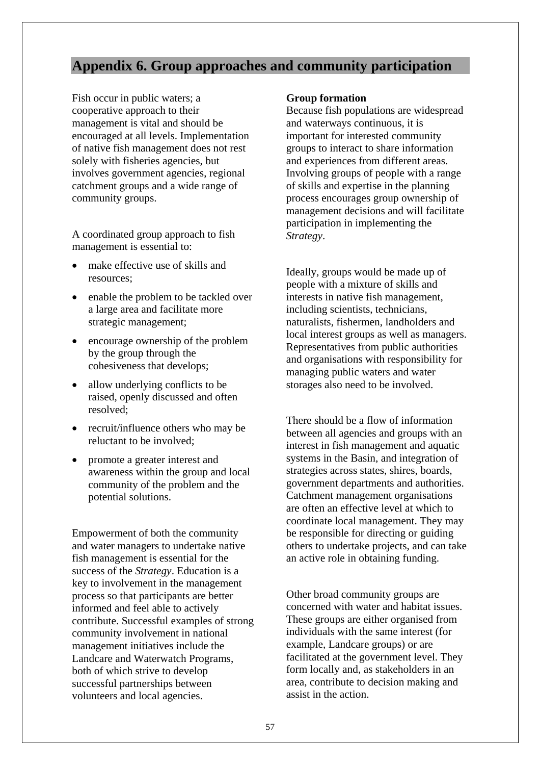# Appendix 6. Group approaches and community participation

Fish occur in public waters; a cooperative approach to their management is vital and should be encouraged at all levels. Implementation of native fish management does not rest solely with fisheries agencies, but involves government agencies, regional catchment groups and a wide range of community groups.

A coordinated group approach to fish management is essential to:

- make effective use of skills and resources;
- enable the problem to be tackled over a large area and facilitate more strategic management;
- encourage ownership of the problem by the group through the cohesiveness that develops;
- allow underlying conflicts to be raised, openly discussed and often resolved;
- recruit/influence others who may be reluctant to be involved;
- promote a greater interest and awareness within the group and local community of the problem and the potential solutions.

Empowerment of both the community and water managers to undertake native fish management is essential for the success of the *Strategy*. Education is a key to involvement in the management process so that participants are better informed and feel able to actively contribute. Successful examples of strong community involvement in national management initiatives include the Landcare and Waterwatch Programs, both of which strive to develop successful partnerships between volunteers and local agencies.

**Group formation**

Because fish populations are widespread and waterways continuous, it is important for interested community groups to interact to share information and experiences from different areas. Involving groups of people with a range of skills and expertise in the planning process encourages group ownership of management decisions and will facilitate participation in implementing the *Strategy*.

Ideally, groups would be made up of people with a mixture of skills and interests in native fish management, including scientists, technicians, naturalists, fishermen, landholders and local interest groups as well as managers. Representatives from public authorities and organisations with responsibility for managing public waters and water storages also need to be involved.

There should be a flow of information between all agencies and groups with an interest in fish management and aquatic systems in the Basin, and integration of strategies across states, shires, boards, government departments and authorities. Catchment management organisations are often an effective level at which to coordinate local management. They may be responsible for directing or guiding others to undertake projects, and can take an active role in obtaining funding.

Other broad community groups are concerned with water and habitat issues. These groups are either organised from individuals with the same interest (for example, Landcare groups) or are facilitated at the government level. They form locally and, as stakeholders in an area, contribute to decision making and assist in the action.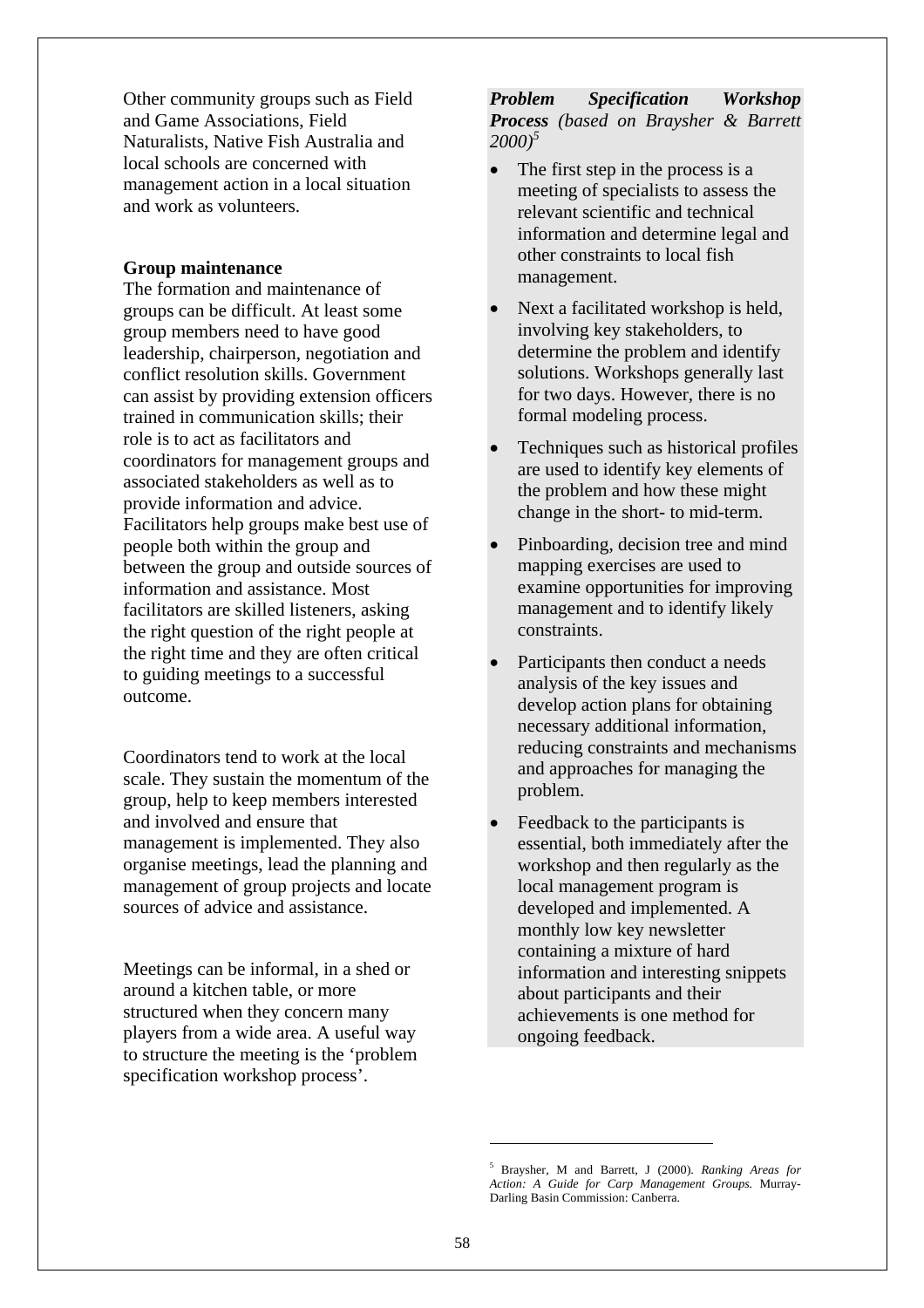Other community groups such as Field and Game Associations, Field Naturalists, Native Fish Australia and local schools are concerned with management action in a local situation and work as volunteers.

**Group maintenance**

The formation and maintenance of groups can be difficult. At least some group members need to have good leadership, chairperson, negotiation and conflict resolution skills. Government can assist by providing extension officers trained in communication skills; their role is to act as facilitators and coordinators for management groups and associated stakeholders as well as to provide information and advice. Facilitators help groups make best use of people both within the group and between the group and outside sources of information and assistance. Most facilitators are skilled listeners, asking the right question of the right people at the right time and they are often critical to guiding meetings to a successful outcome.

Coordinators tend to work at the local scale. They sustain the momentum of the group, help to keep members interested and involved and ensure that management is implemented. They also organise meetings, lead the planning and management of group projects and locate sources of advice and assistance.

Meetings can be informal, in a shed or around a kitchen table, or more structured when they concern many players from a wide area. A useful way to structure the meeting is the 'problem specification workshop process'.

***Problem Specification Workshop Process*** *(based on Braysher & Barrett 2000)*[5]

- The first step in the process is a meeting of specialists to assess the relevant scientific and technical information and determine legal and other constraints to local fish management.
- Next a facilitated workshop is held, involving key stakeholders, to determine the problem and identify solutions. Workshops generally last for two days. However, there is no formal modeling process.
- Techniques such as historical profiles are used to identify key elements of the problem and how these might change in the short- to mid-term.
- Pinboarding, decision tree and mind mapping exercises are used to examine opportunities for improving management and to identify likely constraints.
- Participants then conduct a needs analysis of the key issues and develop action plans for obtaining necessary additional information, reducing constraints and mechanisms and approaches for managing the problem.
- Feedback to the participants is essential, both immediately after the workshop and then regularly as the local management program is developed and implemented. A monthly low key newsletter containing a mixture of hard information and interesting snippets about participants and their achievements is one method for ongoing feedback.

---

[5] Braysher, M and Barrett, J (2000). *Ranking Areas for Action: A Guide for Carp Management Groups.* Murray-Darling Basin Commission: Canberra.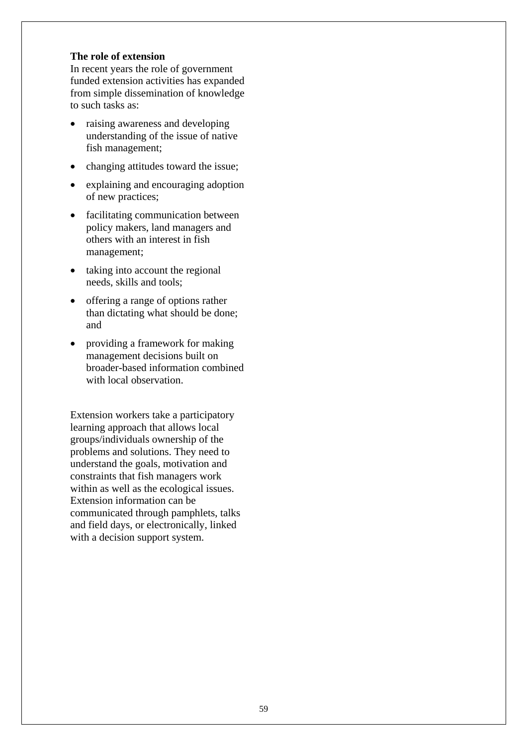**The role of extension**

In recent years the role of government funded extension activities has expanded from simple dissemination of knowledge to such tasks as:

- raising awareness and developing understanding of the issue of native fish management;
- changing attitudes toward the issue;
- explaining and encouraging adoption of new practices;
- facilitating communication between policy makers, land managers and others with an interest in fish management;
- taking into account the regional needs, skills and tools;
- offering a range of options rather than dictating what should be done; and
- providing a framework for making management decisions built on broader-based information combined with local observation.

Extension workers take a participatory learning approach that allows local groups/individuals ownership of the problems and solutions. They need to understand the goals, motivation and constraints that fish managers work within as well as the ecological issues. Extension information can be communicated through pamphlets, talks and field days, or electronically, linked with a decision support system.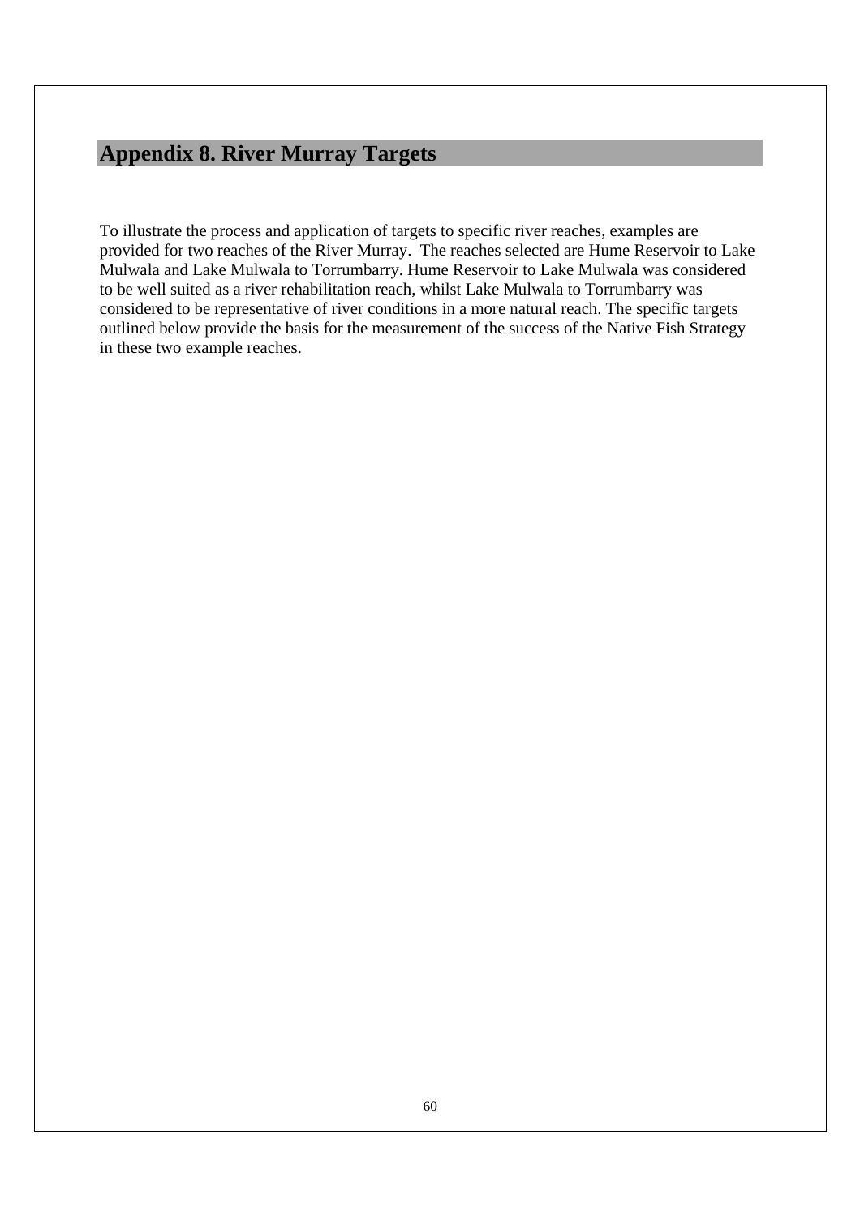# Appendix 8. River Murray Targets

To illustrate the process and application of targets to specific river reaches, examples are provided for two reaches of the River Murray. The reaches selected are Hume Reservoir to Lake Mulwala and Lake Mulwala to Torrumbarry. Hume Reservoir to Lake Mulwala was considered to be well suited as a river rehabilitation reach, whilst Lake Mulwala to Torrumbarry was considered to be representative of river conditions in a more natural reach. The specific targets outlined below provide the basis for the measurement of the success of the Native Fish Strategy in these two example reaches.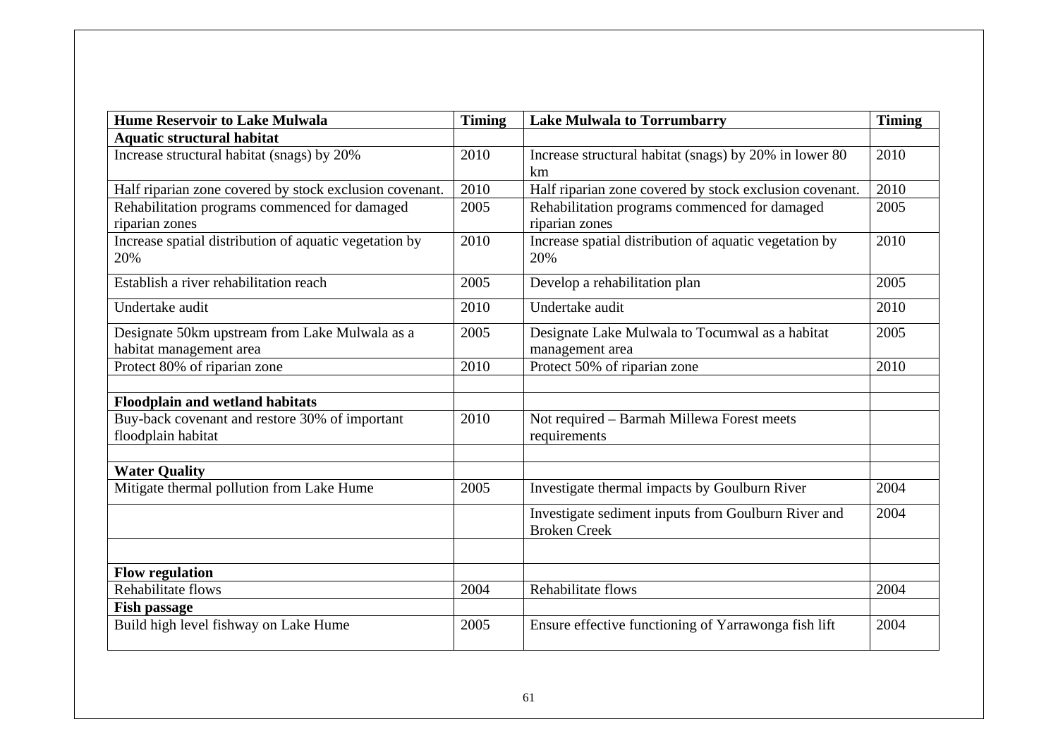| Hume Reservoir to Lake Mulwala | Timing | Lake Mulwala to Torrumbarry | Timing |
|---|---|---|---|
| **Aquatic structural habitat** | | | |
| Increase structural habitat (snags) by 20% | 2010 | Increase structural habitat (snags) by 20% in lower 80 km | 2010 |
| Half riparian zone covered by stock exclusion covenant. | 2010 | Half riparian zone covered by stock exclusion covenant. | 2010 |
| Rehabilitation programs commenced for damaged riparian zones | 2005 | Rehabilitation programs commenced for damaged riparian zones | 2005 |
| Increase spatial distribution of aquatic vegetation by 20% | 2010 | Increase spatial distribution of aquatic vegetation by 20% | 2010 |
| Establish a river rehabilitation reach | 2005 | Develop a rehabilitation plan | 2005 |
| Undertake audit | 2010 | Undertake audit | 2010 |
| Designate 50km upstream from Lake Mulwala as a habitat management area | 2005 | Designate Lake Mulwala to Tocumwal as a habitat management area | 2005 |
| Protect 80% of riparian zone | 2010 | Protect 50% of riparian zone | 2010 |
| | | | |
| **Floodplain and wetland habitats** | | | |
| Buy-back covenant and restore 30% of important floodplain habitat | 2010 | Not required – Barmah Millewa Forest meets requirements | |
| | | | |
| **Water Quality** | | | |
| Mitigate thermal pollution from Lake Hume | 2005 | Investigate thermal impacts by Goulburn River | 2004 |
| | | Investigate sediment inputs from Goulburn River and Broken Creek | 2004 |
| | | | |
| **Flow regulation** | | | |
| Rehabilitate flows | 2004 | Rehabilitate flows | 2004 |
| **Fish passage** | | | |
| Build high level fishway on Lake Hume | 2005 | Ensure effective functioning of Yarrawonga fish lift | 2004 |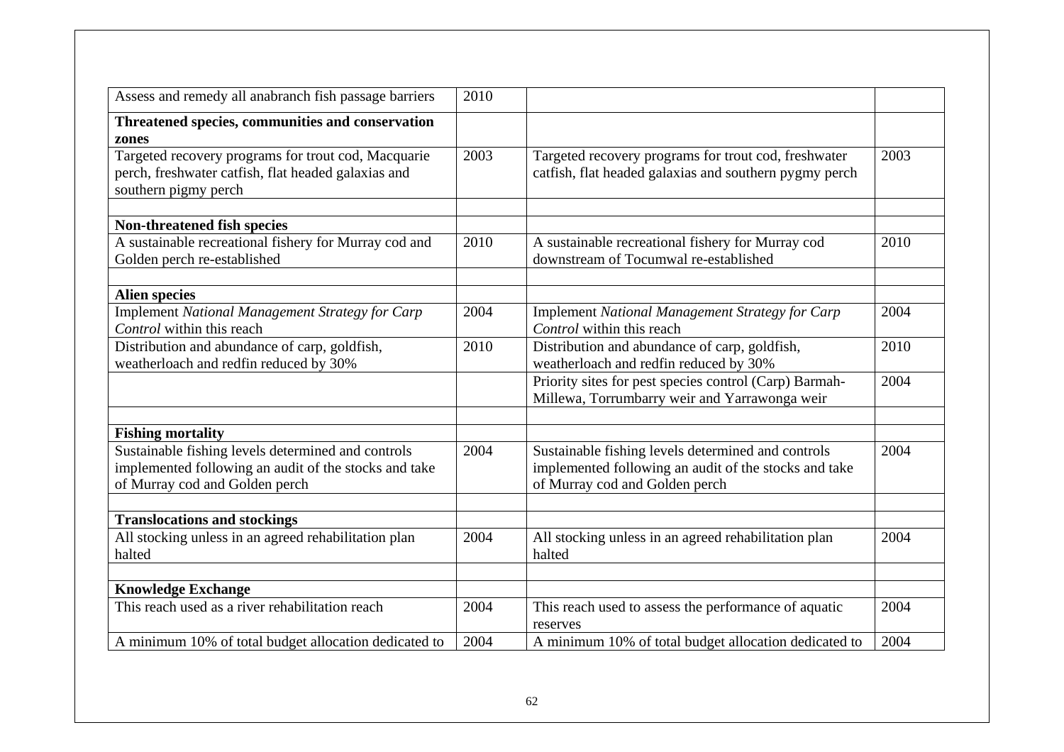| Assess and remedy all anabranch fish passage barriers | 2010 | | |
|---|---|---|---|
| **Threatened species, communities and conservation zones** | | | |
| Targeted recovery programs for trout cod, Macquarie perch, freshwater catfish, flat headed galaxias and southern pigmy perch | 2003 | Targeted recovery programs for trout cod, freshwater catfish, flat headed galaxias and southern pygmy perch | 2003 |
| | | | |
| **Non-threatened fish species** | | | |
| A sustainable recreational fishery for Murray cod and Golden perch re-established | 2010 | A sustainable recreational fishery for Murray cod downstream of Tocumwal re-established | 2010 |
| | | | |
| **Alien species** | | | |
| Implement *National Management Strategy for Carp Control* within this reach | 2004 | Implement *National Management Strategy for Carp Control* within this reach | 2004 |
| Distribution and abundance of carp, goldfish, weatherloach and redfin reduced by 30% | 2010 | Distribution and abundance of carp, goldfish, weatherloach and redfin reduced by 30% | 2010 |
| | | Priority sites for pest species control (Carp) Barmah-Millewa, Torrumbarry weir and Yarrawonga weir | 2004 |
| | | | |
| **Fishing mortality** | | | |
| Sustainable fishing levels determined and controls implemented following an audit of the stocks and take of Murray cod and Golden perch | 2004 | Sustainable fishing levels determined and controls implemented following an audit of the stocks and take of Murray cod and Golden perch | 2004 |
| | | | |
| **Translocations and stockings** | | | |
| All stocking unless in an agreed rehabilitation plan halted | 2004 | All stocking unless in an agreed rehabilitation plan halted | 2004 |
| | | | |
| **Knowledge Exchange** | | | |
| This reach used as a river rehabilitation reach | 2004 | This reach used to assess the performance of aquatic reserves | 2004 |
| A minimum 10% of total budget allocation dedicated to | 2004 | A minimum 10% of total budget allocation dedicated to | 2004 |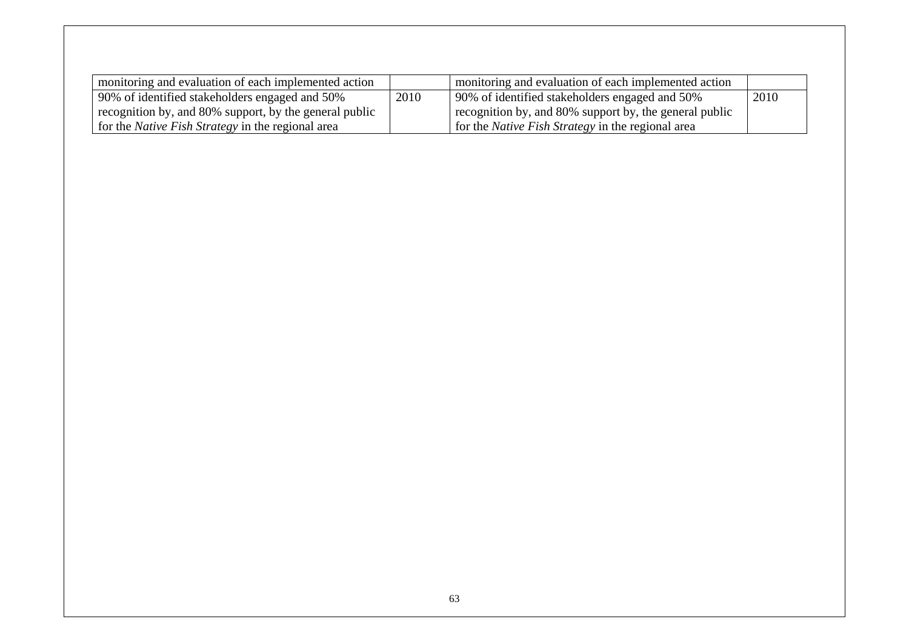| | | | |
|---|---|---|---|
| monitoring and evaluation of each implemented action | | monitoring and evaluation of each implemented action | |
| 90% of identified stakeholders engaged and 50% recognition by, and 80% support by, the general public for the *Native Fish Strategy* in the regional area | 2010 | 90% of identified stakeholders engaged and 50% recognition by, and 80% support by, the general public for the *Native Fish Strategy* in the regional area | 2010 |